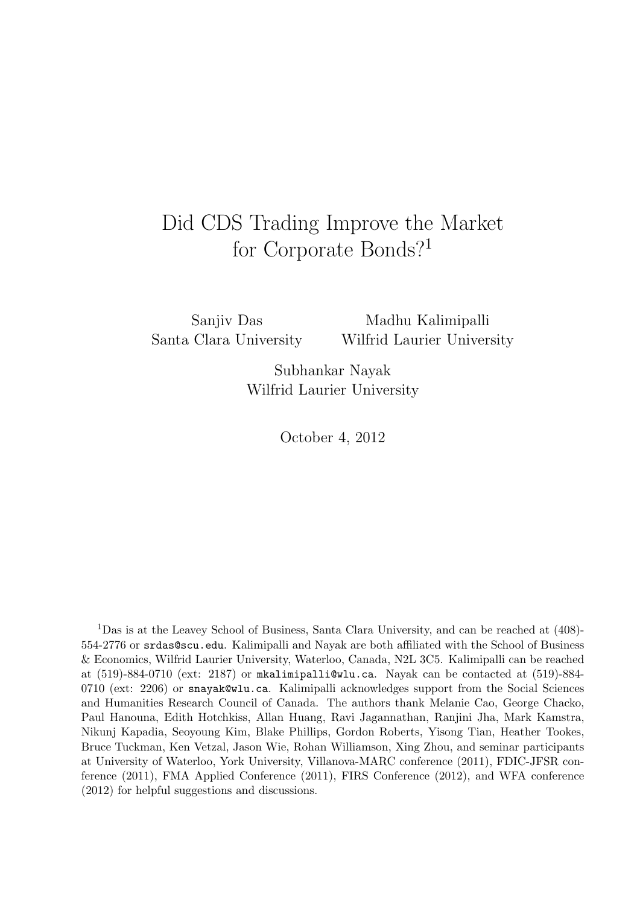# Did CDS Trading Improve the Market for Corporate Bonds?[1]

Sanjiv Das
Santa Clara University

Madhu Kalimipalli
Wilfrid Laurier University

Subhankar Nayak
Wilfrid Laurier University

October 4, 2012

[1]Das is at the Leavey School of Business, Santa Clara University, and can be reached at (408)-554-2776 or srdas@scu.edu. Kalimipalli and Nayak are both affiliated with the School of Business & Economics, Wilfrid Laurier University, Waterloo, Canada, N2L 3C5. Kalimipalli can be reached at (519)-884-0710 (ext: 2187) or mkalimipalli@wlu.ca. Nayak can be contacted at (519)-884-0710 (ext: 2206) or snayak@wlu.ca. Kalimipalli acknowledges support from the Social Sciences and Humanities Research Council of Canada. The authors thank Melanie Cao, George Chacko, Paul Hanouna, Edith Hotchkiss, Allan Huang, Ravi Jagannathan, Ranjini Jha, Mark Kamstra, Nikunj Kapadia, Seoyoung Kim, Blake Phillips, Gordon Roberts, Yisong Tian, Heather Tookes, Bruce Tuckman, Ken Vetzal, Jason Wie, Rohan Williamson, Xing Zhou, and seminar participants at University of Waterloo, York University, Villanova-MARC conference (2011), FDIC-JFSR conference (2011), FMA Applied Conference (2011), FIRS Conference (2012), and WFA conference (2012) for helpful suggestions and discussions.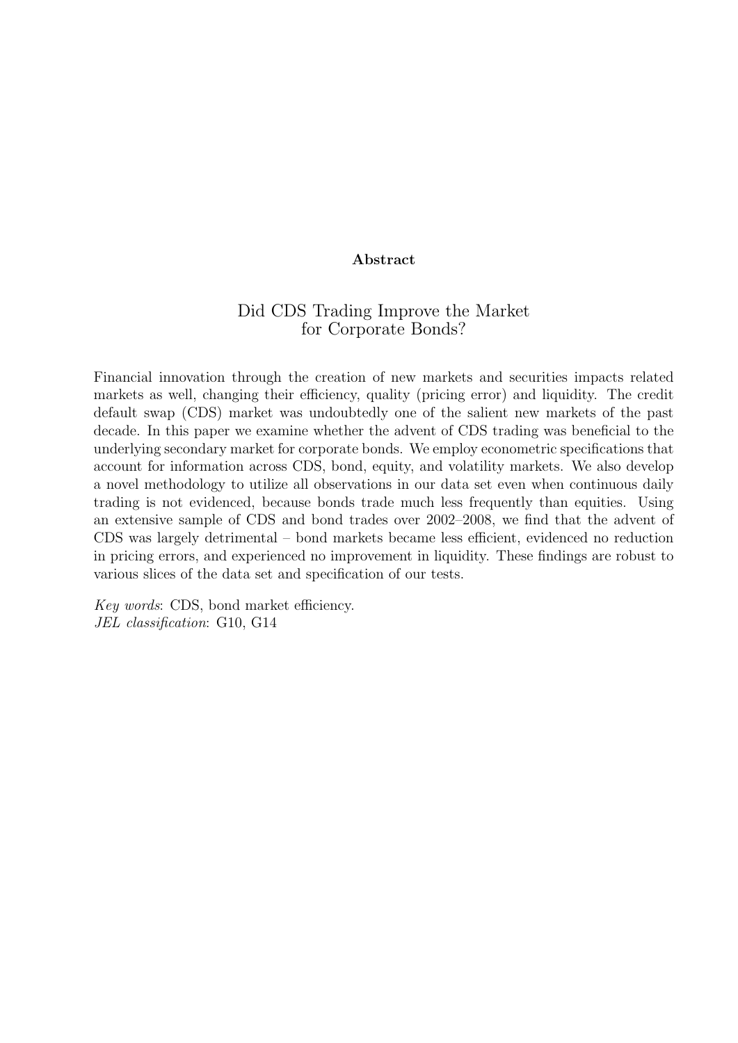**Abstract**

# Did CDS Trading Improve the Market for Corporate Bonds?

Financial innovation through the creation of new markets and securities impacts related markets as well, changing their efficiency, quality (pricing error) and liquidity. The credit default swap (CDS) market was undoubtedly one of the salient new markets of the past decade. In this paper we examine whether the advent of CDS trading was beneficial to the underlying secondary market for corporate bonds. We employ econometric specifications that account for information across CDS, bond, equity, and volatility markets. We also develop a novel methodology to utilize all observations in our data set even when continuous daily trading is not evidenced, because bonds trade much less frequently than equities. Using an extensive sample of CDS and bond trades over 2002–2008, we find that the advent of CDS was largely detrimental – bond markets became less efficient, evidenced no reduction in pricing errors, and experienced no improvement in liquidity. These findings are robust to various slices of the data set and specification of our tests.

*Key words*: CDS, bond market efficiency.
*JEL classification*: G10, G14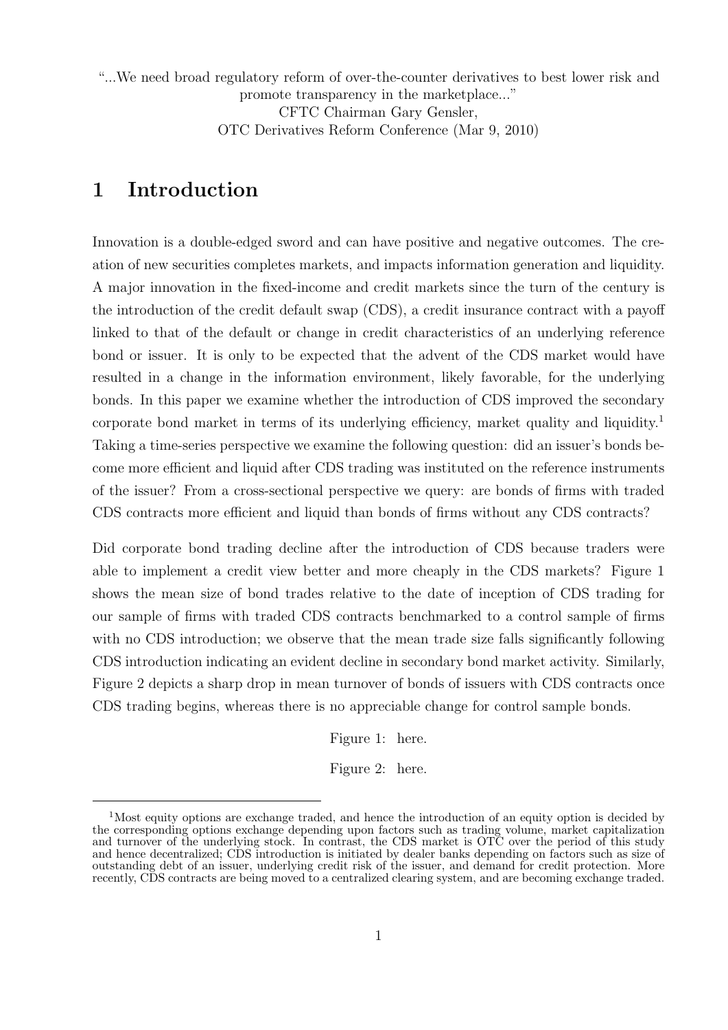"...We need broad regulatory reform of over-the-counter derivatives to best lower risk and promote transparency in the marketplace..."
CFTC Chairman Gary Gensler,
OTC Derivatives Reform Conference (Mar 9, 2010)

# 1 Introduction

Innovation is a double-edged sword and can have positive and negative outcomes. The creation of new securities completes markets, and impacts information generation and liquidity. A major innovation in the fixed-income and credit markets since the turn of the century is the introduction of the credit default swap (CDS), a credit insurance contract with a payoff linked to that of the default or change in credit characteristics of an underlying reference bond or issuer. It is only to be expected that the advent of the CDS market would have resulted in a change in the information environment, likely favorable, for the underlying bonds. In this paper we examine whether the introduction of CDS improved the secondary corporate bond market in terms of its underlying efficiency, market quality and liquidity.[1] Taking a time-series perspective we examine the following question: did an issuer's bonds become more efficient and liquid after CDS trading was instituted on the reference instruments of the issuer? From a cross-sectional perspective we query: are bonds of firms with traded CDS contracts more efficient and liquid than bonds of firms without any CDS contracts?

Did corporate bond trading decline after the introduction of CDS because traders were able to implement a credit view better and more cheaply in the CDS markets? Figure 1 shows the mean size of bond trades relative to the date of inception of CDS trading for our sample of firms with traded CDS contracts benchmarked to a control sample of firms with no CDS introduction; we observe that the mean trade size falls significantly following CDS introduction indicating an evident decline in secondary bond market activity. Similarly, Figure 2 depicts a sharp drop in mean turnover of bonds of issuers with CDS contracts once CDS trading begins, whereas there is no appreciable change for control sample bonds.

Figure 1: here.

Figure 2: here.

[1] Most equity options are exchange traded, and hence the introduction of an equity option is decided by the corresponding options exchange depending upon factors such as trading volume, market capitalization and turnover of the underlying stock. In contrast, the CDS market is OTC over the period of this study and hence decentralized; CDS introduction is initiated by dealer banks depending on factors such as size of outstanding debt of an issuer, underlying credit risk of the issuer, and demand for credit protection. More recently, CDS contracts are being moved to a centralized clearing system, and are becoming exchange traded.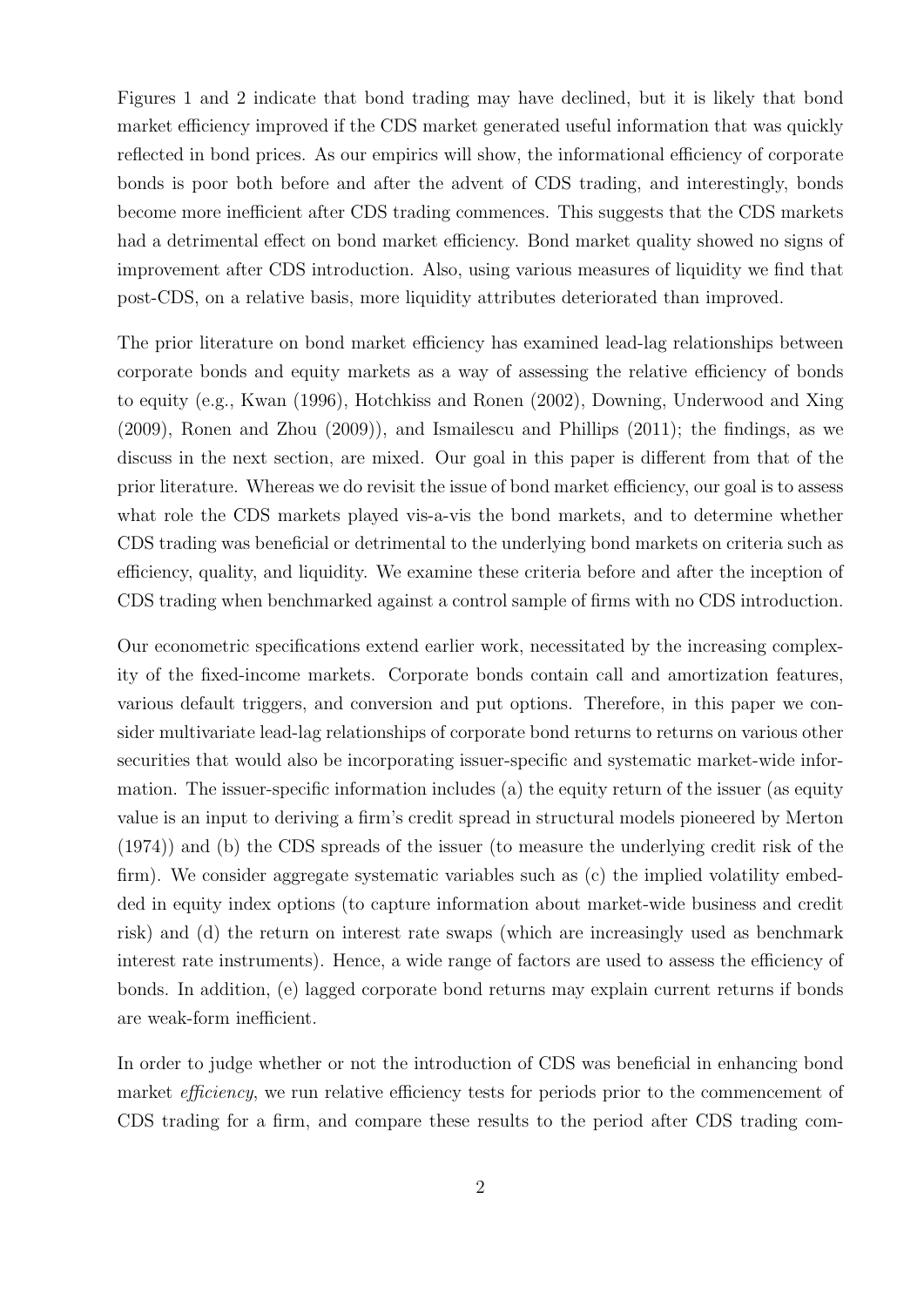Figures 1 and 2 indicate that bond trading may have declined, but it is likely that bond market efficiency improved if the CDS market generated useful information that was quickly reflected in bond prices. As our empirics will show, the informational efficiency of corporate bonds is poor both before and after the advent of CDS trading, and interestingly, bonds become more inefficient after CDS trading commences. This suggests that the CDS markets had a detrimental effect on bond market efficiency. Bond market quality showed no signs of improvement after CDS introduction. Also, using various measures of liquidity we find that post-CDS, on a relative basis, more liquidity attributes deteriorated than improved.

The prior literature on bond market efficiency has examined lead-lag relationships between corporate bonds and equity markets as a way of assessing the relative efficiency of bonds to equity (e.g., Kwan (1996), Hotchkiss and Ronen (2002), Downing, Underwood and Xing (2009), Ronen and Zhou (2009)), and Ismailescu and Phillips (2011); the findings, as we discuss in the next section, are mixed. Our goal in this paper is different from that of the prior literature. Whereas we do revisit the issue of bond market efficiency, our goal is to assess what role the CDS markets played vis-a-vis the bond markets, and to determine whether CDS trading was beneficial or detrimental to the underlying bond markets on criteria such as efficiency, quality, and liquidity. We examine these criteria before and after the inception of CDS trading when benchmarked against a control sample of firms with no CDS introduction.

Our econometric specifications extend earlier work, necessitated by the increasing complexity of the fixed-income markets. Corporate bonds contain call and amortization features, various default triggers, and conversion and put options. Therefore, in this paper we consider multivariate lead-lag relationships of corporate bond returns to returns on various other securities that would also be incorporating issuer-specific and systematic market-wide information. The issuer-specific information includes (a) the equity return of the issuer (as equity value is an input to deriving a firm's credit spread in structural models pioneered by Merton (1974)) and (b) the CDS spreads of the issuer (to measure the underlying credit risk of the firm). We consider aggregate systematic variables such as (c) the implied volatility embedded in equity index options (to capture information about market-wide business and credit risk) and (d) the return on interest rate swaps (which are increasingly used as benchmark interest rate instruments). Hence, a wide range of factors are used to assess the efficiency of bonds. In addition, (e) lagged corporate bond returns may explain current returns if bonds are weak-form inefficient.

In order to judge whether or not the introduction of CDS was beneficial in enhancing bond market *efficiency*, we run relative efficiency tests for periods prior to the commencement of CDS trading for a firm, and compare these results to the period after CDS trading com-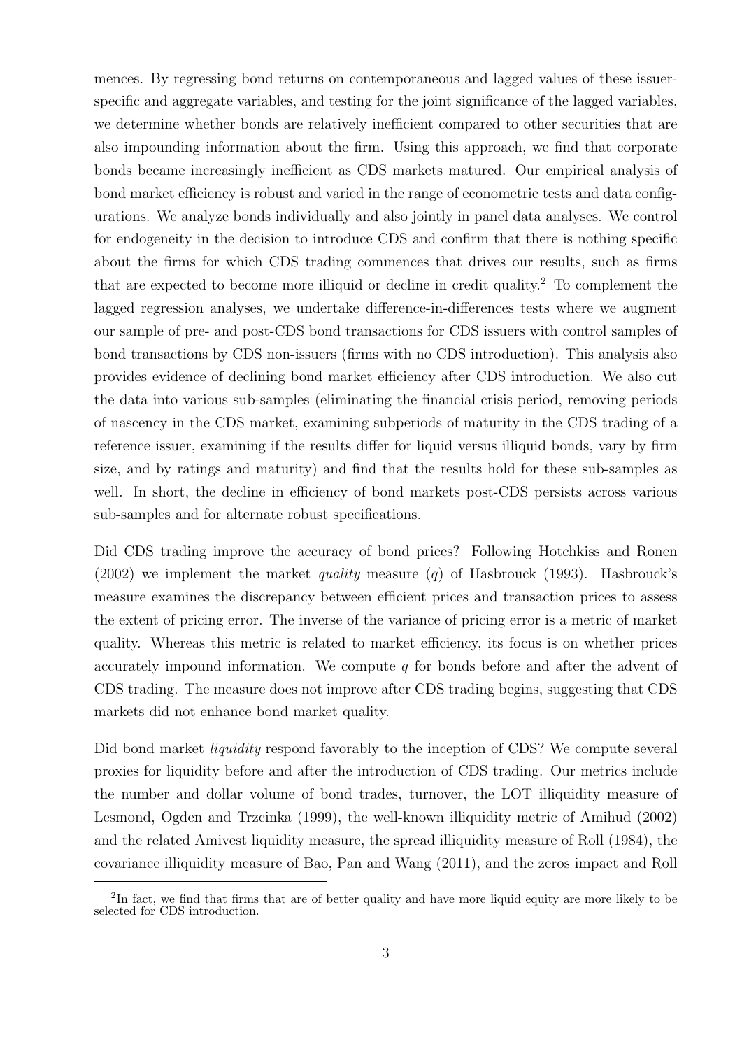mences. By regressing bond returns on contemporaneous and lagged values of these issuer-specific and aggregate variables, and testing for the joint significance of the lagged variables, we determine whether bonds are relatively inefficient compared to other securities that are also impounding information about the firm. Using this approach, we find that corporate bonds became increasingly inefficient as CDS markets matured. Our empirical analysis of bond market efficiency is robust and varied in the range of econometric tests and data configurations. We analyze bonds individually and also jointly in panel data analyses. We control for endogeneity in the decision to introduce CDS and confirm that there is nothing specific about the firms for which CDS trading commences that drives our results, such as firms that are expected to become more illiquid or decline in credit quality.[2] To complement the lagged regression analyses, we undertake difference-in-differences tests where we augment our sample of pre- and post-CDS bond transactions for CDS issuers with control samples of bond transactions by CDS non-issuers (firms with no CDS introduction). This analysis also provides evidence of declining bond market efficiency after CDS introduction. We also cut the data into various sub-samples (eliminating the financial crisis period, removing periods of nascency in the CDS market, examining subperiods of maturity in the CDS trading of a reference issuer, examining if the results differ for liquid versus illiquid bonds, vary by firm size, and by ratings and maturity) and find that the results hold for these sub-samples as well. In short, the decline in efficiency of bond markets post-CDS persists across various sub-samples and for alternate robust specifications.

Did CDS trading improve the accuracy of bond prices? Following Hotchkiss and Ronen (2002) we implement the market *quality* measure ($q$) of Hasbrouck (1993). Hasbrouck's measure examines the discrepancy between efficient prices and transaction prices to assess the extent of pricing error. The inverse of the variance of pricing error is a metric of market quality. Whereas this metric is related to market efficiency, its focus is on whether prices accurately impound information. We compute $q$ for bonds before and after the advent of CDS trading. The measure does not improve after CDS trading begins, suggesting that CDS markets did not enhance bond market quality.

Did bond market *liquidity* respond favorably to the inception of CDS? We compute several proxies for liquidity before and after the introduction of CDS trading. Our metrics include the number and dollar volume of bond trades, turnover, the LOT illiquidity measure of Lesmond, Ogden and Trzcinka (1999), the well-known illiquidity metric of Amihud (2002) and the related Amivest liquidity measure, the spread illiquidity measure of Roll (1984), the covariance illiquidity measure of Bao, Pan and Wang (2011), and the zeros impact and Roll

[2] In fact, we find that firms that are of better quality and have more liquid equity are more likely to be selected for CDS introduction.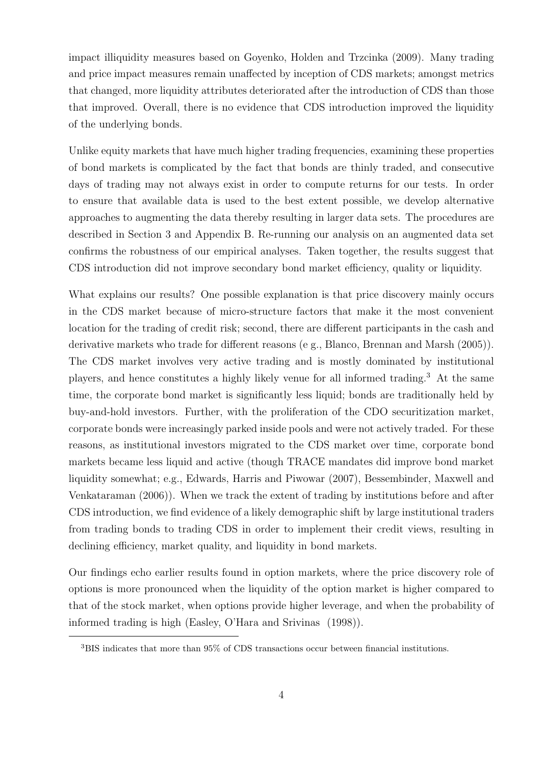impact illiquidity measures based on Goyenko, Holden and Trzcinka (2009). Many trading and price impact measures remain unaffected by inception of CDS markets; amongst metrics that changed, more liquidity attributes deteriorated after the introduction of CDS than those that improved. Overall, there is no evidence that CDS introduction improved the liquidity of the underlying bonds.

Unlike equity markets that have much higher trading frequencies, examining these properties of bond markets is complicated by the fact that bonds are thinly traded, and consecutive days of trading may not always exist in order to compute returns for our tests. In order to ensure that available data is used to the best extent possible, we develop alternative approaches to augmenting the data thereby resulting in larger data sets. The procedures are described in Section 3 and Appendix B. Re-running our analysis on an augmented data set confirms the robustness of our empirical analyses. Taken together, the results suggest that CDS introduction did not improve secondary bond market efficiency, quality or liquidity.

What explains our results? One possible explanation is that price discovery mainly occurs in the CDS market because of micro-structure factors that make it the most convenient location for the trading of credit risk; second, there are different participants in the cash and derivative markets who trade for different reasons (e g., Blanco, Brennan and Marsh (2005)). The CDS market involves very active trading and is mostly dominated by institutional players, and hence constitutes a highly likely venue for all informed trading.[3] At the same time, the corporate bond market is significantly less liquid; bonds are traditionally held by buy-and-hold investors. Further, with the proliferation of the CDO securitization market, corporate bonds were increasingly parked inside pools and were not actively traded. For these reasons, as institutional investors migrated to the CDS market over time, corporate bond markets became less liquid and active (though TRACE mandates did improve bond market liquidity somewhat; e.g., Edwards, Harris and Piwowar (2007), Bessembinder, Maxwell and Venkataraman (2006)). When we track the extent of trading by institutions before and after CDS introduction, we find evidence of a likely demographic shift by large institutional traders from trading bonds to trading CDS in order to implement their credit views, resulting in declining efficiency, market quality, and liquidity in bond markets.

Our findings echo earlier results found in option markets, where the price discovery role of options is more pronounced when the liquidity of the option market is higher compared to that of the stock market, when options provide higher leverage, and when the probability of informed trading is high (Easley, O'Hara and Srivinas (1998)).

[3]BIS indicates that more than 95% of CDS transactions occur between financial institutions.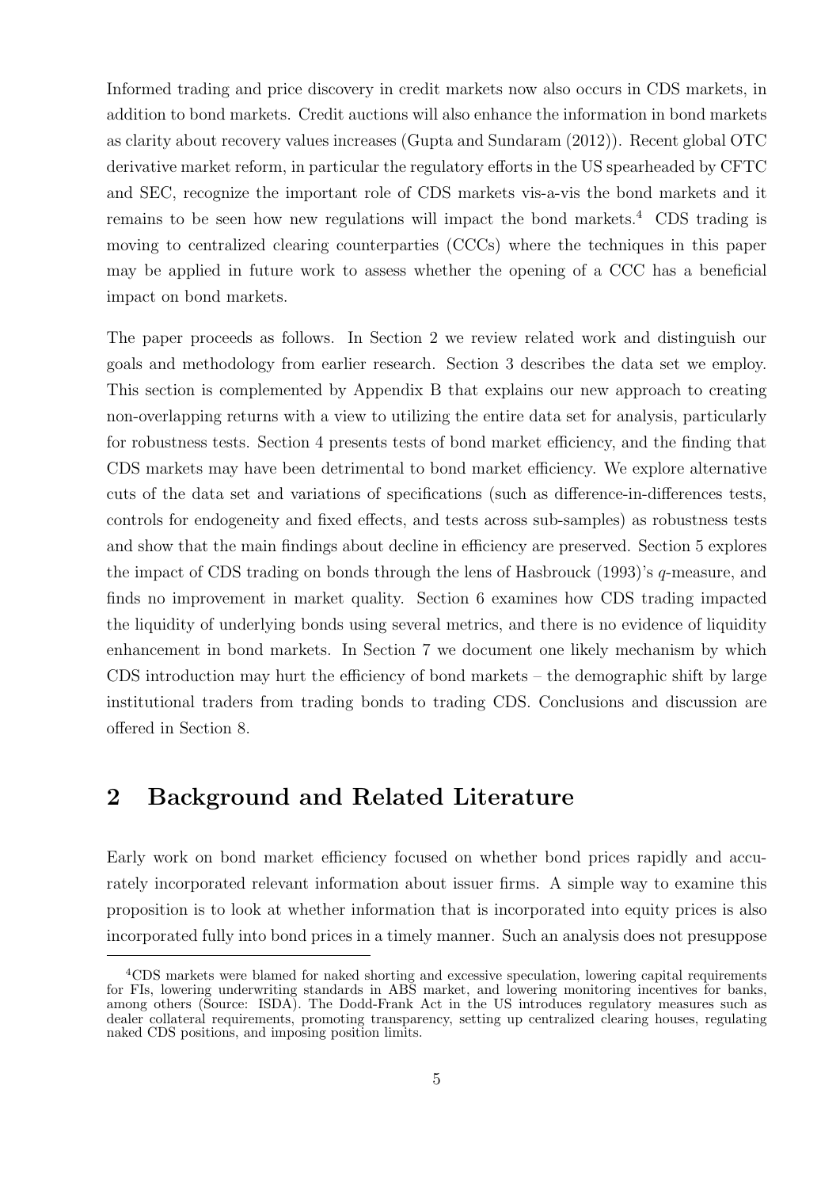Informed trading and price discovery in credit markets now also occurs in CDS markets, in addition to bond markets. Credit auctions will also enhance the information in bond markets as clarity about recovery values increases (Gupta and Sundaram (2012)). Recent global OTC derivative market reform, in particular the regulatory efforts in the US spearheaded by CFTC and SEC, recognize the important role of CDS markets vis-a-vis the bond markets and it remains to be seen how new regulations will impact the bond markets.[4] CDS trading is moving to centralized clearing counterparties (CCCs) where the techniques in this paper may be applied in future work to assess whether the opening of a CCC has a beneficial impact on bond markets.

The paper proceeds as follows. In Section 2 we review related work and distinguish our goals and methodology from earlier research. Section 3 describes the data set we employ. This section is complemented by Appendix B that explains our new approach to creating non-overlapping returns with a view to utilizing the entire data set for analysis, particularly for robustness tests. Section 4 presents tests of bond market efficiency, and the finding that CDS markets may have been detrimental to bond market efficiency. We explore alternative cuts of the data set and variations of specifications (such as difference-in-differences tests, controls for endogeneity and fixed effects, and tests across sub-samples) as robustness tests and show that the main findings about decline in efficiency are preserved. Section 5 explores the impact of CDS trading on bonds through the lens of Hasbrouck (1993)'s *q*-measure, and finds no improvement in market quality. Section 6 examines how CDS trading impacted the liquidity of underlying bonds using several metrics, and there is no evidence of liquidity enhancement in bond markets. In Section 7 we document one likely mechanism by which CDS introduction may hurt the efficiency of bond markets – the demographic shift by large institutional traders from trading bonds to trading CDS. Conclusions and discussion are offered in Section 8.

## 2 Background and Related Literature

Early work on bond market efficiency focused on whether bond prices rapidly and accurately incorporated relevant information about issuer firms. A simple way to examine this proposition is to look at whether information that is incorporated into equity prices is also incorporated fully into bond prices in a timely manner. Such an analysis does not presuppose

[4] CDS markets were blamed for naked shorting and excessive speculation, lowering capital requirements for FIs, lowering underwriting standards in ABS market, and lowering monitoring incentives for banks, among others (Source: ISDA). The Dodd-Frank Act in the US introduces regulatory measures such as dealer collateral requirements, promoting transparency, setting up centralized clearing houses, regulating naked CDS positions, and imposing position limits.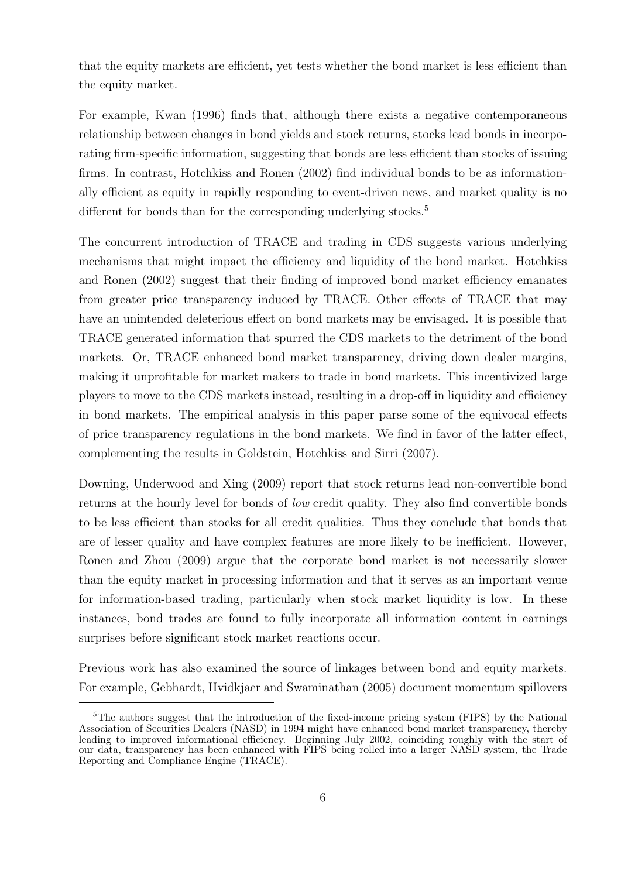that the equity markets are efficient, yet tests whether the bond market is less efficient than the equity market.

For example, Kwan (1996) finds that, although there exists a negative contemporaneous relationship between changes in bond yields and stock returns, stocks lead bonds in incorporating firm-specific information, suggesting that bonds are less efficient than stocks of issuing firms. In contrast, Hotchkiss and Ronen (2002) find individual bonds to be as informationally efficient as equity in rapidly responding to event-driven news, and market quality is no different for bonds than for the corresponding underlying stocks.[5]

The concurrent introduction of TRACE and trading in CDS suggests various underlying mechanisms that might impact the efficiency and liquidity of the bond market. Hotchkiss and Ronen (2002) suggest that their finding of improved bond market efficiency emanates from greater price transparency induced by TRACE. Other effects of TRACE that may have an unintended deleterious effect on bond markets may be envisaged. It is possible that TRACE generated information that spurred the CDS markets to the detriment of the bond markets. Or, TRACE enhanced bond market transparency, driving down dealer margins, making it unprofitable for market makers to trade in bond markets. This incentivized large players to move to the CDS markets instead, resulting in a drop-off in liquidity and efficiency in bond markets. The empirical analysis in this paper parse some of the equivocal effects of price transparency regulations in the bond markets. We find in favor of the latter effect, complementing the results in Goldstein, Hotchkiss and Sirri (2007).

Downing, Underwood and Xing (2009) report that stock returns lead non-convertible bond returns at the hourly level for bonds of *low* credit quality. They also find convertible bonds to be less efficient than stocks for all credit qualities. Thus they conclude that bonds that are of lesser quality and have complex features are more likely to be inefficient. However, Ronen and Zhou (2009) argue that the corporate bond market is not necessarily slower than the equity market in processing information and that it serves as an important venue for information-based trading, particularly when stock market liquidity is low. In these instances, bond trades are found to fully incorporate all information content in earnings surprises before significant stock market reactions occur.

Previous work has also examined the source of linkages between bond and equity markets. For example, Gebhardt, Hvidkjaer and Swaminathan (2005) document momentum spillovers

[5] The authors suggest that the introduction of the fixed-income pricing system (FIPS) by the National Association of Securities Dealers (NASD) in 1994 might have enhanced bond market transparency, thereby leading to improved informational efficiency. Beginning July 2002, coinciding roughly with the start of our data, transparency has been enhanced with FIPS being rolled into a larger NASD system, the Trade Reporting and Compliance Engine (TRACE).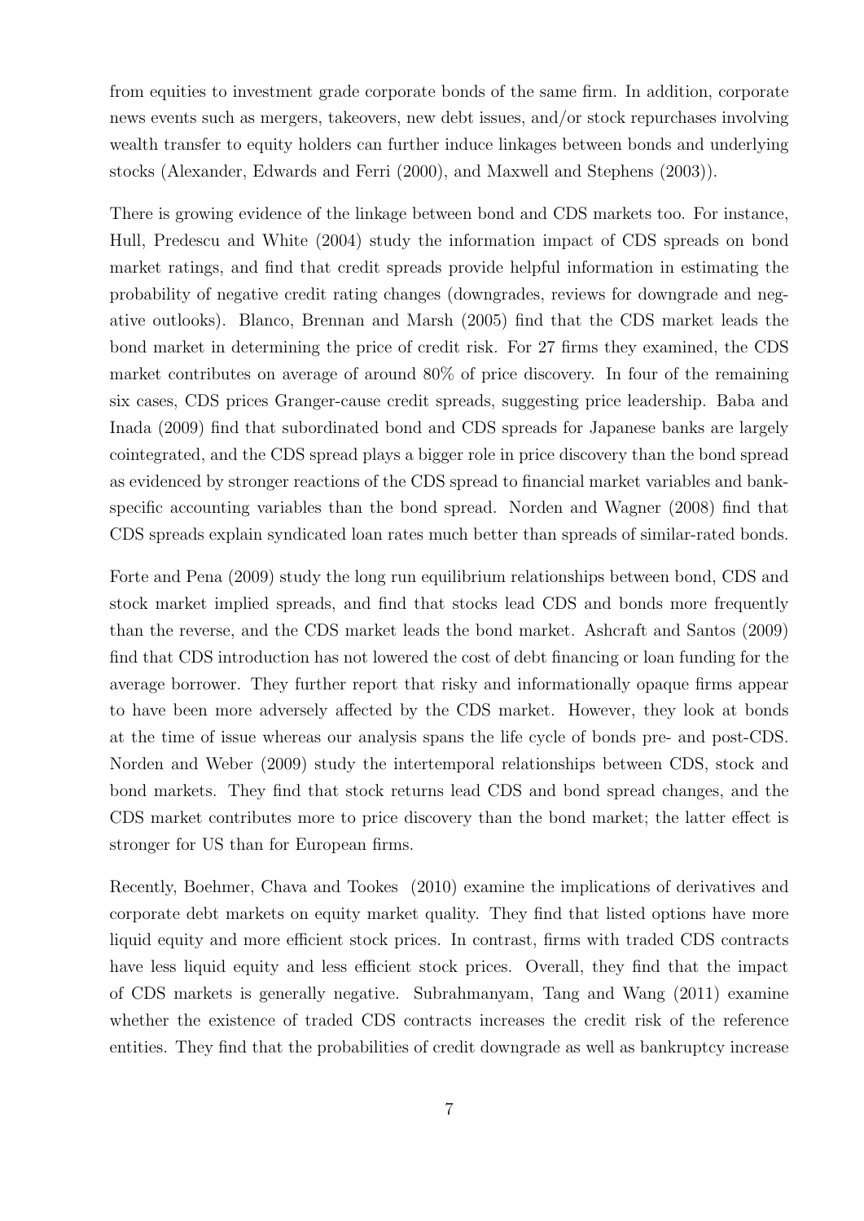from equities to investment grade corporate bonds of the same firm. In addition, corporate news events such as mergers, takeovers, new debt issues, and/or stock repurchases involving wealth transfer to equity holders can further induce linkages between bonds and underlying stocks (Alexander, Edwards and Ferri (2000), and Maxwell and Stephens (2003)).

There is growing evidence of the linkage between bond and CDS markets too. For instance, Hull, Predescu and White (2004) study the information impact of CDS spreads on bond market ratings, and find that credit spreads provide helpful information in estimating the probability of negative credit rating changes (downgrades, reviews for downgrade and negative outlooks). Blanco, Brennan and Marsh (2005) find that the CDS market leads the bond market in determining the price of credit risk. For 27 firms they examined, the CDS market contributes on average of around 80% of price discovery. In four of the remaining six cases, CDS prices Granger-cause credit spreads, suggesting price leadership. Baba and Inada (2009) find that subordinated bond and CDS spreads for Japanese banks are largely cointegrated, and the CDS spread plays a bigger role in price discovery than the bond spread as evidenced by stronger reactions of the CDS spread to financial market variables and bank-specific accounting variables than the bond spread. Norden and Wagner (2008) find that CDS spreads explain syndicated loan rates much better than spreads of similar-rated bonds.

Forte and Pena (2009) study the long run equilibrium relationships between bond, CDS and stock market implied spreads, and find that stocks lead CDS and bonds more frequently than the reverse, and the CDS market leads the bond market. Ashcraft and Santos (2009) find that CDS introduction has not lowered the cost of debt financing or loan funding for the average borrower. They further report that risky and informationally opaque firms appear to have been more adversely affected by the CDS market. However, they look at bonds at the time of issue whereas our analysis spans the life cycle of bonds pre- and post-CDS. Norden and Weber (2009) study the intertemporal relationships between CDS, stock and bond markets. They find that stock returns lead CDS and bond spread changes, and the CDS market contributes more to price discovery than the bond market; the latter effect is stronger for US than for European firms.

Recently, Boehmer, Chava and Tookes (2010) examine the implications of derivatives and corporate debt markets on equity market quality. They find that listed options have more liquid equity and more efficient stock prices. In contrast, firms with traded CDS contracts have less liquid equity and less efficient stock prices. Overall, they find that the impact of CDS markets is generally negative. Subrahmanyam, Tang and Wang (2011) examine whether the existence of traded CDS contracts increases the credit risk of the reference entities. They find that the probabilities of credit downgrade as well as bankruptcy increase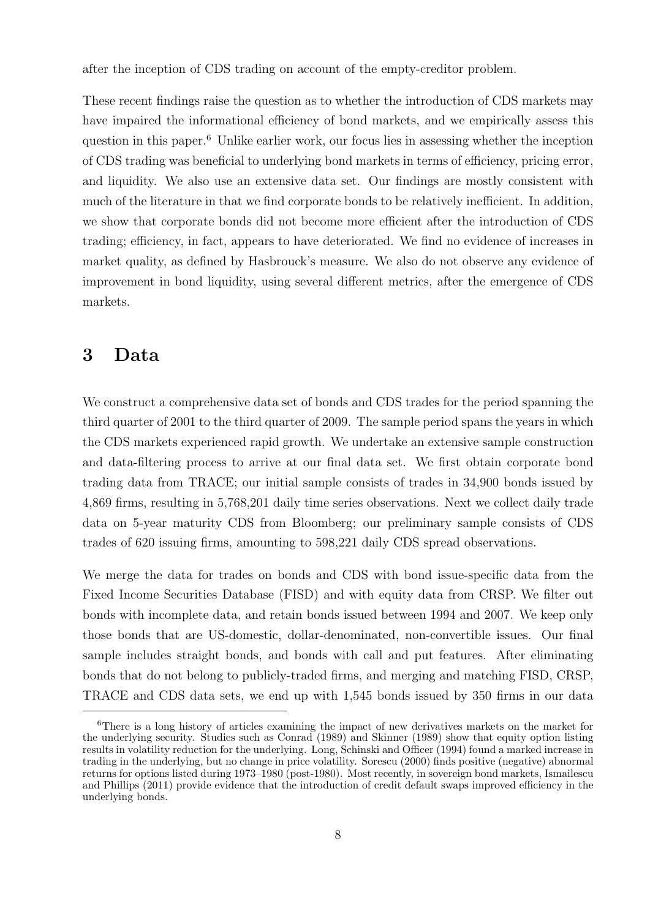after the inception of CDS trading on account of the empty-creditor problem.

These recent findings raise the question as to whether the introduction of CDS markets may have impaired the informational efficiency of bond markets, and we empirically assess this question in this paper.[6] Unlike earlier work, our focus lies in assessing whether the inception of CDS trading was beneficial to underlying bond markets in terms of efficiency, pricing error, and liquidity. We also use an extensive data set. Our findings are mostly consistent with much of the literature in that we find corporate bonds to be relatively inefficient. In addition, we show that corporate bonds did not become more efficient after the introduction of CDS trading; efficiency, in fact, appears to have deteriorated. We find no evidence of increases in market quality, as defined by Hasbrouck's measure. We also do not observe any evidence of improvement in bond liquidity, using several different metrics, after the emergence of CDS markets.

# 3 Data

We construct a comprehensive data set of bonds and CDS trades for the period spanning the third quarter of 2001 to the third quarter of 2009. The sample period spans the years in which the CDS markets experienced rapid growth. We undertake an extensive sample construction and data-filtering process to arrive at our final data set. We first obtain corporate bond trading data from TRACE; our initial sample consists of trades in 34,900 bonds issued by 4,869 firms, resulting in 5,768,201 daily time series observations. Next we collect daily trade data on 5-year maturity CDS from Bloomberg; our preliminary sample consists of CDS trades of 620 issuing firms, amounting to 598,221 daily CDS spread observations.

We merge the data for trades on bonds and CDS with bond issue-specific data from the Fixed Income Securities Database (FISD) and with equity data from CRSP. We filter out bonds with incomplete data, and retain bonds issued between 1994 and 2007. We keep only those bonds that are US-domestic, dollar-denominated, non-convertible issues. Our final sample includes straight bonds, and bonds with call and put features. After eliminating bonds that do not belong to publicly-traded firms, and merging and matching FISD, CRSP, TRACE and CDS data sets, we end up with 1,545 bonds issued by 350 firms in our data

[6] There is a long history of articles examining the impact of new derivatives markets on the market for the underlying security. Studies such as Conrad (1989) and Skinner (1989) show that equity option listing results in volatility reduction for the underlying. Long, Schinski and Officer (1994) found a marked increase in trading in the underlying, but no change in price volatility. Sorescu (2000) finds positive (negative) abnormal returns for options listed during 1973–1980 (post-1980). Most recently, in sovereign bond markets, Ismailescu and Phillips (2011) provide evidence that the introduction of credit default swaps improved efficiency in the underlying bonds.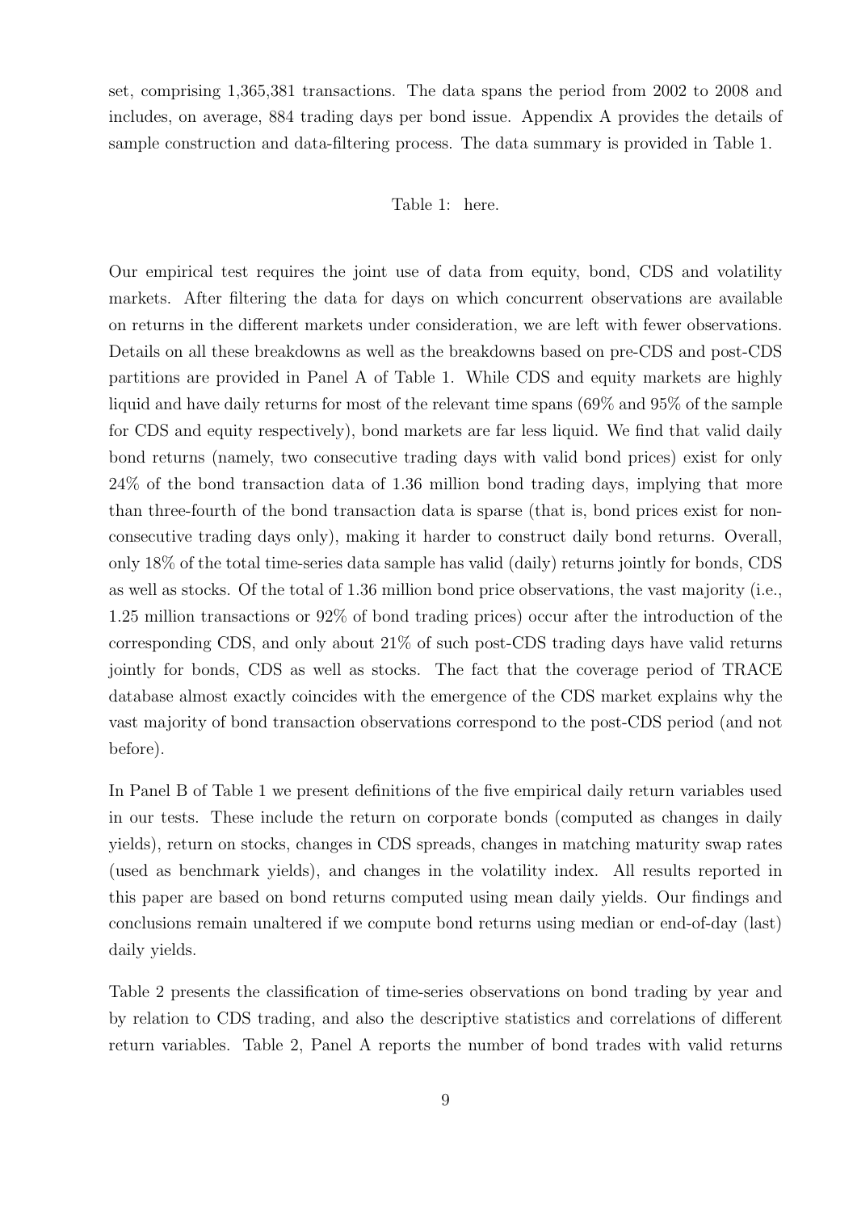set, comprising 1,365,381 transactions. The data spans the period from 2002 to 2008 and includes, on average, 884 trading days per bond issue. Appendix A provides the details of sample construction and data-filtering process. The data summary is provided in Table 1.

Table 1: here.

Our empirical test requires the joint use of data from equity, bond, CDS and volatility markets. After filtering the data for days on which concurrent observations are available on returns in the different markets under consideration, we are left with fewer observations. Details on all these breakdowns as well as the breakdowns based on pre-CDS and post-CDS partitions are provided in Panel A of Table 1. While CDS and equity markets are highly liquid and have daily returns for most of the relevant time spans (69% and 95% of the sample for CDS and equity respectively), bond markets are far less liquid. We find that valid daily bond returns (namely, two consecutive trading days with valid bond prices) exist for only 24% of the bond transaction data of 1.36 million bond trading days, implying that more than three-fourth of the bond transaction data is sparse (that is, bond prices exist for non-consecutive trading days only), making it harder to construct daily bond returns. Overall, only 18% of the total time-series data sample has valid (daily) returns jointly for bonds, CDS as well as stocks. Of the total of 1.36 million bond price observations, the vast majority (i.e., 1.25 million transactions or 92% of bond trading prices) occur after the introduction of the corresponding CDS, and only about 21% of such post-CDS trading days have valid returns jointly for bonds, CDS as well as stocks. The fact that the coverage period of TRACE database almost exactly coincides with the emergence of the CDS market explains why the vast majority of bond transaction observations correspond to the post-CDS period (and not before).

In Panel B of Table 1 we present definitions of the five empirical daily return variables used in our tests. These include the return on corporate bonds (computed as changes in daily yields), return on stocks, changes in CDS spreads, changes in matching maturity swap rates (used as benchmark yields), and changes in the volatility index. All results reported in this paper are based on bond returns computed using mean daily yields. Our findings and conclusions remain unaltered if we compute bond returns using median or end-of-day (last) daily yields.

Table 2 presents the classification of time-series observations on bond trading by year and by relation to CDS trading, and also the descriptive statistics and correlations of different return variables. Table 2, Panel A reports the number of bond trades with valid returns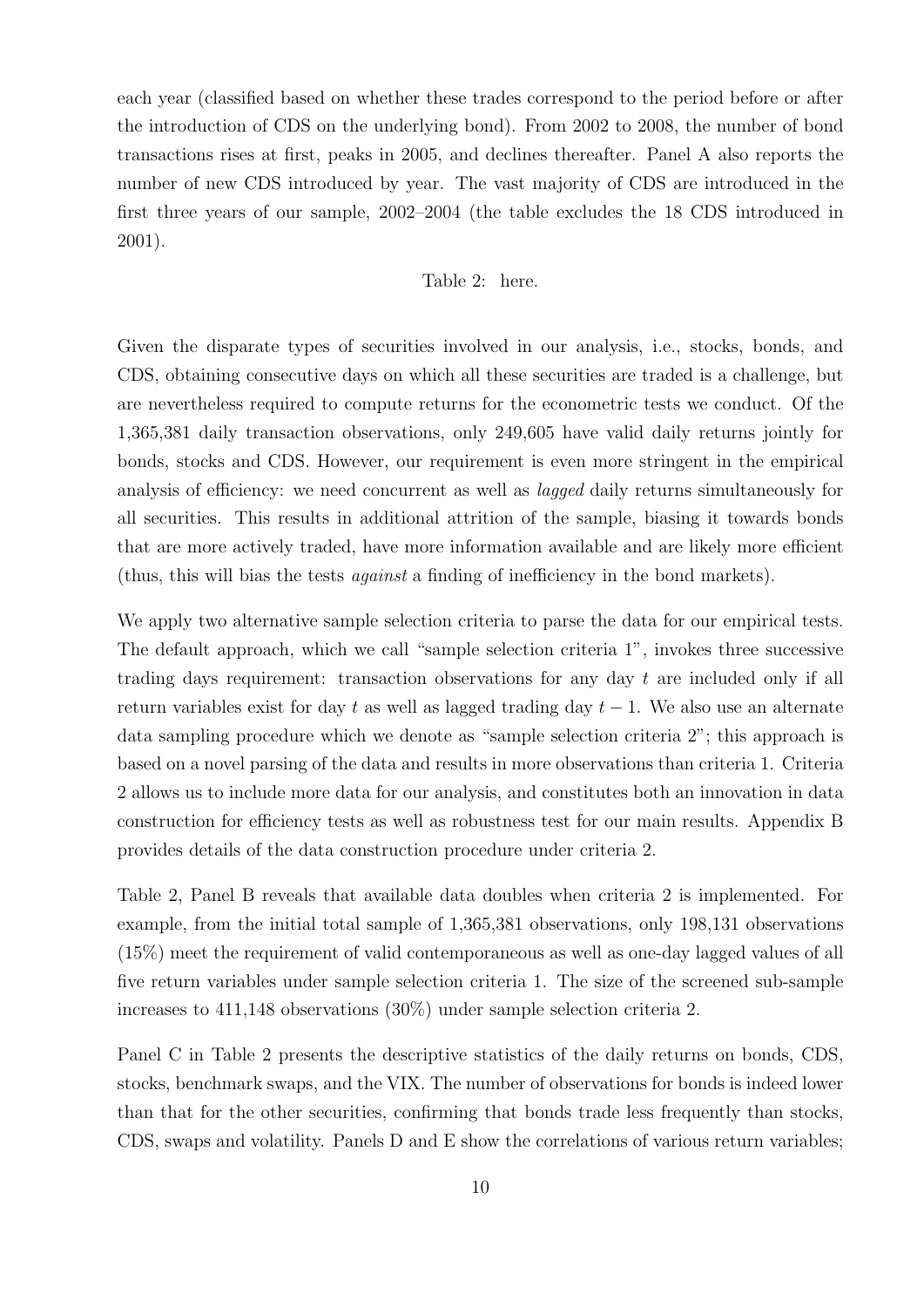each year (classified based on whether these trades correspond to the period before or after the introduction of CDS on the underlying bond). From 2002 to 2008, the number of bond transactions rises at first, peaks in 2005, and declines thereafter. Panel A also reports the number of new CDS introduced by year. The vast majority of CDS are introduced in the first three years of our sample, 2002–2004 (the table excludes the 18 CDS introduced in 2001).

Table 2: here.

Given the disparate types of securities involved in our analysis, i.e., stocks, bonds, and CDS, obtaining consecutive days on which all these securities are traded is a challenge, but are nevertheless required to compute returns for the econometric tests we conduct. Of the 1,365,381 daily transaction observations, only 249,605 have valid daily returns jointly for bonds, stocks and CDS. However, our requirement is even more stringent in the empirical analysis of efficiency: we need concurrent as well as *lagged* daily returns simultaneously for all securities. This results in additional attrition of the sample, biasing it towards bonds that are more actively traded, have more information available and are likely more efficient (thus, this will bias the tests *against* a finding of inefficiency in the bond markets).

We apply two alternative sample selection criteria to parse the data for our empirical tests. The default approach, which we call "sample selection criteria 1", invokes three successive trading days requirement: transaction observations for any day $t$ are included only if all return variables exist for day $t$ as well as lagged trading day $t-1$. We also use an alternate data sampling procedure which we denote as "sample selection criteria 2"; this approach is based on a novel parsing of the data and results in more observations than criteria 1. Criteria 2 allows us to include more data for our analysis, and constitutes both an innovation in data construction for efficiency tests as well as robustness test for our main results. Appendix B provides details of the data construction procedure under criteria 2.

Table 2, Panel B reveals that available data doubles when criteria 2 is implemented. For example, from the initial total sample of 1,365,381 observations, only 198,131 observations (15%) meet the requirement of valid contemporaneous as well as one-day lagged values of all five return variables under sample selection criteria 1. The size of the screened sub-sample increases to 411,148 observations (30%) under sample selection criteria 2.

Panel C in Table 2 presents the descriptive statistics of the daily returns on bonds, CDS, stocks, benchmark swaps, and the VIX. The number of observations for bonds is indeed lower than that for the other securities, confirming that bonds trade less frequently than stocks, CDS, swaps and volatility. Panels D and E show the correlations of various return variables;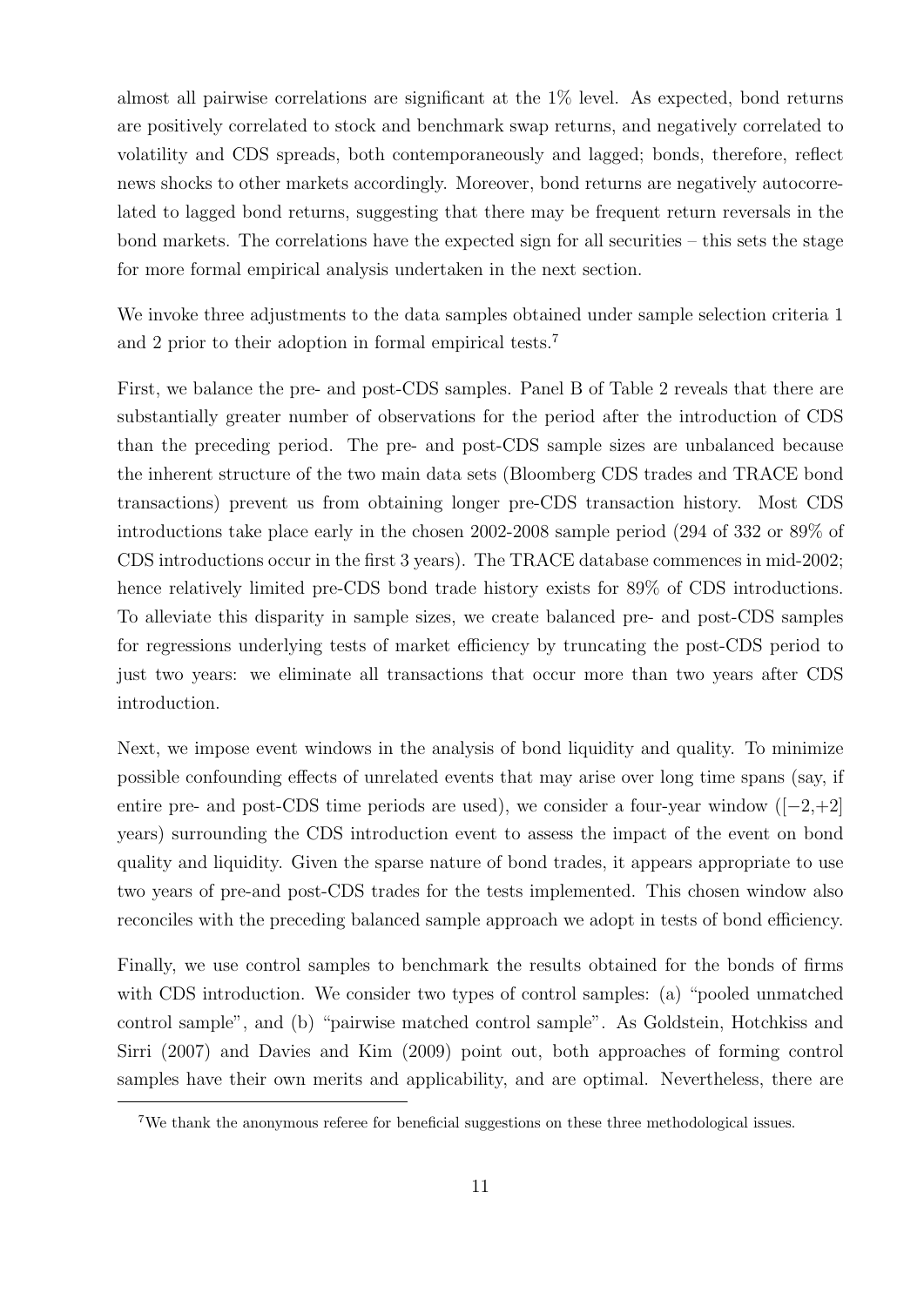almost all pairwise correlations are significant at the 1% level. As expected, bond returns are positively correlated to stock and benchmark swap returns, and negatively correlated to volatility and CDS spreads, both contemporaneously and lagged; bonds, therefore, reflect news shocks to other markets accordingly. Moreover, bond returns are negatively autocorrelated to lagged bond returns, suggesting that there may be frequent return reversals in the bond markets. The correlations have the expected sign for all securities – this sets the stage for more formal empirical analysis undertaken in the next section.

We invoke three adjustments to the data samples obtained under sample selection criteria 1 and 2 prior to their adoption in formal empirical tests.[7]

First, we balance the pre- and post-CDS samples. Panel B of Table 2 reveals that there are substantially greater number of observations for the period after the introduction of CDS than the preceding period. The pre- and post-CDS sample sizes are unbalanced because the inherent structure of the two main data sets (Bloomberg CDS trades and TRACE bond transactions) prevent us from obtaining longer pre-CDS transaction history. Most CDS introductions take place early in the chosen 2002-2008 sample period (294 of 332 or 89% of CDS introductions occur in the first 3 years). The TRACE database commences in mid-2002; hence relatively limited pre-CDS bond trade history exists for 89% of CDS introductions. To alleviate this disparity in sample sizes, we create balanced pre- and post-CDS samples for regressions underlying tests of market efficiency by truncating the post-CDS period to just two years: we eliminate all transactions that occur more than two years after CDS introduction.

Next, we impose event windows in the analysis of bond liquidity and quality. To minimize possible confounding effects of unrelated events that may arise over long time spans (say, if entire pre- and post-CDS time periods are used), we consider a four-year window ($[-2,+2]$ years) surrounding the CDS introduction event to assess the impact of the event on bond quality and liquidity. Given the sparse nature of bond trades, it appears appropriate to use two years of pre-and post-CDS trades for the tests implemented. This chosen window also reconciles with the preceding balanced sample approach we adopt in tests of bond efficiency.

Finally, we use control samples to benchmark the results obtained for the bonds of firms with CDS introduction. We consider two types of control samples: (a) "pooled unmatched control sample", and (b) "pairwise matched control sample". As Goldstein, Hotchkiss and Sirri (2007) and Davies and Kim (2009) point out, both approaches of forming control samples have their own merits and applicability, and are optimal. Nevertheless, there are

[7] We thank the anonymous referee for beneficial suggestions on these three methodological issues.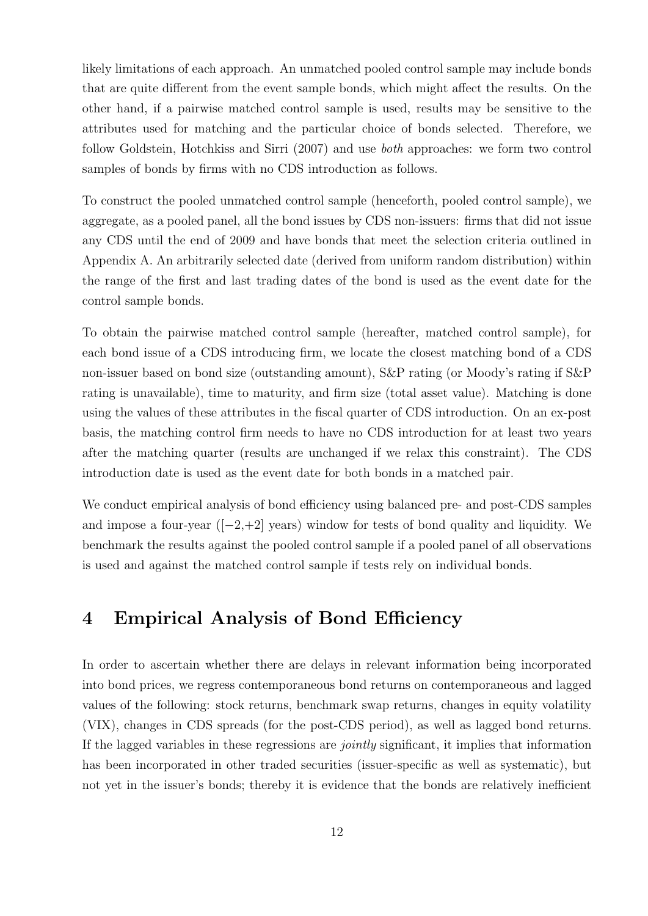likely limitations of each approach. An unmatched pooled control sample may include bonds that are quite different from the event sample bonds, which might affect the results. On the other hand, if a pairwise matched control sample is used, results may be sensitive to the attributes used for matching and the particular choice of bonds selected. Therefore, we follow Goldstein, Hotchkiss and Sirri (2007) and use *both* approaches: we form two control samples of bonds by firms with no CDS introduction as follows.

To construct the pooled unmatched control sample (henceforth, pooled control sample), we aggregate, as a pooled panel, all the bond issues by CDS non-issuers: firms that did not issue any CDS until the end of 2009 and have bonds that meet the selection criteria outlined in Appendix A. An arbitrarily selected date (derived from uniform random distribution) within the range of the first and last trading dates of the bond is used as the event date for the control sample bonds.

To obtain the pairwise matched control sample (hereafter, matched control sample), for each bond issue of a CDS introducing firm, we locate the closest matching bond of a CDS non-issuer based on bond size (outstanding amount), S&P rating (or Moody's rating if S&P rating is unavailable), time to maturity, and firm size (total asset value). Matching is done using the values of these attributes in the fiscal quarter of CDS introduction. On an ex-post basis, the matching control firm needs to have no CDS introduction for at least two years after the matching quarter (results are unchanged if we relax this constraint). The CDS introduction date is used as the event date for both bonds in a matched pair.

We conduct empirical analysis of bond efficiency using balanced pre- and post-CDS samples and impose a four-year ($[-2,+2]$ years) window for tests of bond quality and liquidity. We benchmark the results against the pooled control sample if a pooled panel of all observations is used and against the matched control sample if tests rely on individual bonds.

# 4 Empirical Analysis of Bond Efficiency

In order to ascertain whether there are delays in relevant information being incorporated into bond prices, we regress contemporaneous bond returns on contemporaneous and lagged values of the following: stock returns, benchmark swap returns, changes in equity volatility (VIX), changes in CDS spreads (for the post-CDS period), as well as lagged bond returns. If the lagged variables in these regressions are *jointly* significant, it implies that information has been incorporated in other traded securities (issuer-specific as well as systematic), but not yet in the issuer's bonds; thereby it is evidence that the bonds are relatively inefficient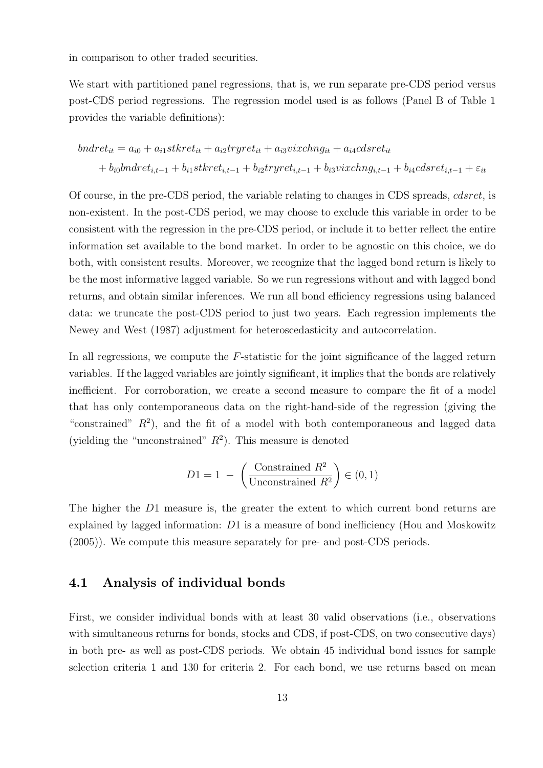in comparison to other traded securities.

We start with partitioned panel regressions, that is, we run separate pre-CDS period versus post-CDS period regressions. The regression model used is as follows (Panel B of Table 1 provides the variable definitions):

$$
\begin{aligned}
bndret_{it} &= a_{i0} + a_{i1} stkret_{it} + a_{i2} tryret_{it} + a_{i3} vixchng_{it} + a_{i4} cdsret_{it} \\
&\quad + b_{i0} bndret_{i,t-1} + b_{i1} stkret_{i,t-1} + b_{i2} tryret_{i,t-1} + b_{i3} vixchng_{i,t-1} + b_{i4} cdsret_{i,t-1} + \varepsilon_{it}
\end{aligned}
$$

Of course, in the pre-CDS period, the variable relating to changes in CDS spreads, *cdsret*, is non-existent. In the post-CDS period, we may choose to exclude this variable in order to be consistent with the regression in the pre-CDS period, or include it to better reflect the entire information set available to the bond market. In order to be agnostic on this choice, we do both, with consistent results. Moreover, we recognize that the lagged bond return is likely to be the most informative lagged variable. So we run regressions without and with lagged bond returns, and obtain similar inferences. We run all bond efficiency regressions using balanced data: we truncate the post-CDS period to just two years. Each regression implements the Newey and West (1987) adjustment for heteroscedasticity and autocorrelation.

In all regressions, we compute the $F$-statistic for the joint significance of the lagged return variables. If the lagged variables are jointly significant, it implies that the bonds are relatively inefficient. For corroboration, we create a second measure to compare the fit of a model that has only contemporaneous data on the right-hand-side of the regression (giving the "constrained" $R^2$), and the fit of a model with both contemporaneous and lagged data (yielding the "unconstrained" $R^2$). This measure is denoted

$$
D1 = 1 \; - \; \left( \frac{\text{Constrained } R^2}{\text{Unconstrained } R^2} \right) \in (0, 1)
$$

The higher the $D1$ measure is, the greater the extent to which current bond returns are explained by lagged information: $D1$ is a measure of bond inefficiency (Hou and Moskowitz (2005)). We compute this measure separately for pre- and post-CDS periods.

## 4.1 Analysis of individual bonds

First, we consider individual bonds with at least 30 valid observations (i.e., observations with simultaneous returns for bonds, stocks and CDS, if post-CDS, on two consecutive days) in both pre- as well as post-CDS periods. We obtain 45 individual bond issues for sample selection criteria 1 and 130 for criteria 2. For each bond, we use returns based on mean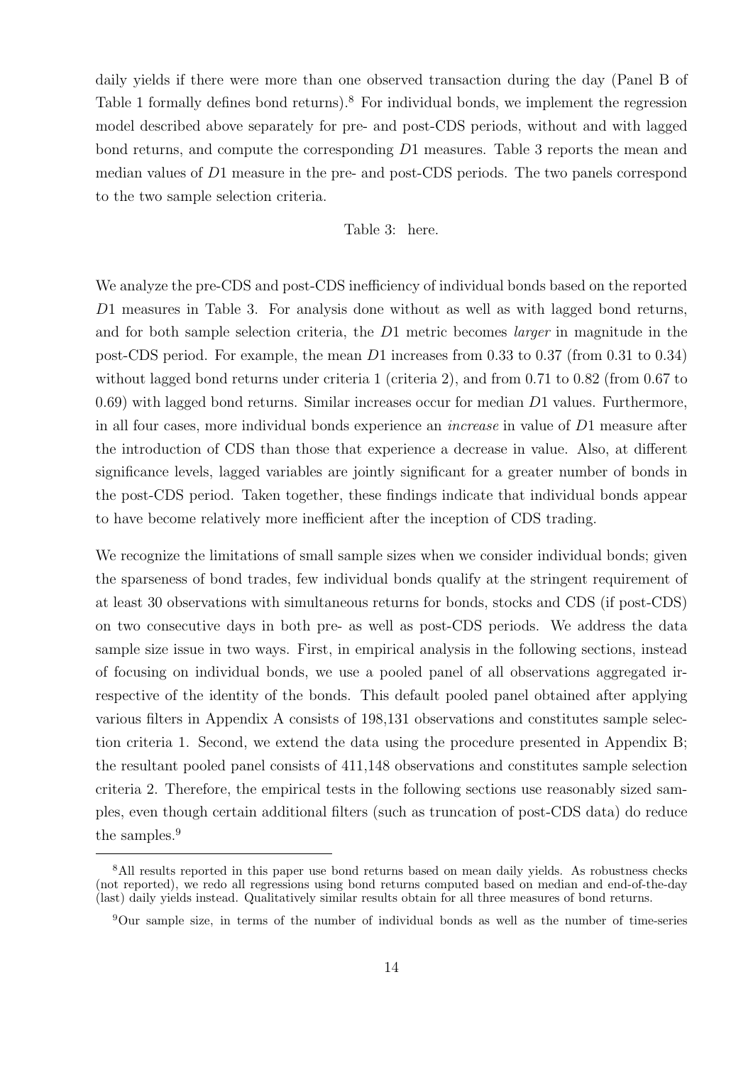daily yields if there were more than one observed transaction during the day (Panel B of Table 1 formally defines bond returns).[8] For individual bonds, we implement the regression model described above separately for pre- and post-CDS periods, without and with lagged bond returns, and compute the corresponding $D1$ measures. Table 3 reports the mean and median values of $D1$ measure in the pre- and post-CDS periods. The two panels correspond to the two sample selection criteria.

Table 3: here.

We analyze the pre-CDS and post-CDS inefficiency of individual bonds based on the reported $D1$ measures in Table 3. For analysis done without as well as with lagged bond returns, and for both sample selection criteria, the $D1$ metric becomes *larger* in magnitude in the post-CDS period. For example, the mean $D1$ increases from 0.33 to 0.37 (from 0.31 to 0.34) without lagged bond returns under criteria 1 (criteria 2), and from 0.71 to 0.82 (from 0.67 to 0.69) with lagged bond returns. Similar increases occur for median $D1$ values. Furthermore, in all four cases, more individual bonds experience an *increase* in value of $D1$ measure after the introduction of CDS than those that experience a decrease in value. Also, at different significance levels, lagged variables are jointly significant for a greater number of bonds in the post-CDS period. Taken together, these findings indicate that individual bonds appear to have become relatively more inefficient after the inception of CDS trading.

We recognize the limitations of small sample sizes when we consider individual bonds; given the sparseness of bond trades, few individual bonds qualify at the stringent requirement of at least 30 observations with simultaneous returns for bonds, stocks and CDS (if post-CDS) on two consecutive days in both pre- as well as post-CDS periods. We address the data sample size issue in two ways. First, in empirical analysis in the following sections, instead of focusing on individual bonds, we use a pooled panel of all observations aggregated irrespective of the identity of the bonds. This default pooled panel obtained after applying various filters in Appendix A consists of 198,131 observations and constitutes sample selection criteria 1. Second, we extend the data using the procedure presented in Appendix B; the resultant pooled panel consists of 411,148 observations and constitutes sample selection criteria 2. Therefore, the empirical tests in the following sections use reasonably sized samples, even though certain additional filters (such as truncation of post-CDS data) do reduce the samples.[9]

---

[8] All results reported in this paper use bond returns based on mean daily yields. As robustness checks (not reported), we redo all regressions using bond returns computed based on median and end-of-the-day (last) daily yields instead. Qualitatively similar results obtain for all three measures of bond returns.

[9] Our sample size, in terms of the number of individual bonds as well as the number of time-series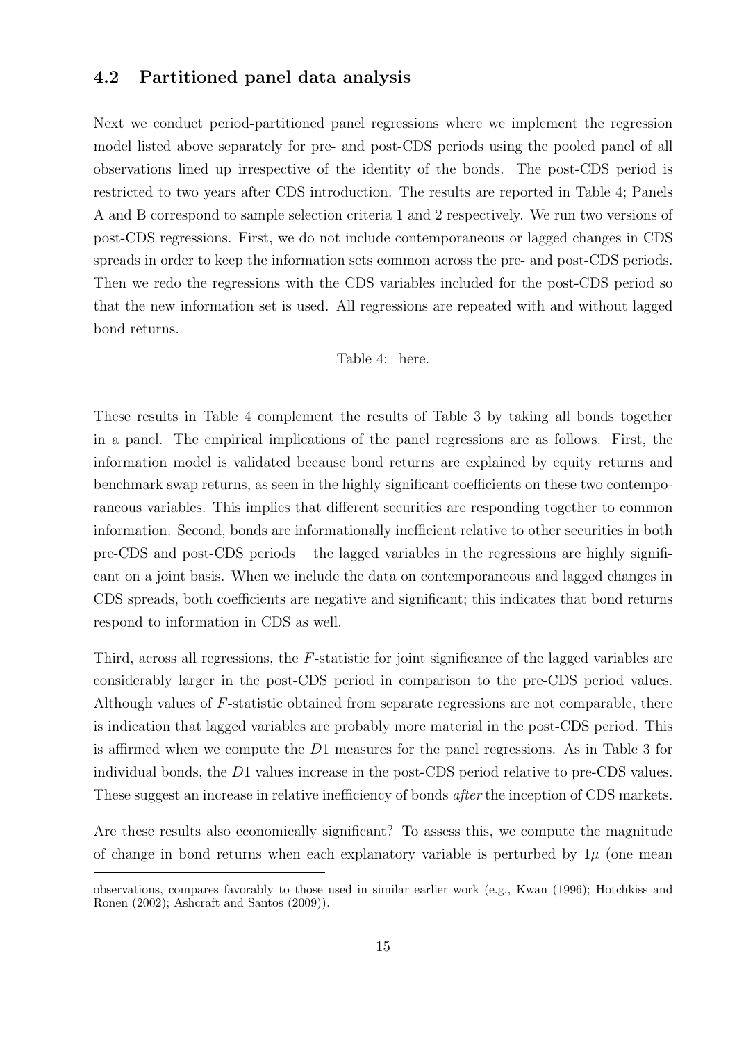## 4.2 Partitioned panel data analysis

Next we conduct period-partitioned panel regressions where we implement the regression model listed above separately for pre- and post-CDS periods using the pooled panel of all observations lined up irrespective of the identity of the bonds. The post-CDS period is restricted to two years after CDS introduction. The results are reported in Table 4; Panels A and B correspond to sample selection criteria 1 and 2 respectively. We run two versions of post-CDS regressions. First, we do not include contemporaneous or lagged changes in CDS spreads in order to keep the information sets common across the pre- and post-CDS periods. Then we redo the regressions with the CDS variables included for the post-CDS period so that the new information set is used. All regressions are repeated with and without lagged bond returns.

Table 4: here.

These results in Table 4 complement the results of Table 3 by taking all bonds together in a panel. The empirical implications of the panel regressions are as follows. First, the information model is validated because bond returns are explained by equity returns and benchmark swap returns, as seen in the highly significant coefficients on these two contemporaneous variables. This implies that different securities are responding together to common information. Second, bonds are informationally inefficient relative to other securities in both pre-CDS and post-CDS periods – the lagged variables in the regressions are highly significant on a joint basis. When we include the data on contemporaneous and lagged changes in CDS spreads, both coefficients are negative and significant; this indicates that bond returns respond to information in CDS as well.

Third, across all regressions, the $F$-statistic for joint significance of the lagged variables are considerably larger in the post-CDS period in comparison to the pre-CDS period values. Although values of $F$-statistic obtained from separate regressions are not comparable, there is indication that lagged variables are probably more material in the post-CDS period. This is affirmed when we compute the $D1$ measures for the panel regressions. As in Table 3 for individual bonds, the $D1$ values increase in the post-CDS period relative to pre-CDS values. These suggest an increase in relative inefficiency of bonds *after* the inception of CDS markets.

Are these results also economically significant? To assess this, we compute the magnitude of change in bond returns when each explanatory variable is perturbed by $1\mu$ (one mean

observations, compares favorably to those used in similar earlier work (e.g., Kwan (1996); Hotchkiss and Ronen (2002); Ashcraft and Santos (2009)).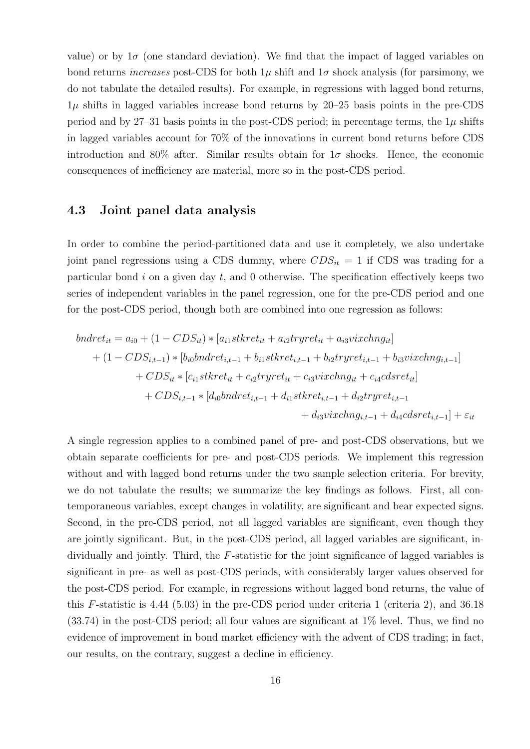value) or by $1\sigma$ (one standard deviation). We find that the impact of lagged variables on bond returns *increases* post-CDS for both $1\mu$ shift and $1\sigma$ shock analysis (for parsimony, we do not tabulate the detailed results). For example, in regressions with lagged bond returns, $1\mu$ shifts in lagged variables increase bond returns by 20–25 basis points in the pre-CDS period and by 27–31 basis points in the post-CDS period; in percentage terms, the $1\mu$ shifts in lagged variables account for 70% of the innovations in current bond returns before CDS introduction and 80% after. Similar results obtain for $1\sigma$ shocks. Hence, the economic consequences of inefficiency are material, more so in the post-CDS period.

### 4.3 Joint panel data analysis

In order to combine the period-partitioned data and use it completely, we also undertake joint panel regressions using a CDS dummy, where $CDS_{it} = 1$ if CDS was trading for a particular bond $i$ on a given day $t$, and 0 otherwise. The specification effectively keeps two series of independent variables in the panel regression, one for the pre-CDS period and one for the post-CDS period, though both are combined into one regression as follows:

$$
\begin{aligned}
bndret_{it} = a_{i0} &+ (1 - CDS_{it}) * [a_{i1} stkret_{it} + a_{i2} tryret_{it} + a_{i3} vixchng_{it}] \\
&+ (1 - CDS_{i,t-1}) * [b_{i0} bndret_{i,t-1} + b_{i1} stkret_{i,t-1} + b_{i2} tryret_{i,t-1} + b_{i3} vixchng_{i,t-1}] \\
&+ CDS_{it} * [c_{i1} stkret_{it} + c_{i2} tryret_{it} + c_{i3} vixchng_{it} + c_{i4} cdsret_{it}] \\
&+ CDS_{i,t-1} * [d_{i0} bndret_{i,t-1} + d_{i1} stkret_{i,t-1} + d_{i2} tryret_{i,t-1} \\
&\qquad + d_{i3} vixchng_{i,t-1} + d_{i4} cdsret_{i,t-1}] + \varepsilon_{it}
\end{aligned}
$$

A single regression applies to a combined panel of pre- and post-CDS observations, but we obtain separate coefficients for pre- and post-CDS periods. We implement this regression without and with lagged bond returns under the two sample selection criteria. For brevity, we do not tabulate the results; we summarize the key findings as follows. First, all contemporaneous variables, except changes in volatility, are significant and bear expected signs. Second, in the pre-CDS period, not all lagged variables are significant, even though they are jointly significant. But, in the post-CDS period, all lagged variables are significant, individually and jointly. Third, the $F$-statistic for the joint significance of lagged variables is significant in pre- as well as post-CDS periods, with considerably larger values observed for the post-CDS period. For example, in regressions without lagged bond returns, the value of this $F$-statistic is 4.44 (5.03) in the pre-CDS period under criteria 1 (criteria 2), and 36.18 (33.74) in the post-CDS period; all four values are significant at 1% level. Thus, we find no evidence of improvement in bond market efficiency with the advent of CDS trading; in fact, our results, on the contrary, suggest a decline in efficiency.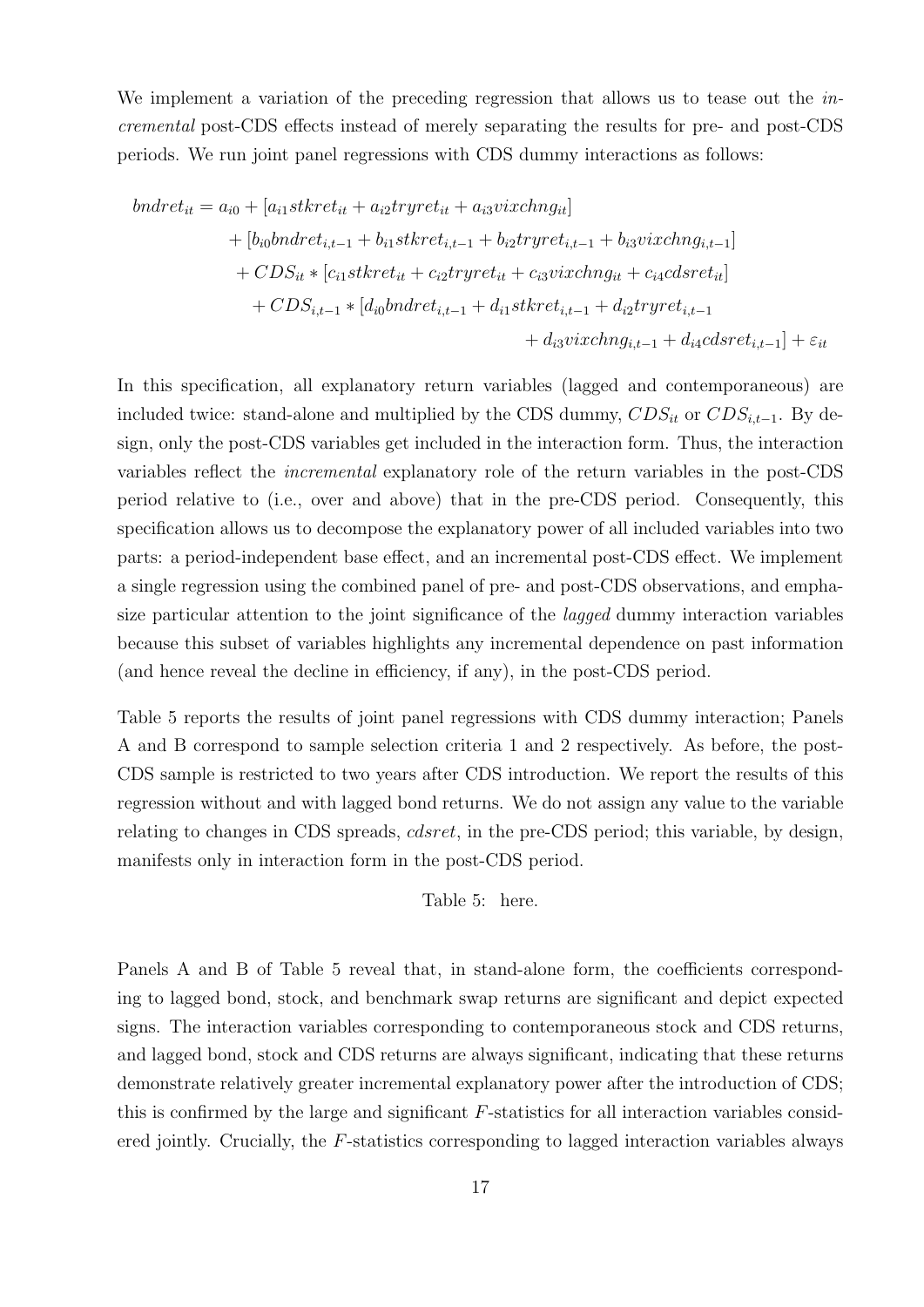We implement a variation of the preceding regression that allows us to tease out the *incremental* post-CDS effects instead of merely separating the results for pre- and post-CDS periods. We run joint panel regressions with CDS dummy interactions as follows:

$$
\begin{aligned}
bndret_{it} = a_{i0} &+ [a_{i1} stkret_{it} + a_{i2} tryret_{it} + a_{i3} vixchng_{it}] \\
&+ [b_{i0} bndret_{i,t-1} + b_{i1} stkret_{i,t-1} + b_{i2} tryret_{i,t-1} + b_{i3} vixchng_{i,t-1}] \\
&+ CDS_{it} * [c_{i1} stkret_{it} + c_{i2} tryret_{it} + c_{i3} vixchng_{it} + c_{i4} cdsret_{it}] \\
&+ CDS_{i,t-1} * [d_{i0} bndret_{i,t-1} + d_{i1} stkret_{i,t-1} + d_{i2} tryret_{i,t-1} \\
&\qquad + d_{i3} vixchng_{i,t-1} + d_{i4} cdsret_{i,t-1}] + \varepsilon_{it}
\end{aligned}
$$

In this specification, all explanatory return variables (lagged and contemporaneous) are included twice: stand-alone and multiplied by the CDS dummy, $CDS_{it}$ or $CDS_{i,t-1}$. By design, only the post-CDS variables get included in the interaction form. Thus, the interaction variables reflect the *incremental* explanatory role of the return variables in the post-CDS period relative to (i.e., over and above) that in the pre-CDS period. Consequently, this specification allows us to decompose the explanatory power of all included variables into two parts: a period-independent base effect, and an incremental post-CDS effect. We implement a single regression using the combined panel of pre- and post-CDS observations, and emphasize particular attention to the joint significance of the *lagged* dummy interaction variables because this subset of variables highlights any incremental dependence on past information (and hence reveal the decline in efficiency, if any), in the post-CDS period.

Table 5 reports the results of joint panel regressions with CDS dummy interaction; Panels A and B correspond to sample selection criteria 1 and 2 respectively. As before, the post-CDS sample is restricted to two years after CDS introduction. We report the results of this regression without and with lagged bond returns. We do not assign any value to the variable relating to changes in CDS spreads, *cdsret*, in the pre-CDS period; this variable, by design, manifests only in interaction form in the post-CDS period.

Table 5: here.

Panels A and B of Table 5 reveal that, in stand-alone form, the coefficients corresponding to lagged bond, stock, and benchmark swap returns are significant and depict expected signs. The interaction variables corresponding to contemporaneous stock and CDS returns, and lagged bond, stock and CDS returns are always significant, indicating that these returns demonstrate relatively greater incremental explanatory power after the introduction of CDS; this is confirmed by the large and significant $F$-statistics for all interaction variables considered jointly. Crucially, the $F$-statistics corresponding to lagged interaction variables always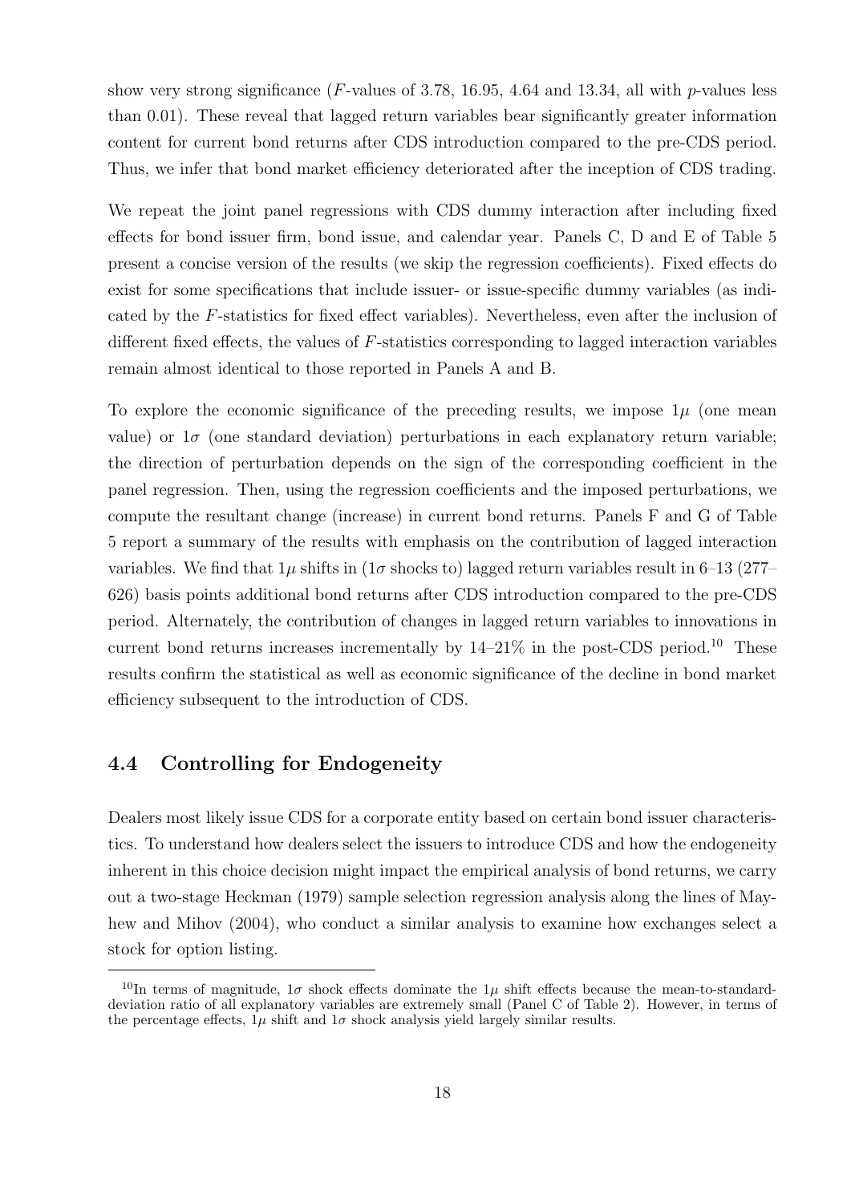show very strong significance ($F$-values of 3.78, 16.95, 4.64 and 13.34, all with $p$-values less than 0.01). These reveal that lagged return variables bear significantly greater information content for current bond returns after CDS introduction compared to the pre-CDS period. Thus, we infer that bond market efficiency deteriorated after the inception of CDS trading.

We repeat the joint panel regressions with CDS dummy interaction after including fixed effects for bond issuer firm, bond issue, and calendar year. Panels C, D and E of Table 5 present a concise version of the results (we skip the regression coefficients). Fixed effects do exist for some specifications that include issuer- or issue-specific dummy variables (as indicated by the $F$-statistics for fixed effect variables). Nevertheless, even after the inclusion of different fixed effects, the values of $F$-statistics corresponding to lagged interaction variables remain almost identical to those reported in Panels A and B.

To explore the economic significance of the preceding results, we impose $1\mu$ (one mean value) or $1\sigma$ (one standard deviation) perturbations in each explanatory return variable; the direction of perturbation depends on the sign of the corresponding coefficient in the panel regression. Then, using the regression coefficients and the imposed perturbations, we compute the resultant change (increase) in current bond returns. Panels F and G of Table 5 report a summary of the results with emphasis on the contribution of lagged interaction variables. We find that $1\mu$ shifts in ($1\sigma$ shocks to) lagged return variables result in 6–13 (277–626) basis points additional bond returns after CDS introduction compared to the pre-CDS period. Alternately, the contribution of changes in lagged return variables to innovations in current bond returns increases incrementally by 14–21% in the post-CDS period.[10] These results confirm the statistical as well as economic significance of the decline in bond market efficiency subsequent to the introduction of CDS.

## 4.4 Controlling for Endogeneity

Dealers most likely issue CDS for a corporate entity based on certain bond issuer characteristics. To understand how dealers select the issuers to introduce CDS and how the endogeneity inherent in this choice decision might impact the empirical analysis of bond returns, we carry out a two-stage Heckman (1979) sample selection regression analysis along the lines of Mayhew and Mihov (2004), who conduct a similar analysis to examine how exchanges select a stock for option listing.

[10] In terms of magnitude, $1\sigma$ shock effects dominate the $1\mu$ shift effects because the mean-to-standard-deviation ratio of all explanatory variables are extremely small (Panel C of Table 2). However, in terms of the percentage effects, $1\mu$ shift and $1\sigma$ shock analysis yield largely similar results.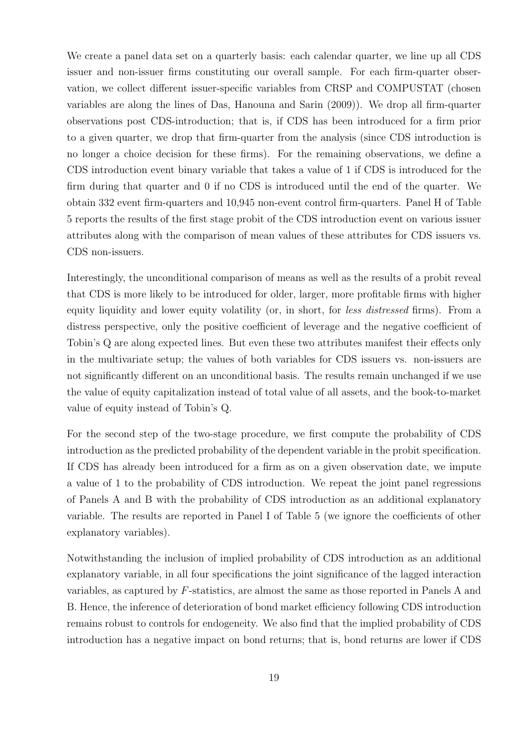We create a panel data set on a quarterly basis: each calendar quarter, we line up all CDS issuer and non-issuer firms constituting our overall sample. For each firm-quarter observation, we collect different issuer-specific variables from CRSP and COMPUSTAT (chosen variables are along the lines of Das, Hanouna and Sarin (2009)). We drop all firm-quarter observations post CDS-introduction; that is, if CDS has been introduced for a firm prior to a given quarter, we drop that firm-quarter from the analysis (since CDS introduction is no longer a choice decision for these firms). For the remaining observations, we define a CDS introduction event binary variable that takes a value of 1 if CDS is introduced for the firm during that quarter and 0 if no CDS is introduced until the end of the quarter. We obtain 332 event firm-quarters and 10,945 non-event control firm-quarters. Panel H of Table 5 reports the results of the first stage probit of the CDS introduction event on various issuer attributes along with the comparison of mean values of these attributes for CDS issuers vs. CDS non-issuers.

Interestingly, the unconditional comparison of means as well as the results of a probit reveal that CDS is more likely to be introduced for older, larger, more profitable firms with higher equity liquidity and lower equity volatility (or, in short, for *less distressed* firms). From a distress perspective, only the positive coefficient of leverage and the negative coefficient of Tobin's Q are along expected lines. But even these two attributes manifest their effects only in the multivariate setup; the values of both variables for CDS issuers vs. non-issuers are not significantly different on an unconditional basis. The results remain unchanged if we use the value of equity capitalization instead of total value of all assets, and the book-to-market value of equity instead of Tobin's Q.

For the second step of the two-stage procedure, we first compute the probability of CDS introduction as the predicted probability of the dependent variable in the probit specification. If CDS has already been introduced for a firm as on a given observation date, we impute a value of 1 to the probability of CDS introduction. We repeat the joint panel regressions of Panels A and B with the probability of CDS introduction as an additional explanatory variable. The results are reported in Panel I of Table 5 (we ignore the coefficients of other explanatory variables).

Notwithstanding the inclusion of implied probability of CDS introduction as an additional explanatory variable, in all four specifications the joint significance of the lagged interaction variables, as captured by $F$-statistics, are almost the same as those reported in Panels A and B. Hence, the inference of deterioration of bond market efficiency following CDS introduction remains robust to controls for endogeneity. We also find that the implied probability of CDS introduction has a negative impact on bond returns; that is, bond returns are lower if CDS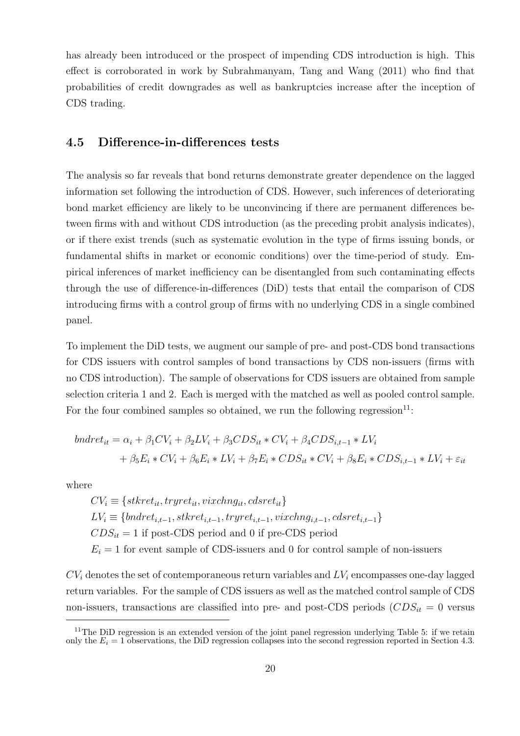has already been introduced or the prospect of impending CDS introduction is high. This effect is corroborated in work by Subrahmanyam, Tang and Wang (2011) who find that probabilities of credit downgrades as well as bankruptcies increase after the inception of CDS trading.

### 4.5 Difference-in-differences tests

The analysis so far reveals that bond returns demonstrate greater dependence on the lagged information set following the introduction of CDS. However, such inferences of deteriorating bond market efficiency are likely to be unconvincing if there are permanent differences between firms with and without CDS introduction (as the preceding probit analysis indicates), or if there exist trends (such as systematic evolution in the type of firms issuing bonds, or fundamental shifts in market or economic conditions) over the time-period of study. Empirical inferences of market inefficiency can be disentangled from such contaminating effects through the use of difference-in-differences (DiD) tests that entail the comparison of CDS introducing firms with a control group of firms with no underlying CDS in a single combined panel.

To implement the DiD tests, we augment our sample of pre- and post-CDS bond transactions for CDS issuers with control samples of bond transactions by CDS non-issuers (firms with no CDS introduction). The sample of observations for CDS issuers are obtained from sample selection criteria 1 and 2. Each is merged with the matched as well as pooled control sample. For the four combined samples so obtained, we run the following regression[11]:

$$
\begin{aligned}
bndret_{it} = \alpha_i &+ \beta_1 CV_i + \beta_2 LV_i + \beta_3 CDS_{it} * CV_i + \beta_4 CDS_{i,t-1} * LV_i \\
&+ \beta_5 E_i * CV_i + \beta_6 E_i * LV_i + \beta_7 E_i * CDS_{it} * CV_i + \beta_8 E_i * CDS_{i,t-1} * LV_i + \varepsilon_{it}
\end{aligned}
$$

where

$CV_i \equiv \{stkret_{it}, tryret_{it}, vixchng_{it}, cdsret_{it}\}$

$LV_i \equiv \{bndret_{i,t-1}, stkret_{i,t-1}, tryret_{i,t-1}, vixchng_{i,t-1}, cdsret_{i,t-1}\}$

$CDS_{it} = 1$ if post-CDS period and 0 if pre-CDS period

$E_i = 1$ for event sample of CDS-issuers and 0 for control sample of non-issuers

$CV_i$ denotes the set of contemporaneous return variables and $LV_i$ encompasses one-day lagged return variables. For the sample of CDS issuers as well as the matched control sample of CDS non-issuers, transactions are classified into pre- and post-CDS periods ($CDS_{it} = 0$ versus

[11]The DiD regression is an extended version of the joint panel regression underlying Table 5: if we retain only the $E_i = 1$ observations, the DiD regression collapses into the second regression reported in Section 4.3.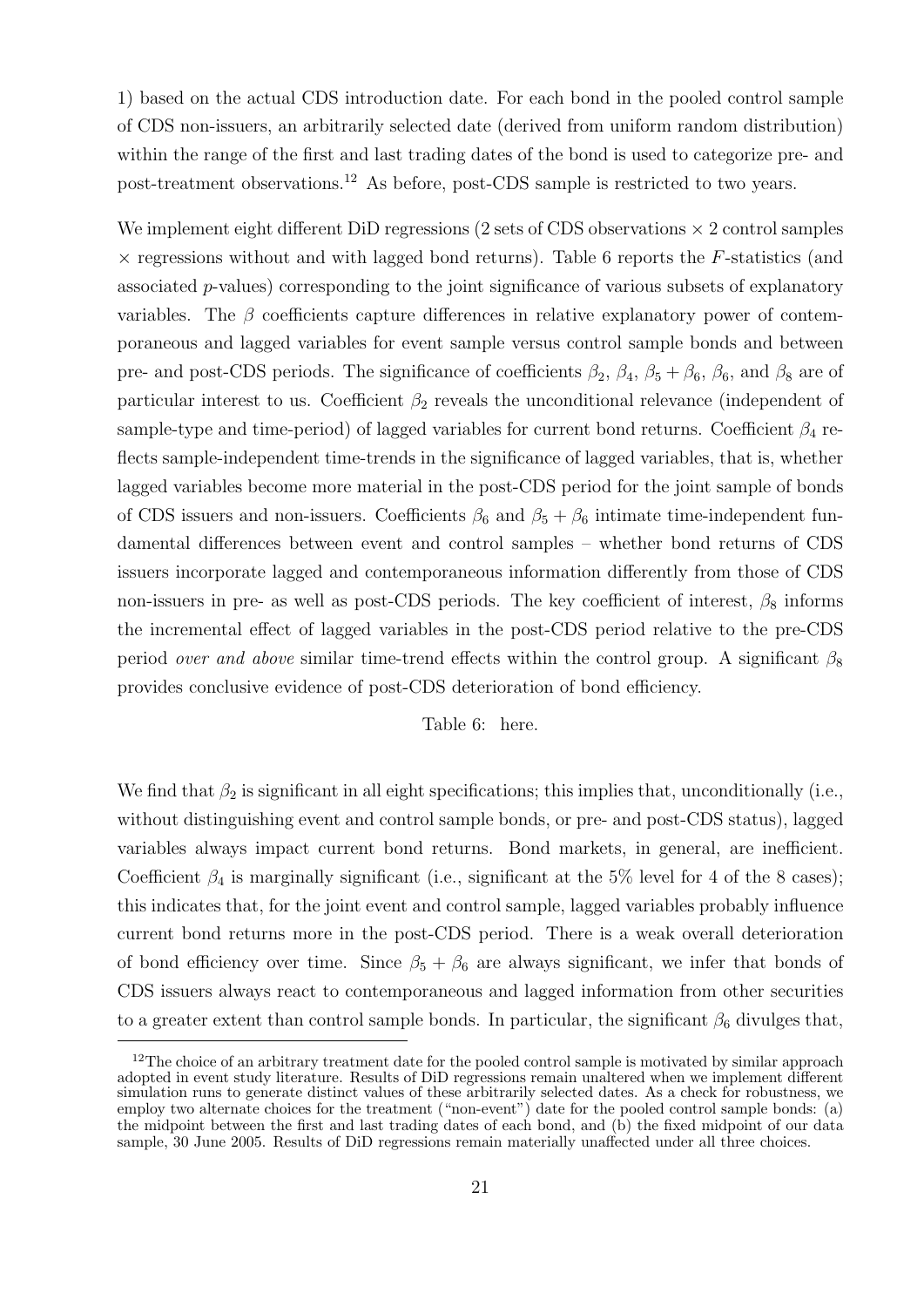1) based on the actual CDS introduction date. For each bond in the pooled control sample of CDS non-issuers, an arbitrarily selected date (derived from uniform random distribution) within the range of the first and last trading dates of the bond is used to categorize pre- and post-treatment observations.[12] As before, post-CDS sample is restricted to two years.

We implement eight different DiD regressions (2 sets of CDS observations $\times$ 2 control samples $\times$ regressions without and with lagged bond returns). Table 6 reports the $F$-statistics (and associated $p$-values) corresponding to the joint significance of various subsets of explanatory variables. The $\beta$ coefficients capture differences in relative explanatory power of contemporaneous and lagged variables for event sample versus control sample bonds and between pre- and post-CDS periods. The significance of coefficients $\beta_2$, $\beta_4$, $\beta_5 + \beta_6$, $\beta_6$, and $\beta_8$ are of particular interest to us. Coefficient $\beta_2$ reveals the unconditional relevance (independent of sample-type and time-period) of lagged variables for current bond returns. Coefficient $\beta_4$ reflects sample-independent time-trends in the significance of lagged variables, that is, whether lagged variables become more material in the post-CDS period for the joint sample of bonds of CDS issuers and non-issuers. Coefficients $\beta_6$ and $\beta_5 + \beta_6$ intimate time-independent fundamental differences between event and control samples – whether bond returns of CDS issuers incorporate lagged and contemporaneous information differently from those of CDS non-issuers in pre- as well as post-CDS periods. The key coefficient of interest, $\beta_8$ informs the incremental effect of lagged variables in the post-CDS period relative to the pre-CDS period *over and above* similar time-trend effects within the control group. A significant $\beta_8$ provides conclusive evidence of post-CDS deterioration of bond efficiency.

Table 6: here.

We find that $\beta_2$ is significant in all eight specifications; this implies that, unconditionally (i.e., without distinguishing event and control sample bonds, or pre- and post-CDS status), lagged variables always impact current bond returns. Bond markets, in general, are inefficient. Coefficient $\beta_4$ is marginally significant (i.e., significant at the 5% level for 4 of the 8 cases); this indicates that, for the joint event and control sample, lagged variables probably influence current bond returns more in the post-CDS period. There is a weak overall deterioration of bond efficiency over time. Since $\beta_5 + \beta_6$ are always significant, we infer that bonds of CDS issuers always react to contemporaneous and lagged information from other securities to a greater extent than control sample bonds. In particular, the significant $\beta_6$ divulges that,

[12] The choice of an arbitrary treatment date for the pooled control sample is motivated by similar approach adopted in event study literature. Results of DiD regressions remain unaltered when we implement different simulation runs to generate distinct values of these arbitrarily selected dates. As a check for robustness, we employ two alternate choices for the treatment ("non-event") date for the pooled control sample bonds: (a) the midpoint between the first and last trading dates of each bond, and (b) the fixed midpoint of our data sample, 30 June 2005. Results of DiD regressions remain materially unaffected under all three choices.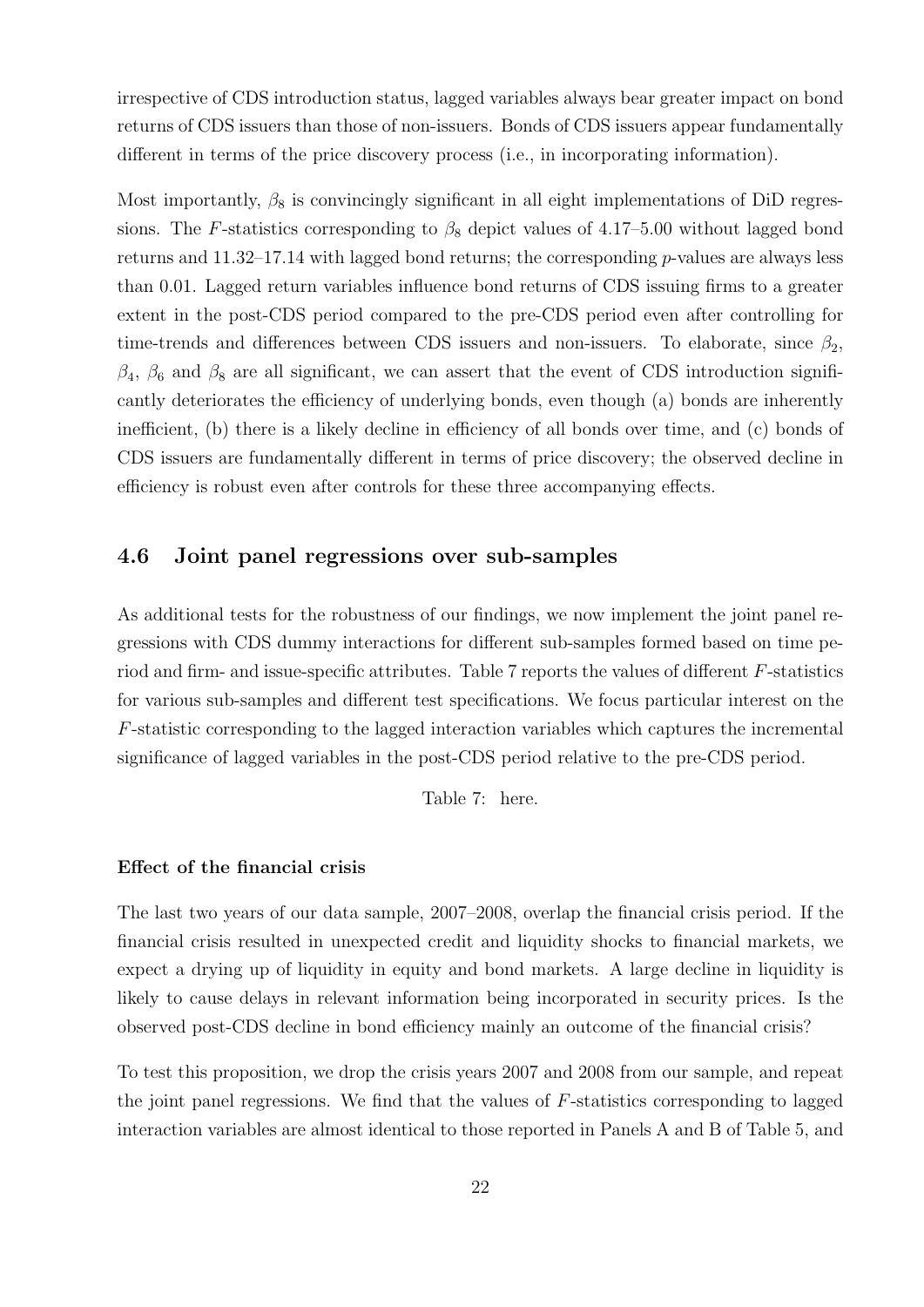irrespective of CDS introduction status, lagged variables always bear greater impact on bond returns of CDS issuers than those of non-issuers. Bonds of CDS issuers appear fundamentally different in terms of the price discovery process (i.e., in incorporating information).

Most importantly, $\beta_8$ is convincingly significant in all eight implementations of DiD regressions. The $F$-statistics corresponding to $\beta_8$ depict values of 4.17–5.00 without lagged bond returns and 11.32–17.14 with lagged bond returns; the corresponding $p$-values are always less than 0.01. Lagged return variables influence bond returns of CDS issuing firms to a greater extent in the post-CDS period compared to the pre-CDS period even after controlling for time-trends and differences between CDS issuers and non-issuers. To elaborate, since $\beta_2$, $\beta_4$, $\beta_6$ and $\beta_8$ are all significant, we can assert that the event of CDS introduction significantly deteriorates the efficiency of underlying bonds, even though (a) bonds are inherently inefficient, (b) there is a likely decline in efficiency of all bonds over time, and (c) bonds of CDS issuers are fundamentally different in terms of price discovery; the observed decline in efficiency is robust even after controls for these three accompanying effects.

## 4.6 Joint panel regressions over sub-samples

As additional tests for the robustness of our findings, we now implement the joint panel regressions with CDS dummy interactions for different sub-samples formed based on time period and firm- and issue-specific attributes. Table 7 reports the values of different $F$-statistics for various sub-samples and different test specifications. We focus particular interest on the $F$-statistic corresponding to the lagged interaction variables which captures the incremental significance of lagged variables in the post-CDS period relative to the pre-CDS period.

Table 7: here.

**Effect of the financial crisis**

The last two years of our data sample, 2007–2008, overlap the financial crisis period. If the financial crisis resulted in unexpected credit and liquidity shocks to financial markets, we expect a drying up of liquidity in equity and bond markets. A large decline in liquidity is likely to cause delays in relevant information being incorporated in security prices. Is the observed post-CDS decline in bond efficiency mainly an outcome of the financial crisis?

To test this proposition, we drop the crisis years 2007 and 2008 from our sample, and repeat the joint panel regressions. We find that the values of $F$-statistics corresponding to lagged interaction variables are almost identical to those reported in Panels A and B of Table 5, and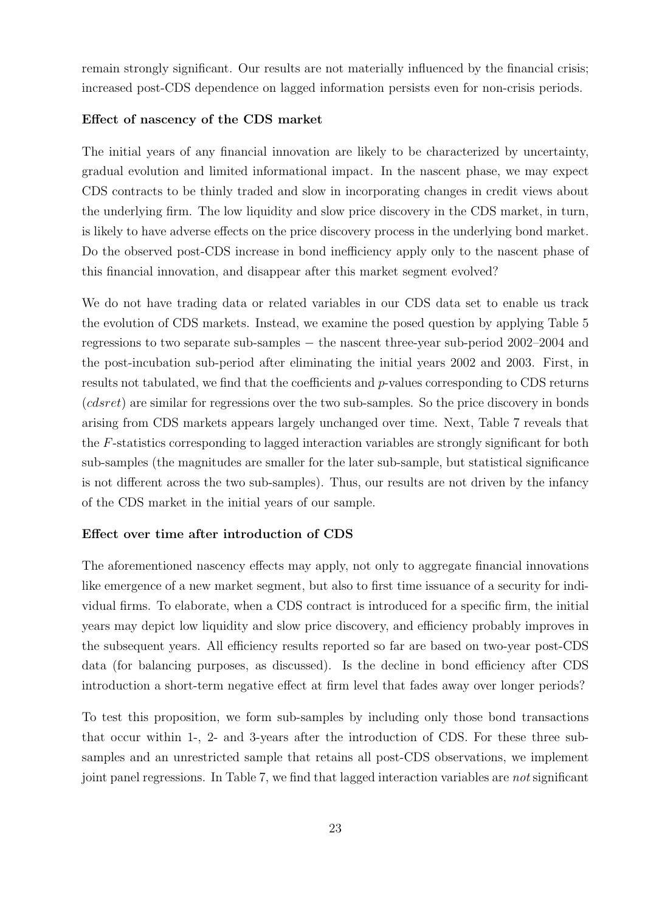remain strongly significant. Our results are not materially influenced by the financial crisis; increased post-CDS dependence on lagged information persists even for non-crisis periods.

**Effect of nascency of the CDS market**

The initial years of any financial innovation are likely to be characterized by uncertainty, gradual evolution and limited informational impact. In the nascent phase, we may expect CDS contracts to be thinly traded and slow in incorporating changes in credit views about the underlying firm. The low liquidity and slow price discovery in the CDS market, in turn, is likely to have adverse effects on the price discovery process in the underlying bond market. Do the observed post-CDS increase in bond inefficiency apply only to the nascent phase of this financial innovation, and disappear after this market segment evolved?

We do not have trading data or related variables in our CDS data set to enable us track the evolution of CDS markets. Instead, we examine the posed question by applying Table 5 regressions to two separate sub-samples − the nascent three-year sub-period 2002–2004 and the post-incubation sub-period after eliminating the initial years 2002 and 2003. First, in results not tabulated, we find that the coefficients and $p$-values corresponding to CDS returns (*cdsret*) are similar for regressions over the two sub-samples. So the price discovery in bonds arising from CDS markets appears largely unchanged over time. Next, Table 7 reveals that the $F$-statistics corresponding to lagged interaction variables are strongly significant for both sub-samples (the magnitudes are smaller for the later sub-sample, but statistical significance is not different across the two sub-samples). Thus, our results are not driven by the infancy of the CDS market in the initial years of our sample.

**Effect over time after introduction of CDS**

The aforementioned nascency effects may apply, not only to aggregate financial innovations like emergence of a new market segment, but also to first time issuance of a security for individual firms. To elaborate, when a CDS contract is introduced for a specific firm, the initial years may depict low liquidity and slow price discovery, and efficiency probably improves in the subsequent years. All efficiency results reported so far are based on two-year post-CDS data (for balancing purposes, as discussed). Is the decline in bond efficiency after CDS introduction a short-term negative effect at firm level that fades away over longer periods?

To test this proposition, we form sub-samples by including only those bond transactions that occur within 1-, 2- and 3-years after the introduction of CDS. For these three sub-samples and an unrestricted sample that retains all post-CDS observations, we implement joint panel regressions. In Table 7, we find that lagged interaction variables are *not* significant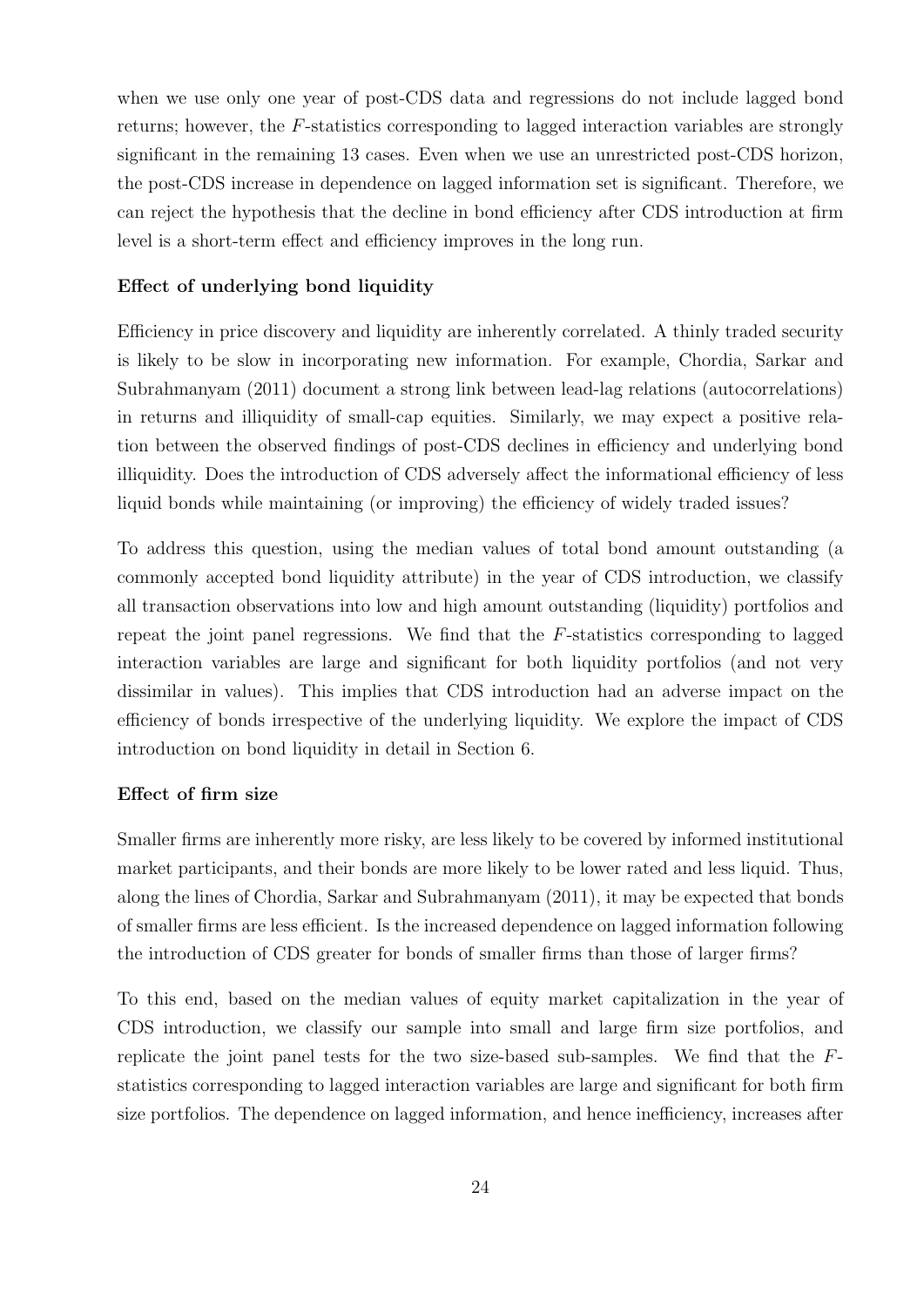when we use only one year of post-CDS data and regressions do not include lagged bond returns; however, the $F$-statistics corresponding to lagged interaction variables are strongly significant in the remaining 13 cases. Even when we use an unrestricted post-CDS horizon, the post-CDS increase in dependence on lagged information set is significant. Therefore, we can reject the hypothesis that the decline in bond efficiency after CDS introduction at firm level is a short-term effect and efficiency improves in the long run.

**Effect of underlying bond liquidity**

Efficiency in price discovery and liquidity are inherently correlated. A thinly traded security is likely to be slow in incorporating new information. For example, Chordia, Sarkar and Subrahmanyam (2011) document a strong link between lead-lag relations (autocorrelations) in returns and illiquidity of small-cap equities. Similarly, we may expect a positive relation between the observed findings of post-CDS declines in efficiency and underlying bond illiquidity. Does the introduction of CDS adversely affect the informational efficiency of less liquid bonds while maintaining (or improving) the efficiency of widely traded issues?

To address this question, using the median values of total bond amount outstanding (a commonly accepted bond liquidity attribute) in the year of CDS introduction, we classify all transaction observations into low and high amount outstanding (liquidity) portfolios and repeat the joint panel regressions. We find that the $F$-statistics corresponding to lagged interaction variables are large and significant for both liquidity portfolios (and not very dissimilar in values). This implies that CDS introduction had an adverse impact on the efficiency of bonds irrespective of the underlying liquidity. We explore the impact of CDS introduction on bond liquidity in detail in Section 6.

**Effect of firm size**

Smaller firms are inherently more risky, are less likely to be covered by informed institutional market participants, and their bonds are more likely to be lower rated and less liquid. Thus, along the lines of Chordia, Sarkar and Subrahmanyam (2011), it may be expected that bonds of smaller firms are less efficient. Is the increased dependence on lagged information following the introduction of CDS greater for bonds of smaller firms than those of larger firms?

To this end, based on the median values of equity market capitalization in the year of CDS introduction, we classify our sample into small and large firm size portfolios, and replicate the joint panel tests for the two size-based sub-samples. We find that the $F$-statistics corresponding to lagged interaction variables are large and significant for both firm size portfolios. The dependence on lagged information, and hence inefficiency, increases after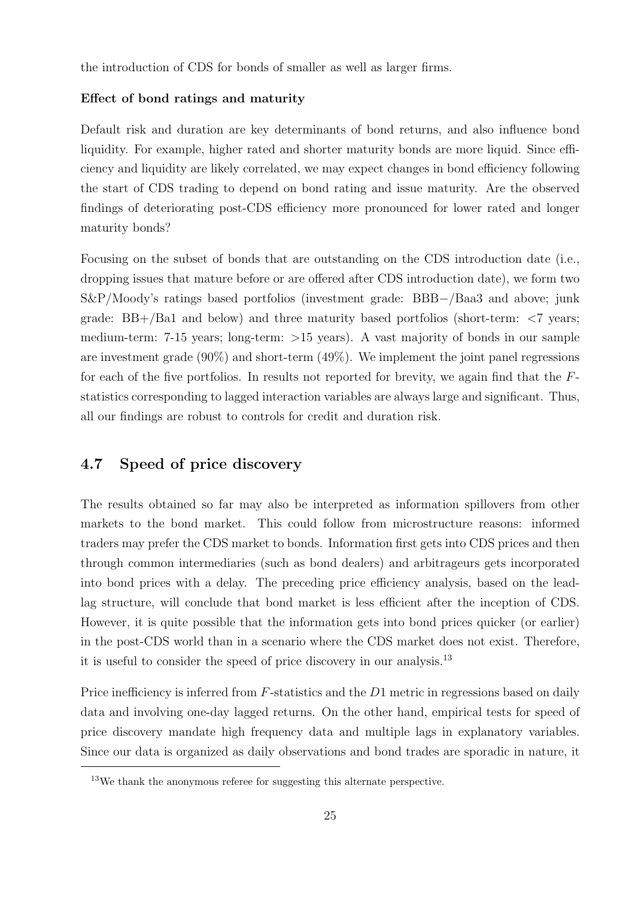the introduction of CDS for bonds of smaller as well as larger firms.

**Effect of bond ratings and maturity**

Default risk and duration are key determinants of bond returns, and also influence bond liquidity. For example, higher rated and shorter maturity bonds are more liquid. Since efficiency and liquidity are likely correlated, we may expect changes in bond efficiency following the start of CDS trading to depend on bond rating and issue maturity. Are the observed findings of deteriorating post-CDS efficiency more pronounced for lower rated and longer maturity bonds?

Focusing on the subset of bonds that are outstanding on the CDS introduction date (i.e., dropping issues that mature before or are offered after CDS introduction date), we form two S&P/Moody's ratings based portfolios (investment grade: BBB−/Baa3 and above; junk grade: BB+/Ba1 and below) and three maturity based portfolios (short-term: <7 years; medium-term: 7-15 years; long-term: >15 years). A vast majority of bonds in our sample are investment grade (90%) and short-term (49%). We implement the joint panel regressions for each of the five portfolios. In results not reported for brevity, we again find that the $F$-statistics corresponding to lagged interaction variables are always large and significant. Thus, all our findings are robust to controls for credit and duration risk.

## 4.7 Speed of price discovery

The results obtained so far may also be interpreted as information spillovers from other markets to the bond market. This could follow from microstructure reasons: informed traders may prefer the CDS market to bonds. Information first gets into CDS prices and then through common intermediaries (such as bond dealers) and arbitrageurs gets incorporated into bond prices with a delay. The preceding price efficiency analysis, based on the lead-lag structure, will conclude that bond market is less efficient after the inception of CDS. However, it is quite possible that the information gets into bond prices quicker (or earlier) in the post-CDS world than in a scenario where the CDS market does not exist. Therefore, it is useful to consider the speed of price discovery in our analysis.[13]

Price inefficiency is inferred from $F$-statistics and the $D1$ metric in regressions based on daily data and involving one-day lagged returns. On the other hand, empirical tests for speed of price discovery mandate high frequency data and multiple lags in explanatory variables. Since our data is organized as daily observations and bond trades are sporadic in nature, it

[13]We thank the anonymous referee for suggesting this alternate perspective.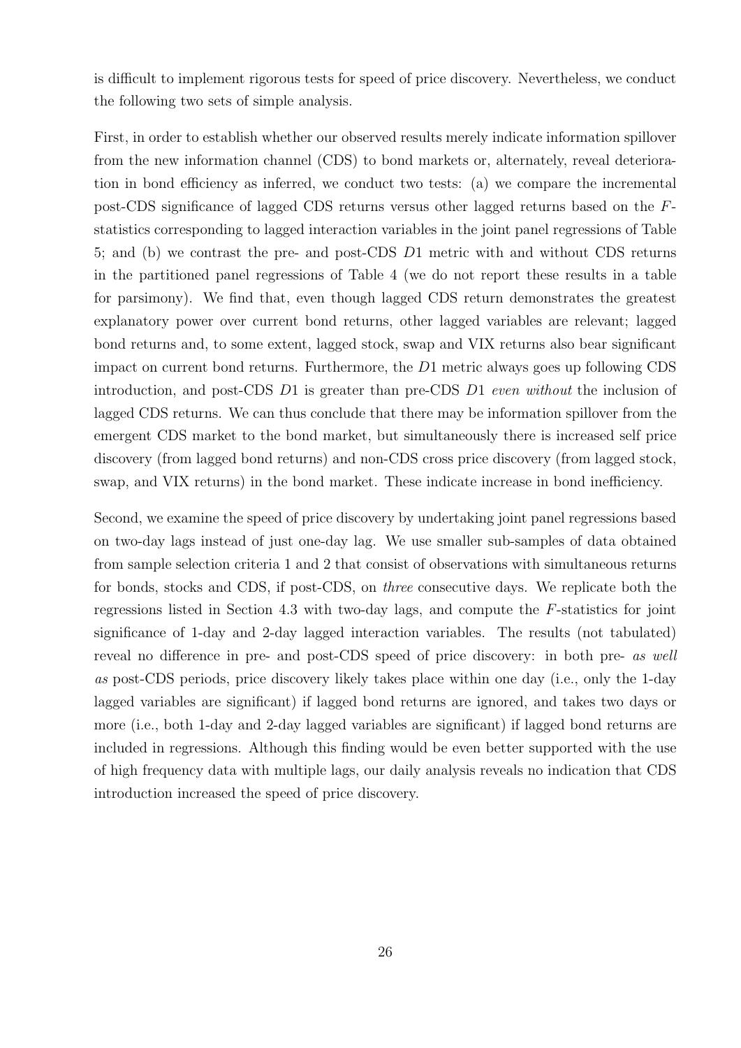is difficult to implement rigorous tests for speed of price discovery. Nevertheless, we conduct the following two sets of simple analysis.

First, in order to establish whether our observed results merely indicate information spillover from the new information channel (CDS) to bond markets or, alternately, reveal deterioration in bond efficiency as inferred, we conduct two tests: (a) we compare the incremental post-CDS significance of lagged CDS returns versus other lagged returns based on the $F$-statistics corresponding to lagged interaction variables in the joint panel regressions of Table 5; and (b) we contrast the pre- and post-CDS $D1$ metric with and without CDS returns in the partitioned panel regressions of Table 4 (we do not report these results in a table for parsimony). We find that, even though lagged CDS return demonstrates the greatest explanatory power over current bond returns, other lagged variables are relevant; lagged bond returns and, to some extent, lagged stock, swap and VIX returns also bear significant impact on current bond returns. Furthermore, the $D1$ metric always goes up following CDS introduction, and post-CDS $D1$ is greater than pre-CDS $D1$ *even without* the inclusion of lagged CDS returns. We can thus conclude that there may be information spillover from the emergent CDS market to the bond market, but simultaneously there is increased self price discovery (from lagged bond returns) and non-CDS cross price discovery (from lagged stock, swap, and VIX returns) in the bond market. These indicate increase in bond inefficiency.

Second, we examine the speed of price discovery by undertaking joint panel regressions based on two-day lags instead of just one-day lag. We use smaller sub-samples of data obtained from sample selection criteria 1 and 2 that consist of observations with simultaneous returns for bonds, stocks and CDS, if post-CDS, on *three* consecutive days. We replicate both the regressions listed in Section 4.3 with two-day lags, and compute the $F$-statistics for joint significance of 1-day and 2-day lagged interaction variables. The results (not tabulated) reveal no difference in pre- and post-CDS speed of price discovery: in both pre- *as well as* post-CDS periods, price discovery likely takes place within one day (i.e., only the 1-day lagged variables are significant) if lagged bond returns are ignored, and takes two days or more (i.e., both 1-day and 2-day lagged variables are significant) if lagged bond returns are included in regressions. Although this finding would be even better supported with the use of high frequency data with multiple lags, our daily analysis reveals no indication that CDS introduction increased the speed of price discovery.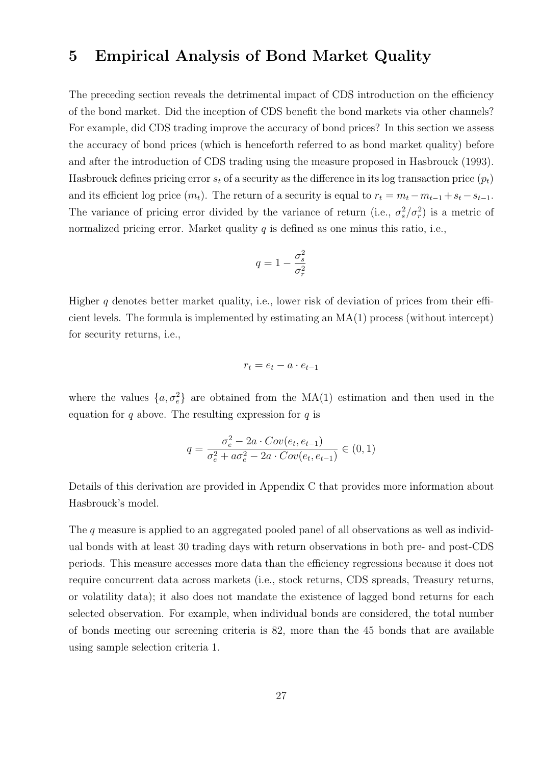# 5 Empirical Analysis of Bond Market Quality

The preceding section reveals the detrimental impact of CDS introduction on the efficiency of the bond market. Did the inception of CDS benefit the bond markets via other channels? For example, did CDS trading improve the accuracy of bond prices? In this section we assess the accuracy of bond prices (which is henceforth referred to as bond market quality) before and after the introduction of CDS trading using the measure proposed in Hasbrouck (1993). Hasbrouck defines pricing error $s_t$ of a security as the difference in its log transaction price ($p_t$) and its efficient log price ($m_t$). The return of a security is equal to $r_t = m_t - m_{t-1} + s_t - s_{t-1}$. The variance of pricing error divided by the variance of return (i.e., $\sigma_s^2/\sigma_r^2$) is a metric of normalized pricing error. Market quality $q$ is defined as one minus this ratio, i.e.,

$$q = 1 - \frac{\sigma_s^2}{\sigma_r^2}$$

Higher $q$ denotes better market quality, i.e., lower risk of deviation of prices from their efficient levels. The formula is implemented by estimating an MA(1) process (without intercept) for security returns, i.e.,

$$r_t = e_t - a \cdot e_{t-1}$$

where the values $\{a, \sigma_e^2\}$ are obtained from the MA(1) estimation and then used in the equation for $q$ above. The resulting expression for $q$ is

$$q = \frac{\sigma_e^2 - 2a \cdot Cov(e_t, e_{t-1})}{\sigma_e^2 + a\sigma_e^2 - 2a \cdot Cov(e_t, e_{t-1})} \in (0, 1)$$

Details of this derivation are provided in Appendix C that provides more information about Hasbrouck's model.

The $q$ measure is applied to an aggregated pooled panel of all observations as well as individual bonds with at least 30 trading days with return observations in both pre- and post-CDS periods. This measure accesses more data than the efficiency regressions because it does not require concurrent data across markets (i.e., stock returns, CDS spreads, Treasury returns, or volatility data); it also does not mandate the existence of lagged bond returns for each selected observation. For example, when individual bonds are considered, the total number of bonds meeting our screening criteria is 82, more than the 45 bonds that are available using sample selection criteria 1.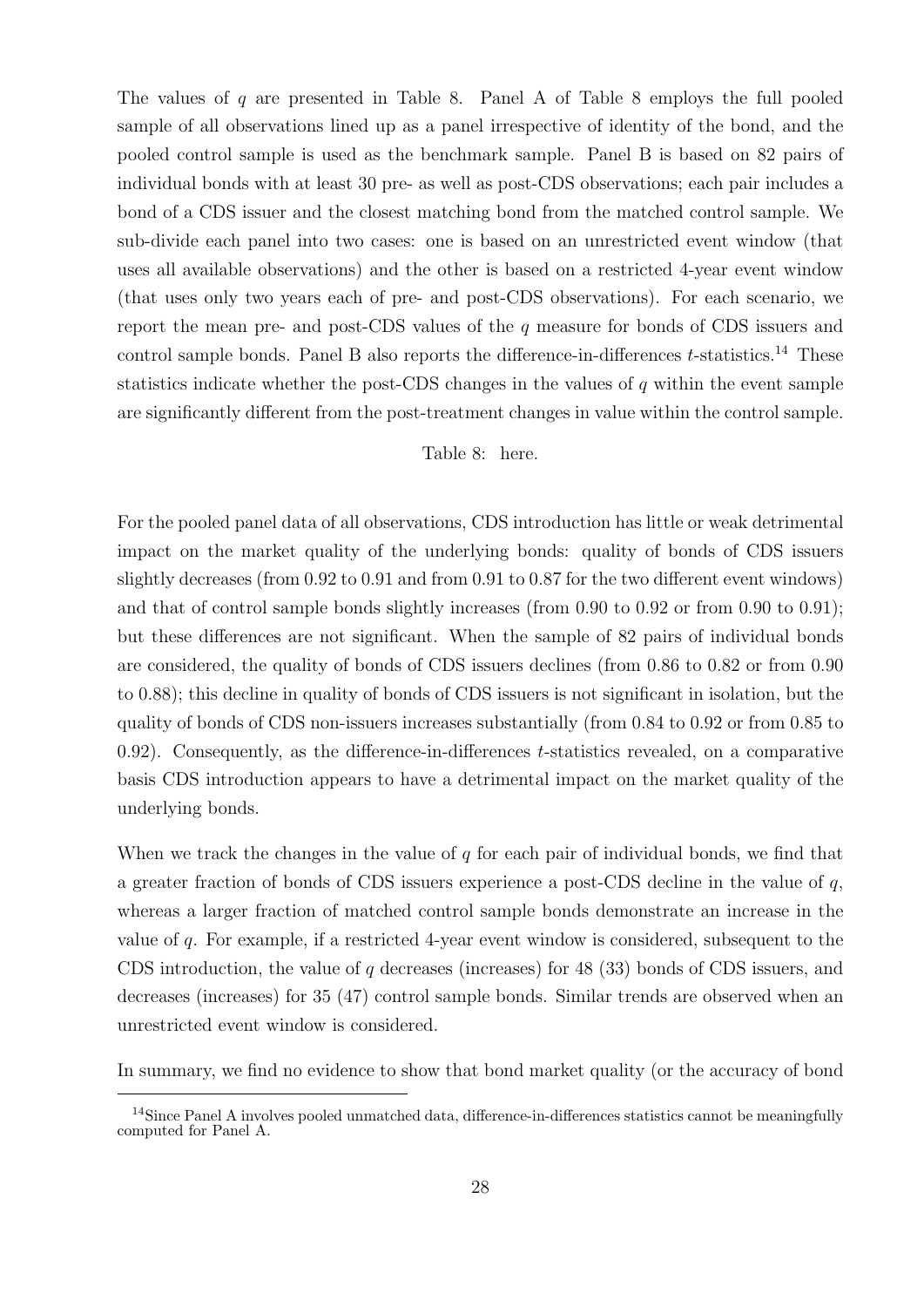The values of $q$ are presented in Table 8. Panel A of Table 8 employs the full pooled sample of all observations lined up as a panel irrespective of identity of the bond, and the pooled control sample is used as the benchmark sample. Panel B is based on 82 pairs of individual bonds with at least 30 pre- as well as post-CDS observations; each pair includes a bond of a CDS issuer and the closest matching bond from the matched control sample. We sub-divide each panel into two cases: one is based on an unrestricted event window (that uses all available observations) and the other is based on a restricted 4-year event window (that uses only two years each of pre- and post-CDS observations). For each scenario, we report the mean pre- and post-CDS values of the $q$ measure for bonds of CDS issuers and control sample bonds. Panel B also reports the difference-in-differences $t$-statistics.[14] These statistics indicate whether the post-CDS changes in the values of $q$ within the event sample are significantly different from the post-treatment changes in value within the control sample.

Table 8: here.

For the pooled panel data of all observations, CDS introduction has little or weak detrimental impact on the market quality of the underlying bonds: quality of bonds of CDS issuers slightly decreases (from 0.92 to 0.91 and from 0.91 to 0.87 for the two different event windows) and that of control sample bonds slightly increases (from 0.90 to 0.92 or from 0.90 to 0.91); but these differences are not significant. When the sample of 82 pairs of individual bonds are considered, the quality of bonds of CDS issuers declines (from 0.86 to 0.82 or from 0.90 to 0.88); this decline in quality of bonds of CDS issuers is not significant in isolation, but the quality of bonds of CDS non-issuers increases substantially (from 0.84 to 0.92 or from 0.85 to 0.92). Consequently, as the difference-in-differences $t$-statistics revealed, on a comparative basis CDS introduction appears to have a detrimental impact on the market quality of the underlying bonds.

When we track the changes in the value of $q$ for each pair of individual bonds, we find that a greater fraction of bonds of CDS issuers experience a post-CDS decline in the value of $q$, whereas a larger fraction of matched control sample bonds demonstrate an increase in the value of $q$. For example, if a restricted 4-year event window is considered, subsequent to the CDS introduction, the value of $q$ decreases (increases) for 48 (33) bonds of CDS issuers, and decreases (increases) for 35 (47) control sample bonds. Similar trends are observed when an unrestricted event window is considered.

In summary, we find no evidence to show that bond market quality (or the accuracy of bond

[14]Since Panel A involves pooled unmatched data, difference-in-differences statistics cannot be meaningfully computed for Panel A.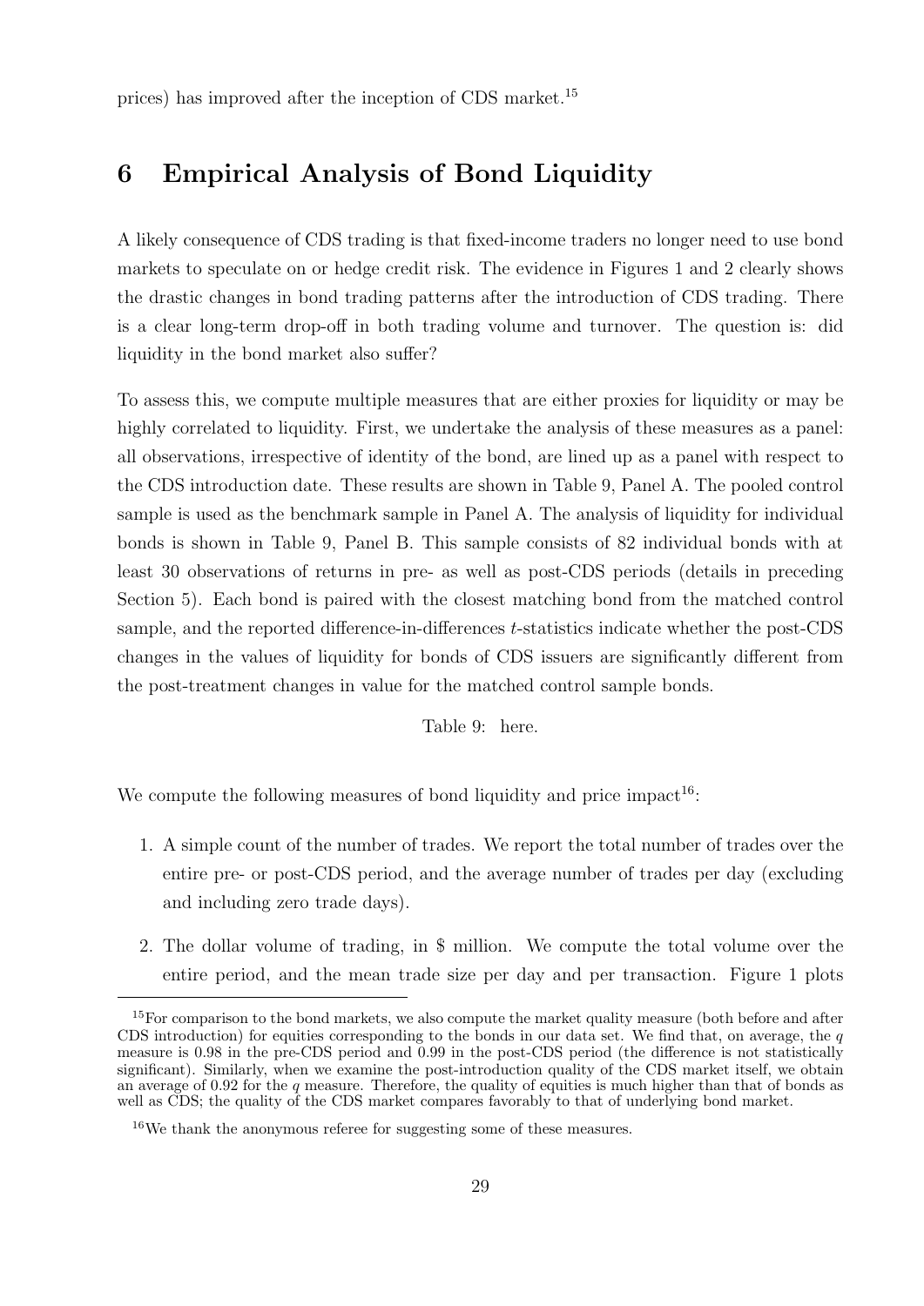prices) has improved after the inception of CDS market.[15]

# 6 Empirical Analysis of Bond Liquidity

A likely consequence of CDS trading is that fixed-income traders no longer need to use bond markets to speculate on or hedge credit risk. The evidence in Figures 1 and 2 clearly shows the drastic changes in bond trading patterns after the introduction of CDS trading. There is a clear long-term drop-off in both trading volume and turnover. The question is: did liquidity in the bond market also suffer?

To assess this, we compute multiple measures that are either proxies for liquidity or may be highly correlated to liquidity. First, we undertake the analysis of these measures as a panel: all observations, irrespective of identity of the bond, are lined up as a panel with respect to the CDS introduction date. These results are shown in Table 9, Panel A. The pooled control sample is used as the benchmark sample in Panel A. The analysis of liquidity for individual bonds is shown in Table 9, Panel B. This sample consists of 82 individual bonds with at least 30 observations of returns in pre- as well as post-CDS periods (details in preceding Section 5). Each bond is paired with the closest matching bond from the matched control sample, and the reported difference-in-differences *t*-statistics indicate whether the post-CDS changes in the values of liquidity for bonds of CDS issuers are significantly different from the post-treatment changes in value for the matched control sample bonds.

Table 9: here.

We compute the following measures of bond liquidity and price impact[16]:

1. A simple count of the number of trades. We report the total number of trades over the entire pre- or post-CDS period, and the average number of trades per day (excluding and including zero trade days).
2. The dollar volume of trading, in $ million. We compute the total volume over the entire period, and the mean trade size per day and per transaction. Figure 1 plots

---

[15] For comparison to the bond markets, we also compute the market quality measure (both before and after CDS introduction) for equities corresponding to the bonds in our data set. We find that, on average, the $q$ measure is 0.98 in the pre-CDS period and 0.99 in the post-CDS period (the difference is not statistically significant). Similarly, when we examine the post-introduction quality of the CDS market itself, we obtain an average of 0.92 for the $q$ measure. Therefore, the quality of equities is much higher than that of bonds as well as CDS; the quality of the CDS market compares favorably to that of underlying bond market.

[16] We thank the anonymous referee for suggesting some of these measures.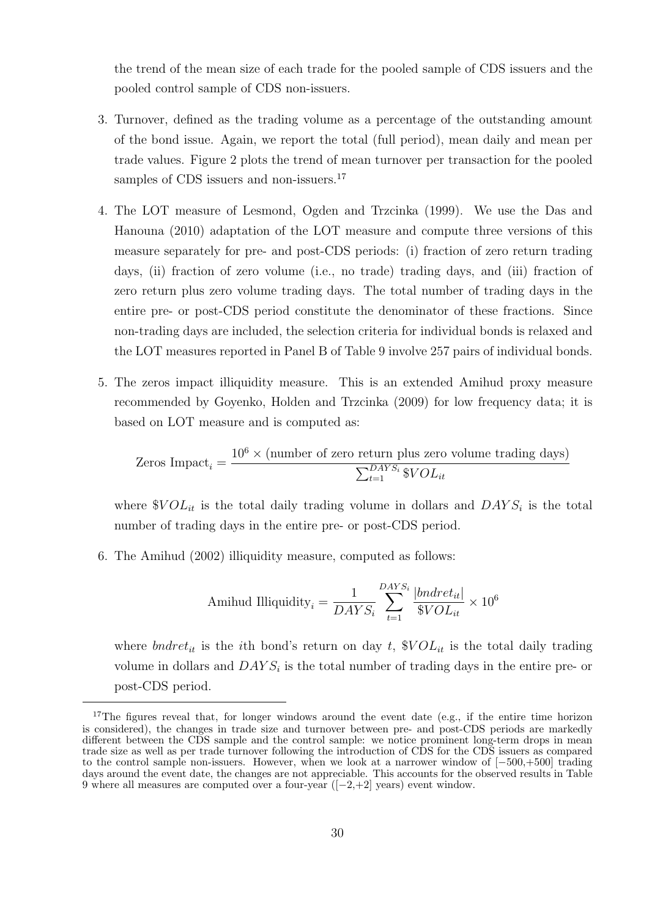the trend of the mean size of each trade for the pooled sample of CDS issuers and the pooled control sample of CDS non-issuers.

3. Turnover, defined as the trading volume as a percentage of the outstanding amount of the bond issue. Again, we report the total (full period), mean daily and mean per trade values. Figure 2 plots the trend of mean turnover per transaction for the pooled samples of CDS issuers and non-issuers.[17]

4. The LOT measure of Lesmond, Ogden and Trzcinka (1999). We use the Das and Hanouna (2010) adaptation of the LOT measure and compute three versions of this measure separately for pre- and post-CDS periods: (i) fraction of zero return trading days, (ii) fraction of zero volume (i.e., no trade) trading days, and (iii) fraction of zero return plus zero volume trading days. The total number of trading days in the entire pre- or post-CDS period constitute the denominator of these fractions. Since non-trading days are included, the selection criteria for individual bonds is relaxed and the LOT measures reported in Panel B of Table 9 involve 257 pairs of individual bonds.

5. The zeros impact illiquidity measure. This is an extended Amihud proxy measure recommended by Goyenko, Holden and Trzcinka (2009) for low frequency data; it is based on LOT measure and is computed as:

$$\text{Zeros Impact}_i = \frac{10^6 \times (\text{number of zero return plus zero volume trading days})}{\sum_{t=1}^{DAYS_i} \$VOL_{it}}$$

   where $\$VOL_{it}$ is the total daily trading volume in dollars and $DAYS_i$ is the total number of trading days in the entire pre- or post-CDS period.

6. The Amihud (2002) illiquidity measure, computed as follows:

$$\text{Amihud Illiquidity}_i = \frac{1}{DAYS_i} \sum_{t=1}^{DAYS_i} \frac{|bndret_{it}|}{\$VOL_{it}} \times 10^6$$

   where $bndret_{it}$ is the $i$th bond's return on day $t$, $\$VOL_{it}$ is the total daily trading volume in dollars and $DAYS_i$ is the total number of trading days in the entire pre- or post-CDS period.

---

[17] The figures reveal that, for longer windows around the event date (e.g., if the entire time horizon is considered), the changes in trade size and turnover between pre- and post-CDS periods are markedly different between the CDS sample and the control sample: we notice prominent long-term drops in mean trade size as well as per trade turnover following the introduction of CDS for the CDS issuers as compared to the control sample non-issuers. However, when we look at a narrower window of [−500,+500] trading days around the event date, the changes are not appreciable. This accounts for the observed results in Table 9 where all measures are computed over a four-year ([−2,+2] years) event window.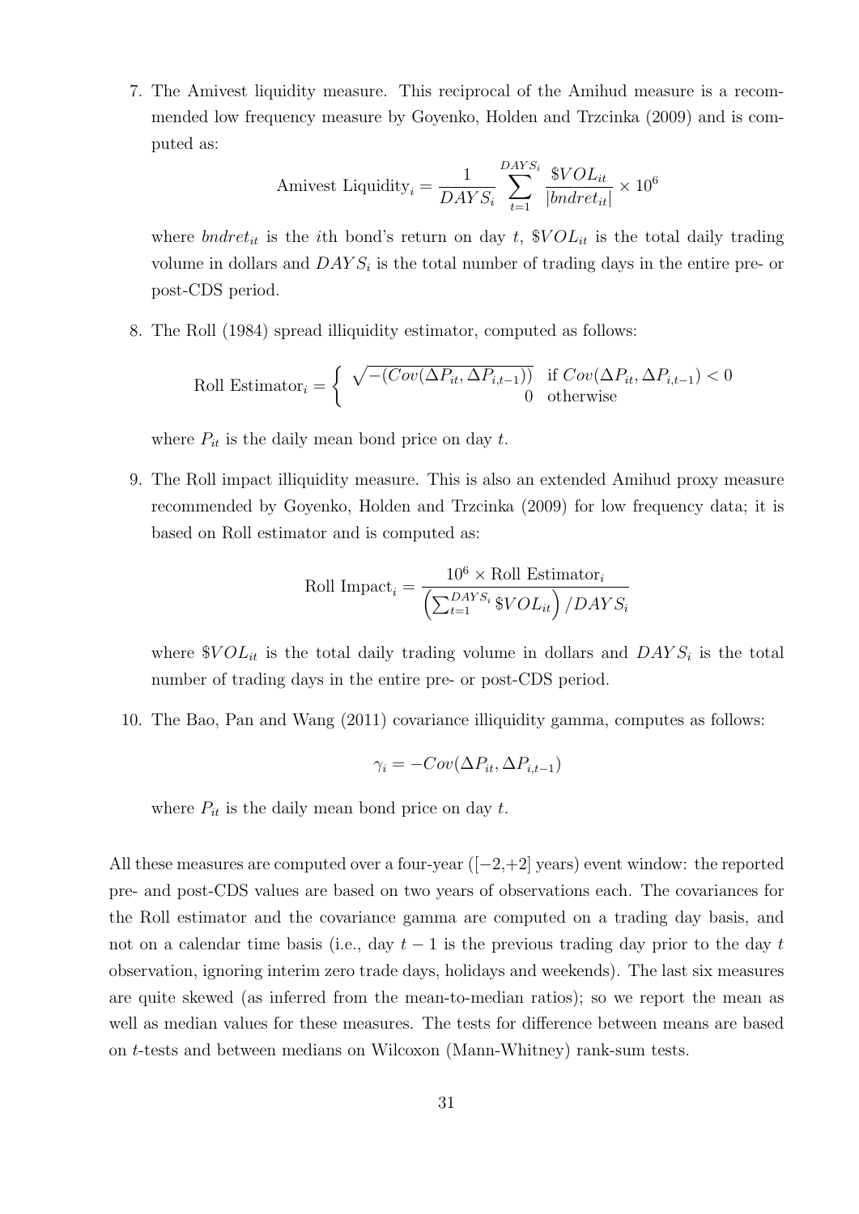7. The Amivest liquidity measure. This reciprocal of the Amihud measure is a recommended low frequency measure by Goyenko, Holden and Trzcinka (2009) and is computed as:

$$\text{Amivest Liquidity}_i = \frac{1}{DAYS_i} \sum_{t=1}^{DAYS_i} \frac{\$VOL_{it}}{|bndret_{it}|} \times 10^6$$

where $bndret_{it}$ is the $i$th bond's return on day $t$, $\$VOL_{it}$ is the total daily trading volume in dollars and $DAYS_i$ is the total number of trading days in the entire pre- or post-CDS period.

8. The Roll (1984) spread illiquidity estimator, computed as follows:

$$\text{Roll Estimator}_i = \begin{cases} \sqrt{-(Cov(\Delta P_{it}, \Delta P_{i,t-1}))} & \text{if } Cov(\Delta P_{it}, \Delta P_{i,t-1}) < 0 \\ 0 & \text{otherwise} \end{cases}$$

where $P_{it}$ is the daily mean bond price on day $t$.

9. The Roll impact illiquidity measure. This is also an extended Amihud proxy measure recommended by Goyenko, Holden and Trzcinka (2009) for low frequency data; it is based on Roll estimator and is computed as:

$$\text{Roll Impact}_i = \frac{10^6 \times \text{Roll Estimator}_i}{\left(\sum_{t=1}^{DAYS_i} \$VOL_{it}\right)/DAYS_i}$$

where $\$VOL_{it}$ is the total daily trading volume in dollars and $DAYS_i$ is the total number of trading days in the entire pre- or post-CDS period.

10. The Bao, Pan and Wang (2011) covariance illiquidity gamma, computes as follows:

$$\gamma_i = -Cov(\Delta P_{it}, \Delta P_{i,t-1})$$

where $P_{it}$ is the daily mean bond price on day $t$.

All these measures are computed over a four-year ([−2,+2] years) event window: the reported pre- and post-CDS values are based on two years of observations each. The covariances for the Roll estimator and the covariance gamma are computed on a trading day basis, and not on a calendar time basis (i.e., day $t-1$ is the previous trading day prior to the day $t$ observation, ignoring interim zero trade days, holidays and weekends). The last six measures are quite skewed (as inferred from the mean-to-median ratios); so we report the mean as well as median values for these measures. The tests for difference between means are based on $t$-tests and between medians on Wilcoxon (Mann-Whitney) rank-sum tests.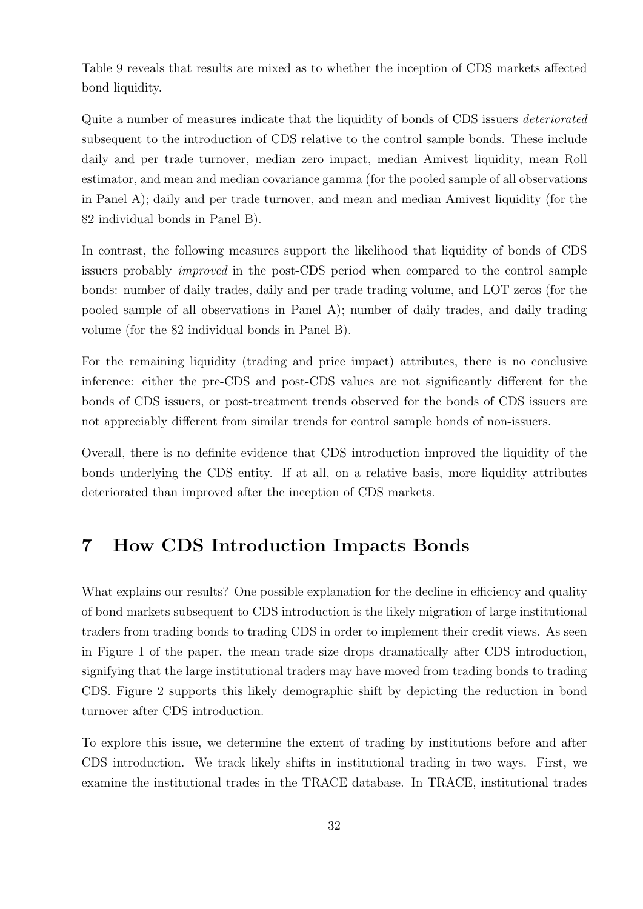Table 9 reveals that results are mixed as to whether the inception of CDS markets affected bond liquidity.

Quite a number of measures indicate that the liquidity of bonds of CDS issuers *deteriorated* subsequent to the introduction of CDS relative to the control sample bonds. These include daily and per trade turnover, median zero impact, median Amivest liquidity, mean Roll estimator, and mean and median covariance gamma (for the pooled sample of all observations in Panel A); daily and per trade turnover, and mean and median Amivest liquidity (for the 82 individual bonds in Panel B).

In contrast, the following measures support the likelihood that liquidity of bonds of CDS issuers probably *improved* in the post-CDS period when compared to the control sample bonds: number of daily trades, daily and per trade trading volume, and LOT zeros (for the pooled sample of all observations in Panel A); number of daily trades, and daily trading volume (for the 82 individual bonds in Panel B).

For the remaining liquidity (trading and price impact) attributes, there is no conclusive inference: either the pre-CDS and post-CDS values are not significantly different for the bonds of CDS issuers, or post-treatment trends observed for the bonds of CDS issuers are not appreciably different from similar trends for control sample bonds of non-issuers.

Overall, there is no definite evidence that CDS introduction improved the liquidity of the bonds underlying the CDS entity. If at all, on a relative basis, more liquidity attributes deteriorated than improved after the inception of CDS markets.

# 7 How CDS Introduction Impacts Bonds

What explains our results? One possible explanation for the decline in efficiency and quality of bond markets subsequent to CDS introduction is the likely migration of large institutional traders from trading bonds to trading CDS in order to implement their credit views. As seen in Figure 1 of the paper, the mean trade size drops dramatically after CDS introduction, signifying that the large institutional traders may have moved from trading bonds to trading CDS. Figure 2 supports this likely demographic shift by depicting the reduction in bond turnover after CDS introduction.

To explore this issue, we determine the extent of trading by institutions before and after CDS introduction. We track likely shifts in institutional trading in two ways. First, we examine the institutional trades in the TRACE database. In TRACE, institutional trades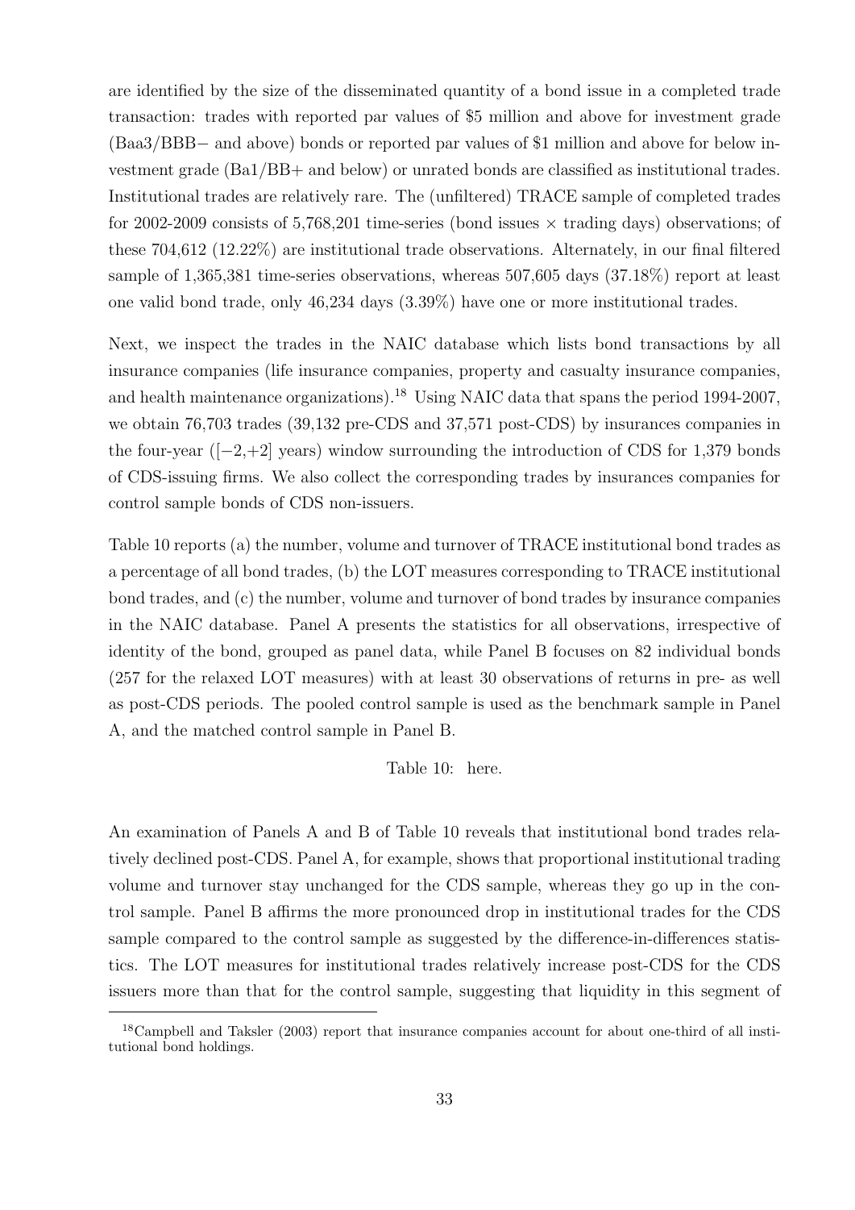are identified by the size of the disseminated quantity of a bond issue in a completed trade transaction: trades with reported par values of \$5 million and above for investment grade (Baa3/BBB− and above) bonds or reported par values of \$1 million and above for below investment grade (Ba1/BB+ and below) or unrated bonds are classified as institutional trades. Institutional trades are relatively rare. The (unfiltered) TRACE sample of completed trades for 2002-2009 consists of 5,768,201 time-series (bond issues $\times$ trading days) observations; of these 704,612 (12.22%) are institutional trade observations. Alternately, in our final filtered sample of 1,365,381 time-series observations, whereas 507,605 days (37.18%) report at least one valid bond trade, only 46,234 days (3.39%) have one or more institutional trades.

Next, we inspect the trades in the NAIC database which lists bond transactions by all insurance companies (life insurance companies, property and casualty insurance companies, and health maintenance organizations).[18] Using NAIC data that spans the period 1994-2007, we obtain 76,703 trades (39,132 pre-CDS and 37,571 post-CDS) by insurances companies in the four-year ([−2,+2] years) window surrounding the introduction of CDS for 1,379 bonds of CDS-issuing firms. We also collect the corresponding trades by insurances companies for control sample bonds of CDS non-issuers.

Table 10 reports (a) the number, volume and turnover of TRACE institutional bond trades as a percentage of all bond trades, (b) the LOT measures corresponding to TRACE institutional bond trades, and (c) the number, volume and turnover of bond trades by insurance companies in the NAIC database. Panel A presents the statistics for all observations, irrespective of identity of the bond, grouped as panel data, while Panel B focuses on 82 individual bonds (257 for the relaxed LOT measures) with at least 30 observations of returns in pre- as well as post-CDS periods. The pooled control sample is used as the benchmark sample in Panel A, and the matched control sample in Panel B.

Table 10: here.

An examination of Panels A and B of Table 10 reveals that institutional bond trades relatively declined post-CDS. Panel A, for example, shows that proportional institutional trading volume and turnover stay unchanged for the CDS sample, whereas they go up in the control sample. Panel B affirms the more pronounced drop in institutional trades for the CDS sample compared to the control sample as suggested by the difference-in-differences statistics. The LOT measures for institutional trades relatively increase post-CDS for the CDS issuers more than that for the control sample, suggesting that liquidity in this segment of

[18] Campbell and Taksler (2003) report that insurance companies account for about one-third of all institutional bond holdings.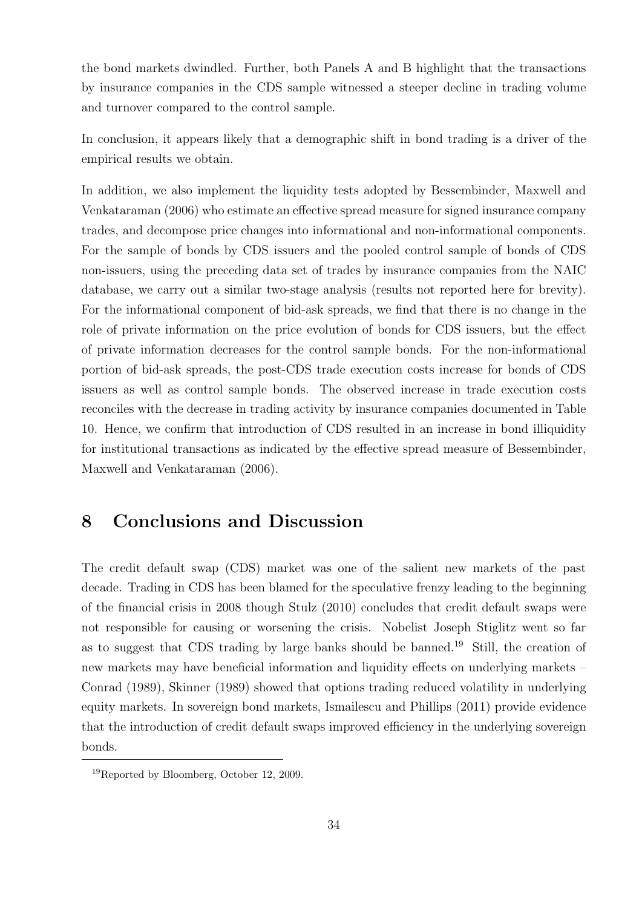the bond markets dwindled. Further, both Panels A and B highlight that the transactions by insurance companies in the CDS sample witnessed a steeper decline in trading volume and turnover compared to the control sample.

In conclusion, it appears likely that a demographic shift in bond trading is a driver of the empirical results we obtain.

In addition, we also implement the liquidity tests adopted by Bessembinder, Maxwell and Venkataraman (2006) who estimate an effective spread measure for signed insurance company trades, and decompose price changes into informational and non-informational components. For the sample of bonds by CDS issuers and the pooled control sample of bonds of CDS non-issuers, using the preceding data set of trades by insurance companies from the NAIC database, we carry out a similar two-stage analysis (results not reported here for brevity). For the informational component of bid-ask spreads, we find that there is no change in the role of private information on the price evolution of bonds for CDS issuers, but the effect of private information decreases for the control sample bonds. For the non-informational portion of bid-ask spreads, the post-CDS trade execution costs increase for bonds of CDS issuers as well as control sample bonds. The observed increase in trade execution costs reconciles with the decrease in trading activity by insurance companies documented in Table 10. Hence, we confirm that introduction of CDS resulted in an increase in bond illiquidity for institutional transactions as indicated by the effective spread measure of Bessembinder, Maxwell and Venkataraman (2006).

# 8 Conclusions and Discussion

The credit default swap (CDS) market was one of the salient new markets of the past decade. Trading in CDS has been blamed for the speculative frenzy leading to the beginning of the financial crisis in 2008 though Stulz (2010) concludes that credit default swaps were not responsible for causing or worsening the crisis. Nobelist Joseph Stiglitz went so far as to suggest that CDS trading by large banks should be banned.[19] Still, the creation of new markets may have beneficial information and liquidity effects on underlying markets – Conrad (1989), Skinner (1989) showed that options trading reduced volatility in underlying equity markets. In sovereign bond markets, Ismailescu and Phillips (2011) provide evidence that the introduction of credit default swaps improved efficiency in the underlying sovereign bonds.

[19] Reported by Bloomberg, October 12, 2009.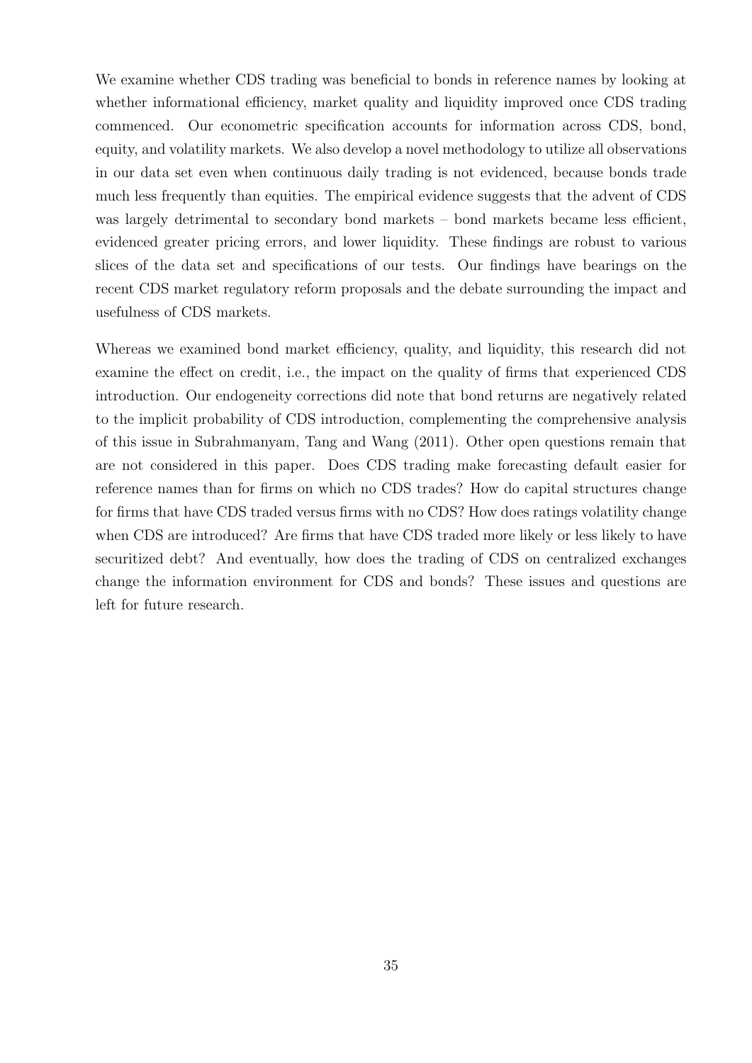We examine whether CDS trading was beneficial to bonds in reference names by looking at whether informational efficiency, market quality and liquidity improved once CDS trading commenced. Our econometric specification accounts for information across CDS, bond, equity, and volatility markets. We also develop a novel methodology to utilize all observations in our data set even when continuous daily trading is not evidenced, because bonds trade much less frequently than equities. The empirical evidence suggests that the advent of CDS was largely detrimental to secondary bond markets – bond markets became less efficient, evidenced greater pricing errors, and lower liquidity. These findings are robust to various slices of the data set and specifications of our tests. Our findings have bearings on the recent CDS market regulatory reform proposals and the debate surrounding the impact and usefulness of CDS markets.

Whereas we examined bond market efficiency, quality, and liquidity, this research did not examine the effect on credit, i.e., the impact on the quality of firms that experienced CDS introduction. Our endogeneity corrections did note that bond returns are negatively related to the implicit probability of CDS introduction, complementing the comprehensive analysis of this issue in Subrahmanyam, Tang and Wang (2011). Other open questions remain that are not considered in this paper. Does CDS trading make forecasting default easier for reference names than for firms on which no CDS trades? How do capital structures change for firms that have CDS traded versus firms with no CDS? How does ratings volatility change when CDS are introduced? Are firms that have CDS traded more likely or less likely to have securitized debt? And eventually, how does the trading of CDS on centralized exchanges change the information environment for CDS and bonds? These issues and questions are left for future research.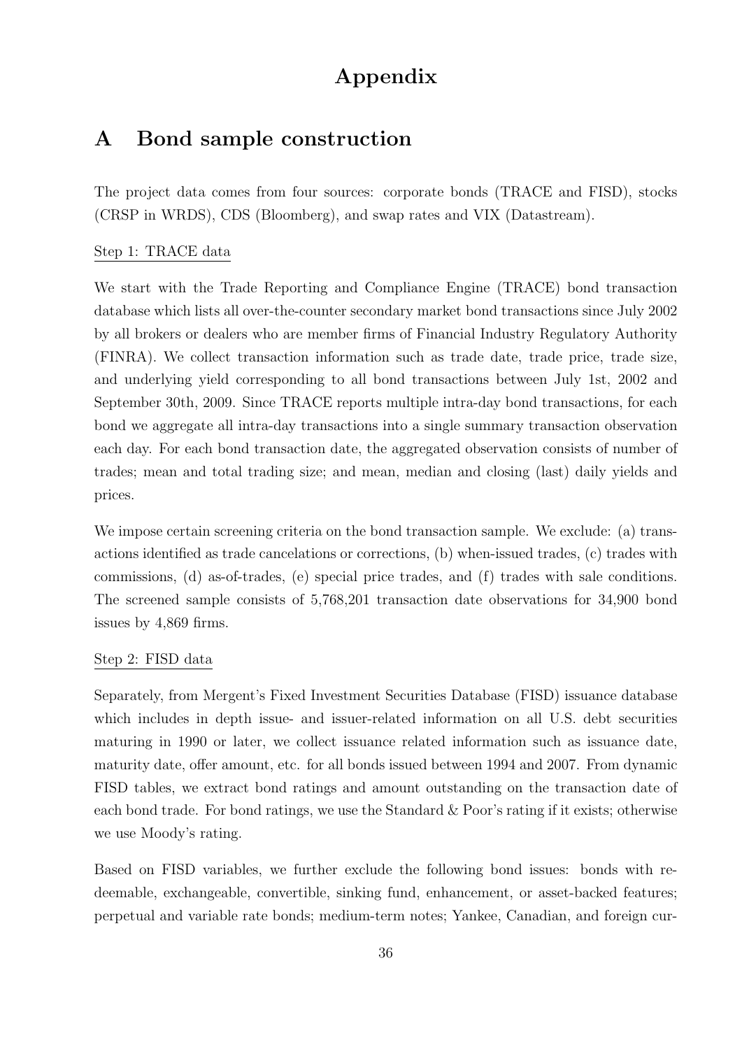# Appendix

## A Bond sample construction

The project data comes from four sources: corporate bonds (TRACE and FISD), stocks (CRSP in WRDS), CDS (Bloomberg), and swap rates and VIX (Datastream).

Step 1: TRACE data

We start with the Trade Reporting and Compliance Engine (TRACE) bond transaction database which lists all over-the-counter secondary market bond transactions since July 2002 by all brokers or dealers who are member firms of Financial Industry Regulatory Authority (FINRA). We collect transaction information such as trade date, trade price, trade size, and underlying yield corresponding to all bond transactions between July 1st, 2002 and September 30th, 2009. Since TRACE reports multiple intra-day bond transactions, for each bond we aggregate all intra-day transactions into a single summary transaction observation each day. For each bond transaction date, the aggregated observation consists of number of trades; mean and total trading size; and mean, median and closing (last) daily yields and prices.

We impose certain screening criteria on the bond transaction sample. We exclude: (a) transactions identified as trade cancelations or corrections, (b) when-issued trades, (c) trades with commissions, (d) as-of-trades, (e) special price trades, and (f) trades with sale conditions. The screened sample consists of 5,768,201 transaction date observations for 34,900 bond issues by 4,869 firms.

Step 2: FISD data

Separately, from Mergent's Fixed Investment Securities Database (FISD) issuance database which includes in depth issue- and issuer-related information on all U.S. debt securities maturing in 1990 or later, we collect issuance related information such as issuance date, maturity date, offer amount, etc. for all bonds issued between 1994 and 2007. From dynamic FISD tables, we extract bond ratings and amount outstanding on the transaction date of each bond trade. For bond ratings, we use the Standard & Poor's rating if it exists; otherwise we use Moody's rating.

Based on FISD variables, we further exclude the following bond issues: bonds with redeemable, exchangeable, convertible, sinking fund, enhancement, or asset-backed features; perpetual and variable rate bonds; medium-term notes; Yankee, Canadian, and foreign cur-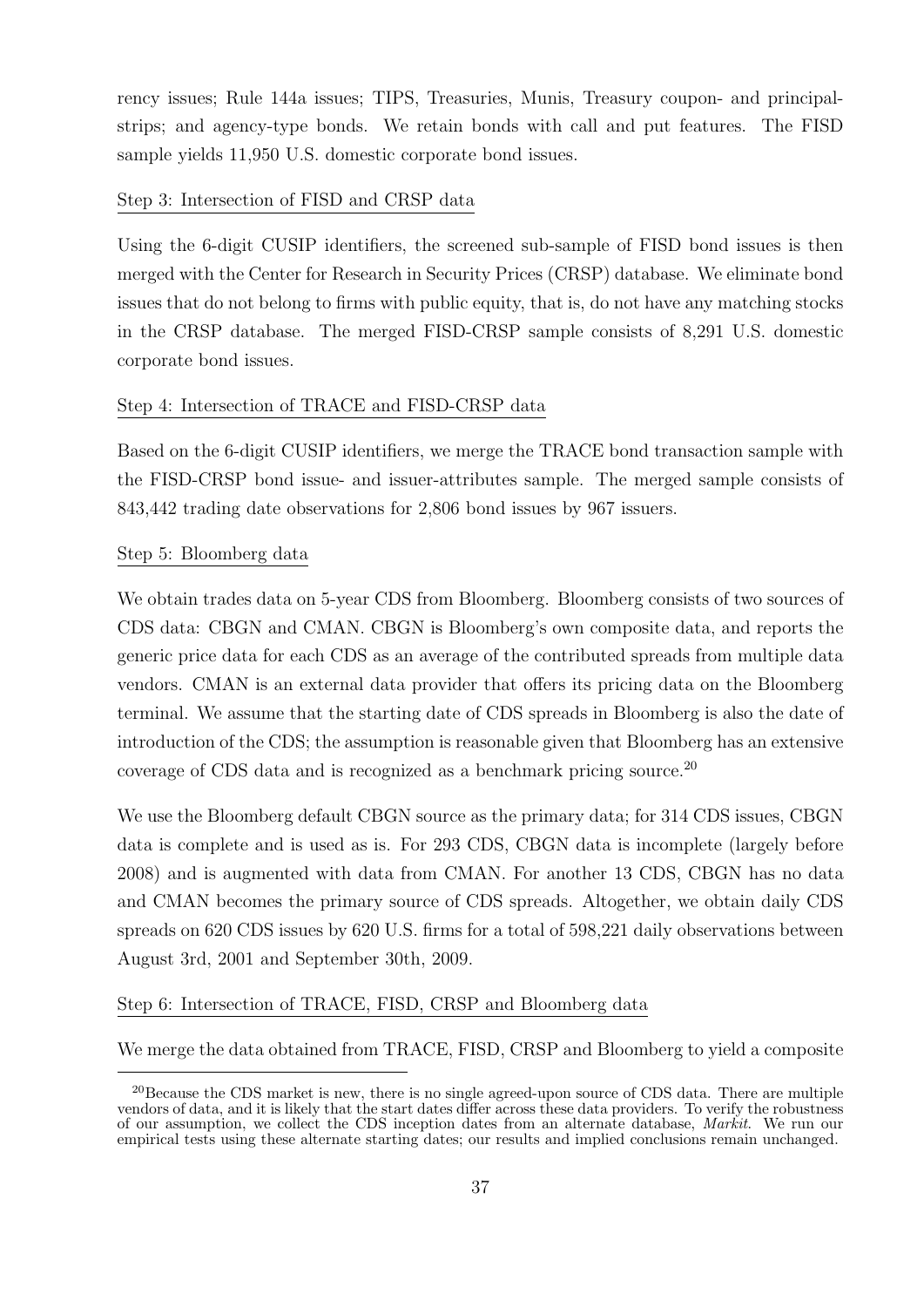rency issues; Rule 144a issues; TIPS, Treasuries, Munis, Treasury coupon- and principal-strips; and agency-type bonds. We retain bonds with call and put features. The FISD sample yields 11,950 U.S. domestic corporate bond issues.

Step 3: Intersection of FISD and CRSP data

Using the 6-digit CUSIP identifiers, the screened sub-sample of FISD bond issues is then merged with the Center for Research in Security Prices (CRSP) database. We eliminate bond issues that do not belong to firms with public equity, that is, do not have any matching stocks in the CRSP database. The merged FISD-CRSP sample consists of 8,291 U.S. domestic corporate bond issues.

Step 4: Intersection of TRACE and FISD-CRSP data

Based on the 6-digit CUSIP identifiers, we merge the TRACE bond transaction sample with the FISD-CRSP bond issue- and issuer-attributes sample. The merged sample consists of 843,442 trading date observations for 2,806 bond issues by 967 issuers.

Step 5: Bloomberg data

We obtain trades data on 5-year CDS from Bloomberg. Bloomberg consists of two sources of CDS data: CBGN and CMAN. CBGN is Bloomberg's own composite data, and reports the generic price data for each CDS as an average of the contributed spreads from multiple data vendors. CMAN is an external data provider that offers its pricing data on the Bloomberg terminal. We assume that the starting date of CDS spreads in Bloomberg is also the date of introduction of the CDS; the assumption is reasonable given that Bloomberg has an extensive coverage of CDS data and is recognized as a benchmark pricing source.[20]

We use the Bloomberg default CBGN source as the primary data; for 314 CDS issues, CBGN data is complete and is used as is. For 293 CDS, CBGN data is incomplete (largely before 2008) and is augmented with data from CMAN. For another 13 CDS, CBGN has no data and CMAN becomes the primary source of CDS spreads. Altogether, we obtain daily CDS spreads on 620 CDS issues by 620 U.S. firms for a total of 598,221 daily observations between August 3rd, 2001 and September 30th, 2009.

Step 6: Intersection of TRACE, FISD, CRSP and Bloomberg data

We merge the data obtained from TRACE, FISD, CRSP and Bloomberg to yield a composite

[20]Because the CDS market is new, there is no single agreed-upon source of CDS data. There are multiple vendors of data, and it is likely that the start dates differ across these data providers. To verify the robustness of our assumption, we collect the CDS inception dates from an alternate database, *Markit*. We run our empirical tests using these alternate starting dates; our results and implied conclusions remain unchanged.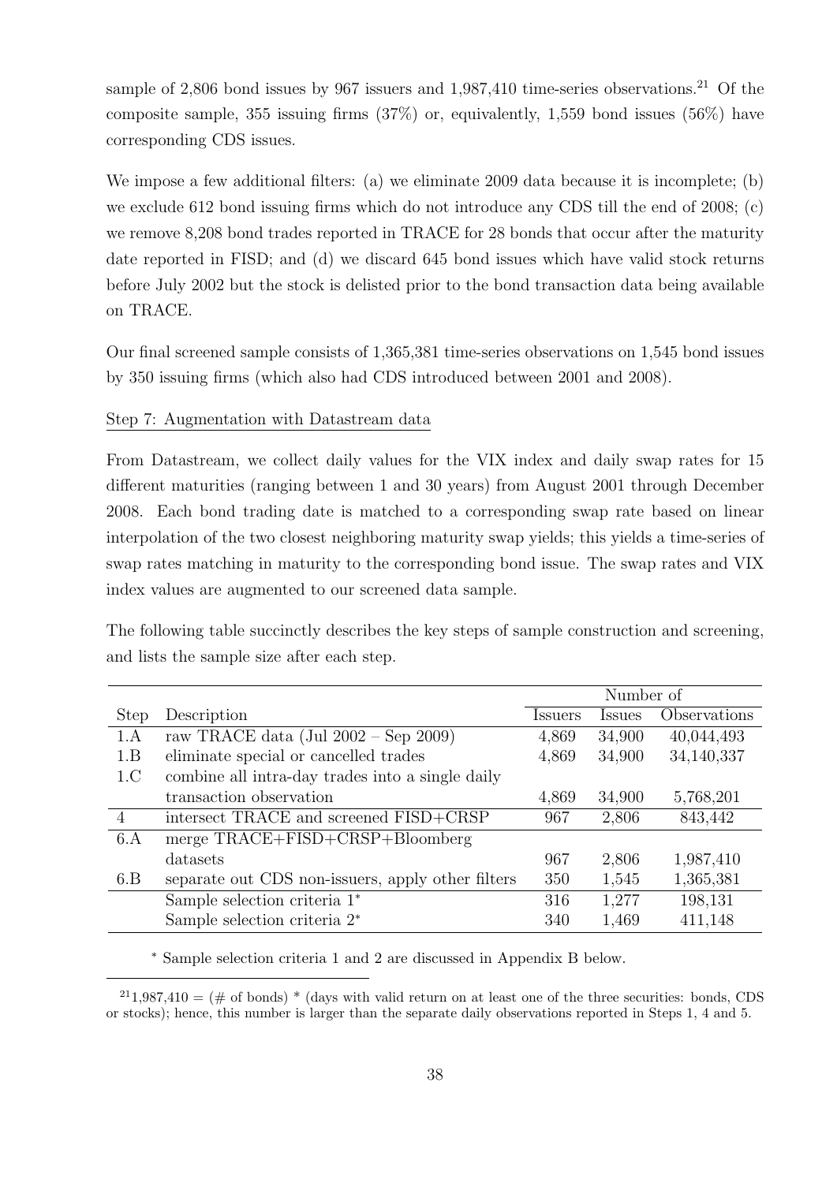sample of 2,806 bond issues by 967 issuers and 1,987,410 time-series observations.[21] Of the composite sample, 355 issuing firms (37%) or, equivalently, 1,559 bond issues (56%) have corresponding CDS issues.

We impose a few additional filters: (a) we eliminate 2009 data because it is incomplete; (b) we exclude 612 bond issuing firms which do not introduce any CDS till the end of 2008; (c) we remove 8,208 bond trades reported in TRACE for 28 bonds that occur after the maturity date reported in FISD; and (d) we discard 645 bond issues which have valid stock returns before July 2002 but the stock is delisted prior to the bond transaction data being available on TRACE.

Our final screened sample consists of 1,365,381 time-series observations on 1,545 bond issues by 350 issuing firms (which also had CDS introduced between 2001 and 2008).

Step 7: Augmentation with Datastream data

From Datastream, we collect daily values for the VIX index and daily swap rates for 15 different maturities (ranging between 1 and 30 years) from August 2001 through December 2008. Each bond trading date is matched to a corresponding swap rate based on linear interpolation of the two closest neighboring maturity swap yields; this yields a time-series of swap rates matching in maturity to the corresponding bond issue. The swap rates and VIX index values are augmented to our screened data sample.

The following table succinctly describes the key steps of sample construction and screening, and lists the sample size after each step.

| | | Number of | | |
|---|---|---|---|---|
| Step | Description | Issuers | Issues | Observations |
| 1.A | raw TRACE data (Jul 2002 – Sep 2009) | 4,869 | 34,900 | 40,044,493 |
| 1.B | eliminate special or cancelled trades | 4,869 | 34,900 | 34,140,337 |
| 1.C | combine all intra-day trades into a single daily transaction observation | 4,869 | 34,900 | 5,768,201 |
| 4 | intersect TRACE and screened FISD+CRSP | 967 | 2,806 | 843,442 |
| 6.A | merge TRACE+FISD+CRSP+Bloomberg datasets | 967 | 2,806 | 1,987,410 |
| 6.B | separate out CDS non-issuers, apply other filters | 350 | 1,545 | 1,365,381 |
| | Sample selection criteria 1* | 316 | 1,277 | 198,131 |
| | Sample selection criteria 2* | 340 | 1,469 | 411,148 |

* Sample selection criteria 1 and 2 are discussed in Appendix B below.

[21] 1,987,410 = (# of bonds) * (days with valid return on at least one of the three securities: bonds, CDS or stocks); hence, this number is larger than the separate daily observations reported in Steps 1, 4 and 5.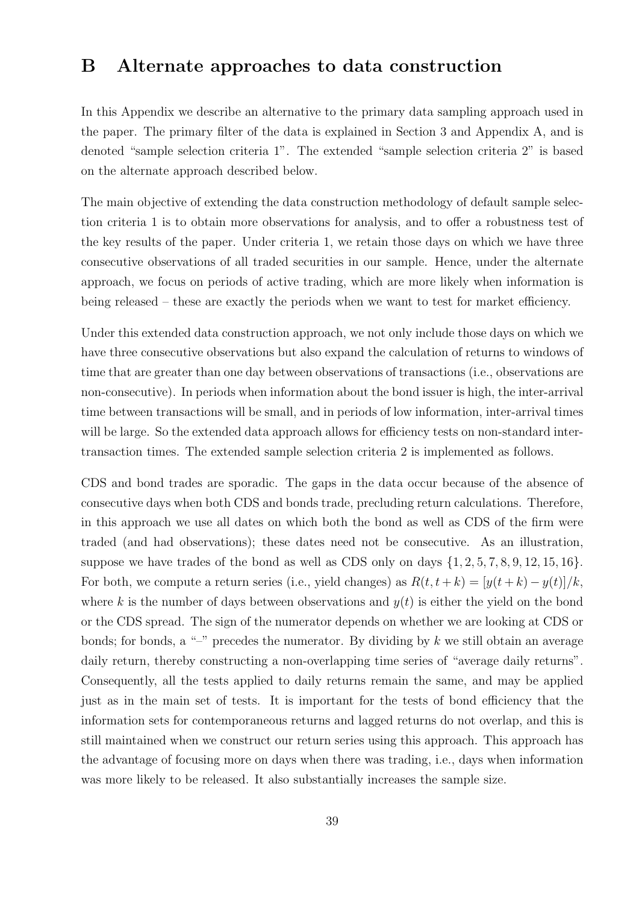# B Alternate approaches to data construction

In this Appendix we describe an alternative to the primary data sampling approach used in the paper. The primary filter of the data is explained in Section 3 and Appendix A, and is denoted "sample selection criteria 1". The extended "sample selection criteria 2" is based on the alternate approach described below.

The main objective of extending the data construction methodology of default sample selection criteria 1 is to obtain more observations for analysis, and to offer a robustness test of the key results of the paper. Under criteria 1, we retain those days on which we have three consecutive observations of all traded securities in our sample. Hence, under the alternate approach, we focus on periods of active trading, which are more likely when information is being released – these are exactly the periods when we want to test for market efficiency.

Under this extended data construction approach, we not only include those days on which we have three consecutive observations but also expand the calculation of returns to windows of time that are greater than one day between observations of transactions (i.e., observations are non-consecutive). In periods when information about the bond issuer is high, the inter-arrival time between transactions will be small, and in periods of low information, inter-arrival times will be large. So the extended data approach allows for efficiency tests on non-standard inter-transaction times. The extended sample selection criteria 2 is implemented as follows.

CDS and bond trades are sporadic. The gaps in the data occur because of the absence of consecutive days when both CDS and bonds trade, precluding return calculations. Therefore, in this approach we use all dates on which both the bond as well as CDS of the firm were traded (and had observations); these dates need not be consecutive. As an illustration, suppose we have trades of the bond as well as CDS only on days $\{1, 2, 5, 7, 8, 9, 12, 15, 16\}$. For both, we compute a return series (i.e., yield changes) as $R(t, t+k) = [y(t+k) - y(t)]/k$, where $k$ is the number of days between observations and $y(t)$ is either the yield on the bond or the CDS spread. The sign of the numerator depends on whether we are looking at CDS or bonds; for bonds, a "–" precedes the numerator. By dividing by $k$ we still obtain an average daily return, thereby constructing a non-overlapping time series of "average daily returns". Consequently, all the tests applied to daily returns remain the same, and may be applied just as in the main set of tests. It is important for the tests of bond efficiency that the information sets for contemporaneous returns and lagged returns do not overlap, and this is still maintained when we construct our return series using this approach. This approach has the advantage of focusing more on days when there was trading, i.e., days when information was more likely to be released. It also substantially increases the sample size.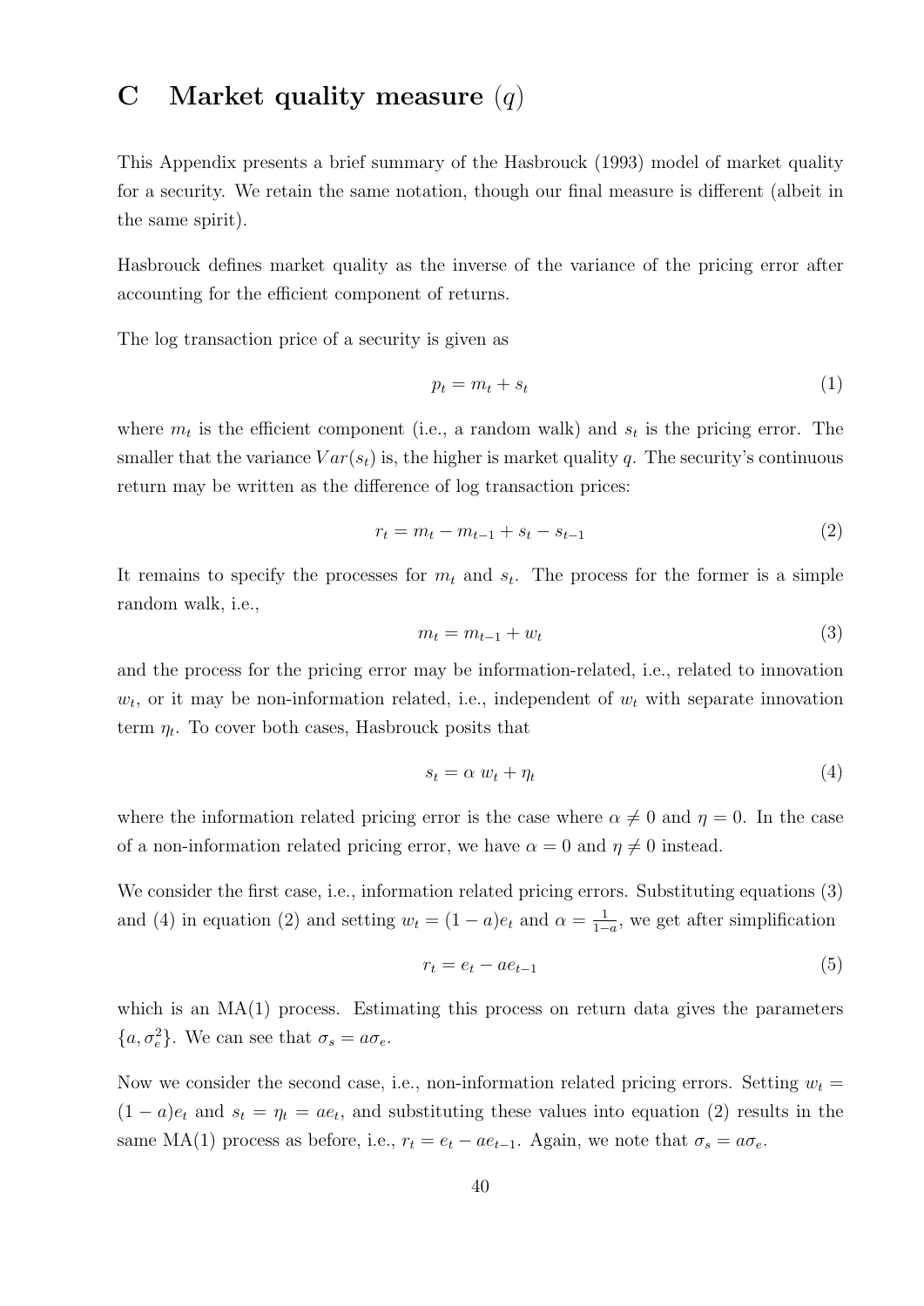# C Market quality measure ($q$)

This Appendix presents a brief summary of the Hasbrouck (1993) model of market quality for a security. We retain the same notation, though our final measure is different (albeit in the same spirit).

Hasbrouck defines market quality as the inverse of the variance of the pricing error after accounting for the efficient component of returns.

The log transaction price of a security is given as

$$p_t = m_t + s_t \tag{1}$$

where $m_t$ is the efficient component (i.e., a random walk) and $s_t$ is the pricing error. The smaller that the variance $Var(s_t)$ is, the higher is market quality $q$. The security's continuous return may be written as the difference of log transaction prices:

$$r_t = m_t - m_{t-1} + s_t - s_{t-1} \tag{2}$$

It remains to specify the processes for $m_t$ and $s_t$. The process for the former is a simple random walk, i.e.,

$$m_t = m_{t-1} + w_t \tag{3}$$

and the process for the pricing error may be information-related, i.e., related to innovation $w_t$, or it may be non-information related, i.e., independent of $w_t$ with separate innovation term $\eta_t$. To cover both cases, Hasbrouck posits that

$$s_t = \alpha \ w_t + \eta_t \tag{4}$$

where the information related pricing error is the case where $\alpha \neq 0$ and $\eta = 0$. In the case of a non-information related pricing error, we have $\alpha = 0$ and $\eta \neq 0$ instead.

We consider the first case, i.e., information related pricing errors. Substituting equations (3) and (4) in equation (2) and setting $w_t = (1-a)e_t$ and $\alpha = \frac{1}{1-a}$, we get after simplification

$$r_t = e_t - ae_{t-1} \tag{5}$$

which is an MA(1) process. Estimating this process on return data gives the parameters $\{a, \sigma_e^2\}$. We can see that $\sigma_s = a\sigma_e$.

Now we consider the second case, i.e., non-information related pricing errors. Setting $w_t = (1-a)e_t$ and $s_t = \eta_t = ae_t$, and substituting these values into equation (2) results in the same MA(1) process as before, i.e., $r_t = e_t - ae_{t-1}$. Again, we note that $\sigma_s = a\sigma_e$.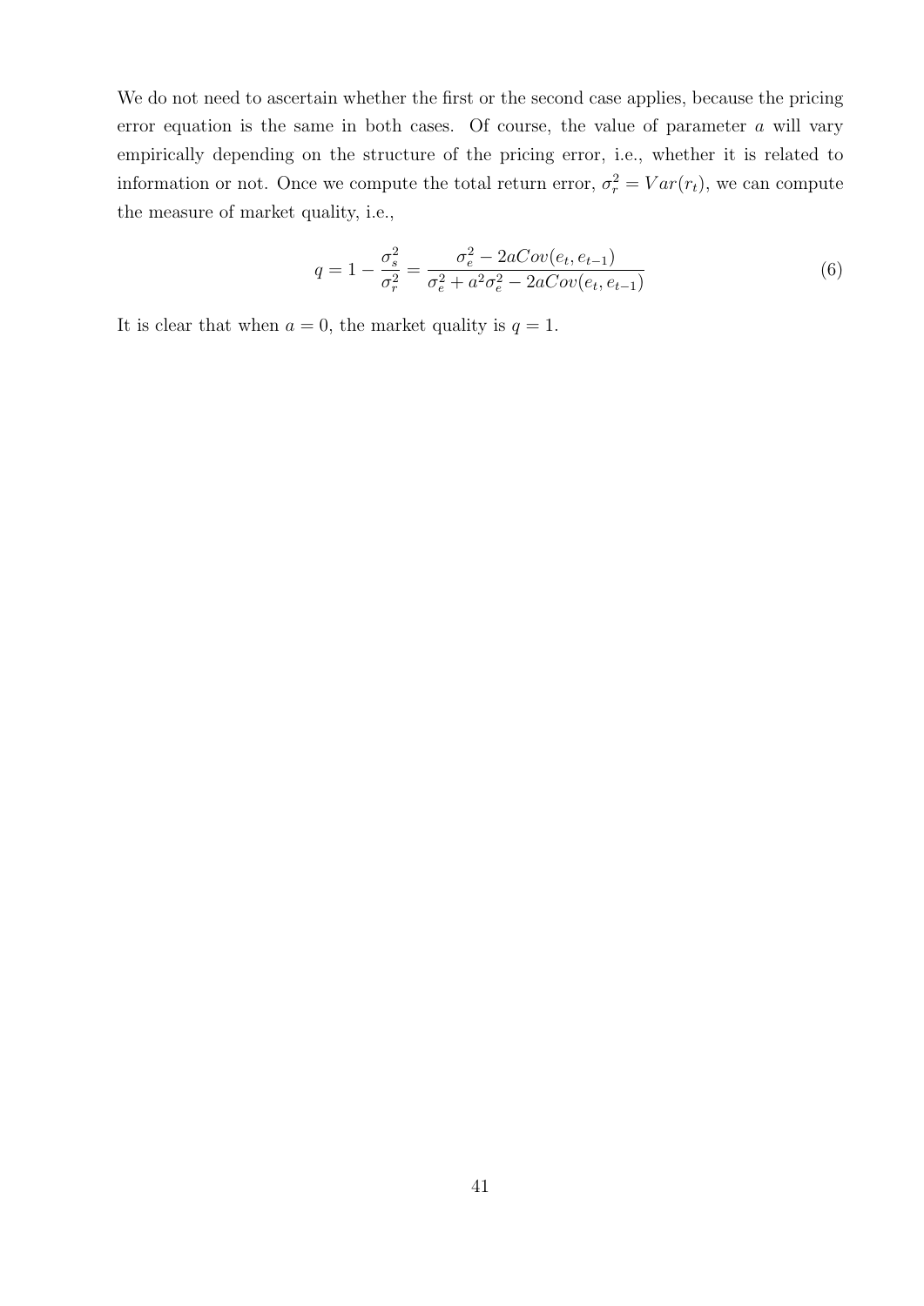We do not need to ascertain whether the first or the second case applies, because the pricing error equation is the same in both cases. Of course, the value of parameter $a$ will vary empirically depending on the structure of the pricing error, i.e., whether it is related to information or not. Once we compute the total return error, $\sigma_r^2 = Var(r_t)$, we can compute the measure of market quality, i.e.,

$$q = 1 - \frac{\sigma_s^2}{\sigma_r^2} = \frac{\sigma_e^2 - 2aCov(e_t, e_{t-1})}{\sigma_e^2 + a^2\sigma_e^2 - 2aCov(e_t, e_{t-1})} \tag{6}$$

It is clear that when $a = 0$, the market quality is $q = 1$.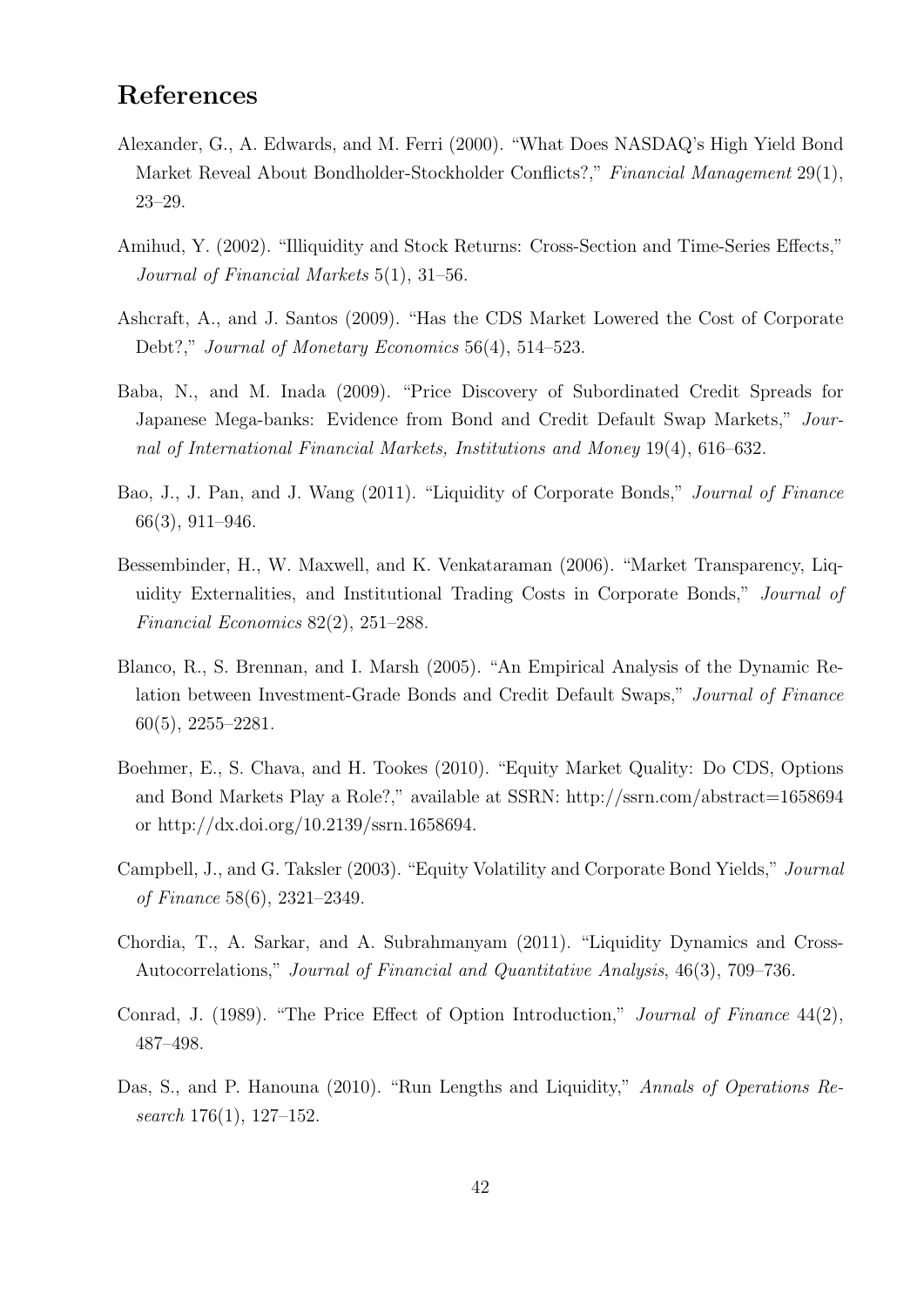# References

Alexander, G., A. Edwards, and M. Ferri (2000). "What Does NASDAQ's High Yield Bond Market Reveal About Bondholder-Stockholder Conflicts?," *Financial Management* 29(1), 23–29.

Amihud, Y. (2002). "Illiquidity and Stock Returns: Cross-Section and Time-Series Effects," *Journal of Financial Markets* 5(1), 31–56.

Ashcraft, A., and J. Santos (2009). "Has the CDS Market Lowered the Cost of Corporate Debt?," *Journal of Monetary Economics* 56(4), 514–523.

Baba, N., and M. Inada (2009). "Price Discovery of Subordinated Credit Spreads for Japanese Mega-banks: Evidence from Bond and Credit Default Swap Markets," *Journal of International Financial Markets, Institutions and Money* 19(4), 616–632.

Bao, J., J. Pan, and J. Wang (2011). "Liquidity of Corporate Bonds," *Journal of Finance* 66(3), 911–946.

Bessembinder, H., W. Maxwell, and K. Venkataraman (2006). "Market Transparency, Liquidity Externalities, and Institutional Trading Costs in Corporate Bonds," *Journal of Financial Economics* 82(2), 251–288.

Blanco, R., S. Brennan, and I. Marsh (2005). "An Empirical Analysis of the Dynamic Relation between Investment-Grade Bonds and Credit Default Swaps," *Journal of Finance* 60(5), 2255–2281.

Boehmer, E., S. Chava, and H. Tookes (2010). "Equity Market Quality: Do CDS, Options and Bond Markets Play a Role?," available at SSRN: http://ssrn.com/abstract=1658694 or http://dx.doi.org/10.2139/ssrn.1658694.

Campbell, J., and G. Taksler (2003). "Equity Volatility and Corporate Bond Yields," *Journal of Finance* 58(6), 2321–2349.

Chordia, T., A. Sarkar, and A. Subrahmanyam (2011). "Liquidity Dynamics and Cross-Autocorrelations," *Journal of Financial and Quantitative Analysis*, 46(3), 709–736.

Conrad, J. (1989). "The Price Effect of Option Introduction," *Journal of Finance* 44(2), 487–498.

Das, S., and P. Hanouna (2010). "Run Lengths and Liquidity," *Annals of Operations Research* 176(1), 127–152.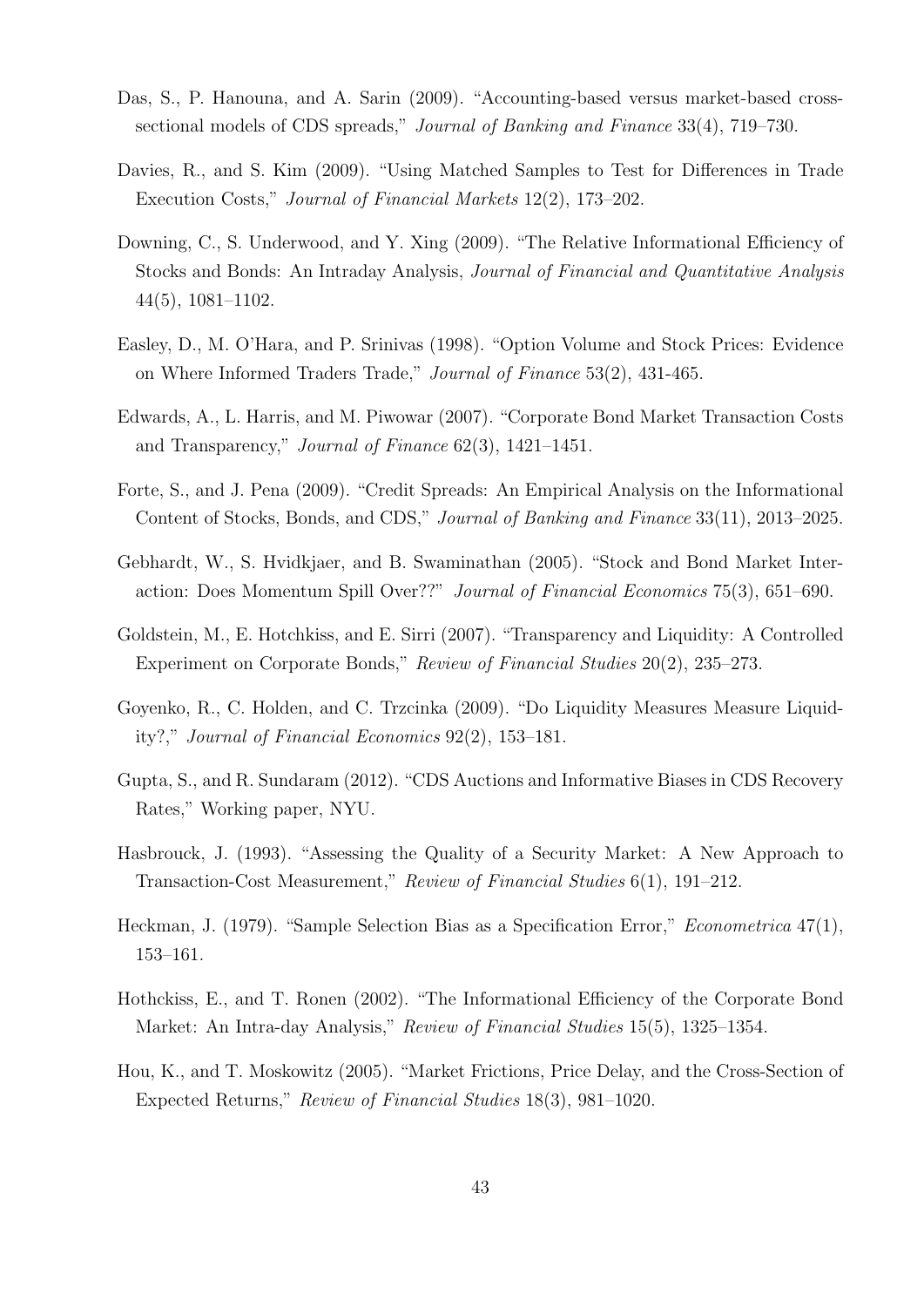Das, S., P. Hanouna, and A. Sarin (2009). "Accounting-based versus market-based cross-sectional models of CDS spreads," *Journal of Banking and Finance* 33(4), 719–730.

Davies, R., and S. Kim (2009). "Using Matched Samples to Test for Differences in Trade Execution Costs," *Journal of Financial Markets* 12(2), 173–202.

Downing, C., S. Underwood, and Y. Xing (2009). "The Relative Informational Efficiency of Stocks and Bonds: An Intraday Analysis, *Journal of Financial and Quantitative Analysis* 44(5), 1081–1102.

Easley, D., M. O'Hara, and P. Srinivas (1998). "Option Volume and Stock Prices: Evidence on Where Informed Traders Trade," *Journal of Finance* 53(2), 431-465.

Edwards, A., L. Harris, and M. Piwowar (2007). "Corporate Bond Market Transaction Costs and Transparency," *Journal of Finance* 62(3), 1421–1451.

Forte, S., and J. Pena (2009). "Credit Spreads: An Empirical Analysis on the Informational Content of Stocks, Bonds, and CDS," *Journal of Banking and Finance* 33(11), 2013–2025.

Gebhardt, W., S. Hvidkjaer, and B. Swaminathan (2005). "Stock and Bond Market Interaction: Does Momentum Spill Over??" *Journal of Financial Economics* 75(3), 651–690.

Goldstein, M., E. Hotchkiss, and E. Sirri (2007). "Transparency and Liquidity: A Controlled Experiment on Corporate Bonds," *Review of Financial Studies* 20(2), 235–273.

Goyenko, R., C. Holden, and C. Trzcinka (2009). "Do Liquidity Measures Measure Liquidity?," *Journal of Financial Economics* 92(2), 153–181.

Gupta, S., and R. Sundaram (2012). "CDS Auctions and Informative Biases in CDS Recovery Rates," Working paper, NYU.

Hasbrouck, J. (1993). "Assessing the Quality of a Security Market: A New Approach to Transaction-Cost Measurement," *Review of Financial Studies* 6(1), 191–212.

Heckman, J. (1979). "Sample Selection Bias as a Specification Error," *Econometrica* 47(1), 153–161.

Hothckiss, E., and T. Ronen (2002). "The Informational Efficiency of the Corporate Bond Market: An Intra-day Analysis," *Review of Financial Studies* 15(5), 1325–1354.

Hou, K., and T. Moskowitz (2005). "Market Frictions, Price Delay, and the Cross-Section of Expected Returns," *Review of Financial Studies* 18(3), 981–1020.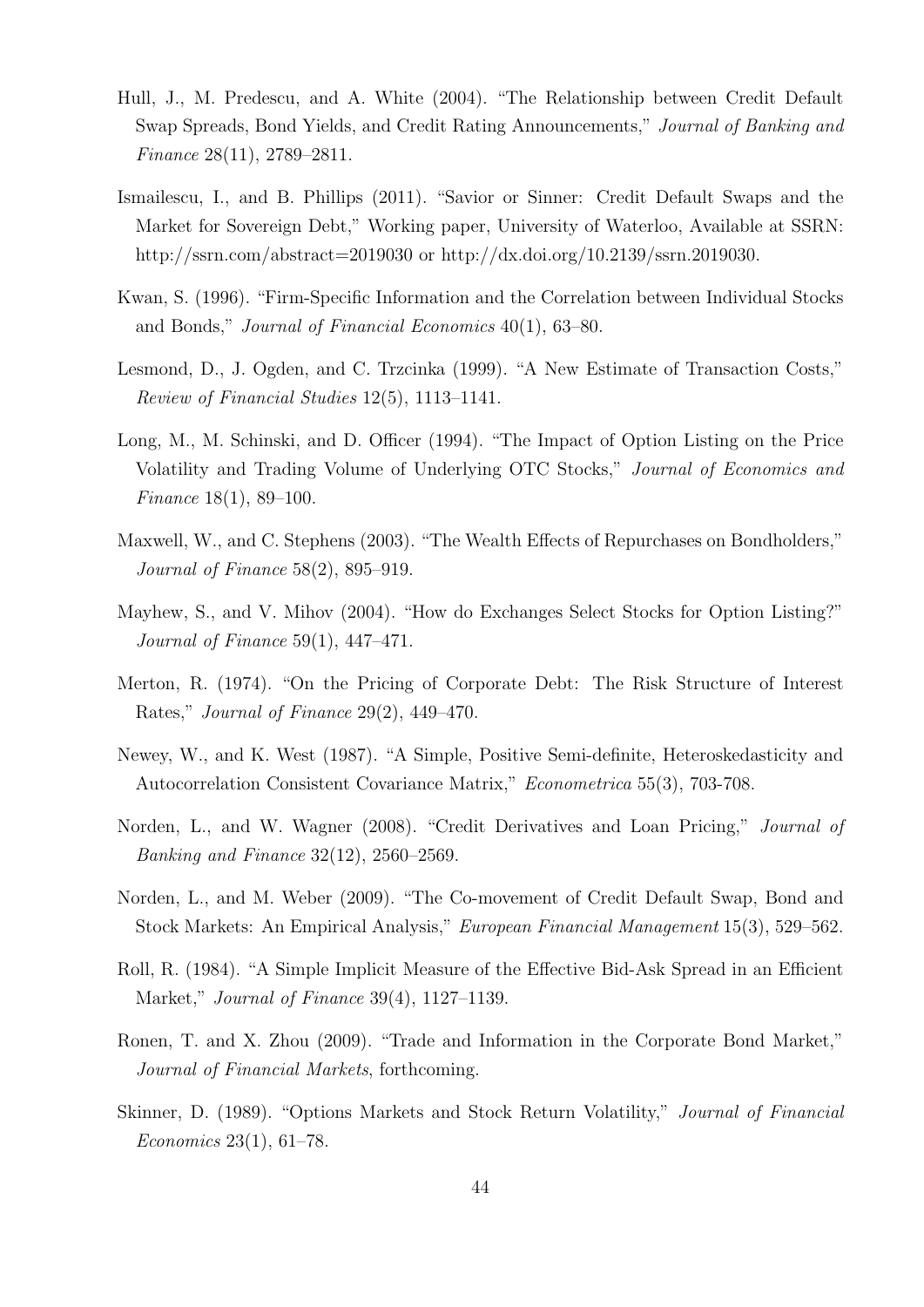Hull, J., M. Predescu, and A. White (2004). "The Relationship between Credit Default Swap Spreads, Bond Yields, and Credit Rating Announcements," *Journal of Banking and Finance* 28(11), 2789–2811.

Ismailescu, I., and B. Phillips (2011). "Savior or Sinner: Credit Default Swaps and the Market for Sovereign Debt," Working paper, University of Waterloo, Available at SSRN: http://ssrn.com/abstract=2019030 or http://dx.doi.org/10.2139/ssrn.2019030.

Kwan, S. (1996). "Firm-Specific Information and the Correlation between Individual Stocks and Bonds," *Journal of Financial Economics* 40(1), 63–80.

Lesmond, D., J. Ogden, and C. Trzcinka (1999). "A New Estimate of Transaction Costs," *Review of Financial Studies* 12(5), 1113–1141.

Long, M., M. Schinski, and D. Officer (1994). "The Impact of Option Listing on the Price Volatility and Trading Volume of Underlying OTC Stocks," *Journal of Economics and Finance* 18(1), 89–100.

Maxwell, W., and C. Stephens (2003). "The Wealth Effects of Repurchases on Bondholders," *Journal of Finance* 58(2), 895–919.

Mayhew, S., and V. Mihov (2004). "How do Exchanges Select Stocks for Option Listing?" *Journal of Finance* 59(1), 447–471.

Merton, R. (1974). "On the Pricing of Corporate Debt: The Risk Structure of Interest Rates," *Journal of Finance* 29(2), 449–470.

Newey, W., and K. West (1987). "A Simple, Positive Semi-definite, Heteroskedasticity and Autocorrelation Consistent Covariance Matrix," *Econometrica* 55(3), 703-708.

Norden, L., and W. Wagner (2008). "Credit Derivatives and Loan Pricing," *Journal of Banking and Finance* 32(12), 2560–2569.

Norden, L., and M. Weber (2009). "The Co-movement of Credit Default Swap, Bond and Stock Markets: An Empirical Analysis," *European Financial Management* 15(3), 529–562.

Roll, R. (1984). "A Simple Implicit Measure of the Effective Bid-Ask Spread in an Efficient Market," *Journal of Finance* 39(4), 1127–1139.

Ronen, T. and X. Zhou (2009). "Trade and Information in the Corporate Bond Market," *Journal of Financial Markets*, forthcoming.

Skinner, D. (1989). "Options Markets and Stock Return Volatility," *Journal of Financial Economics* 23(1), 61–78.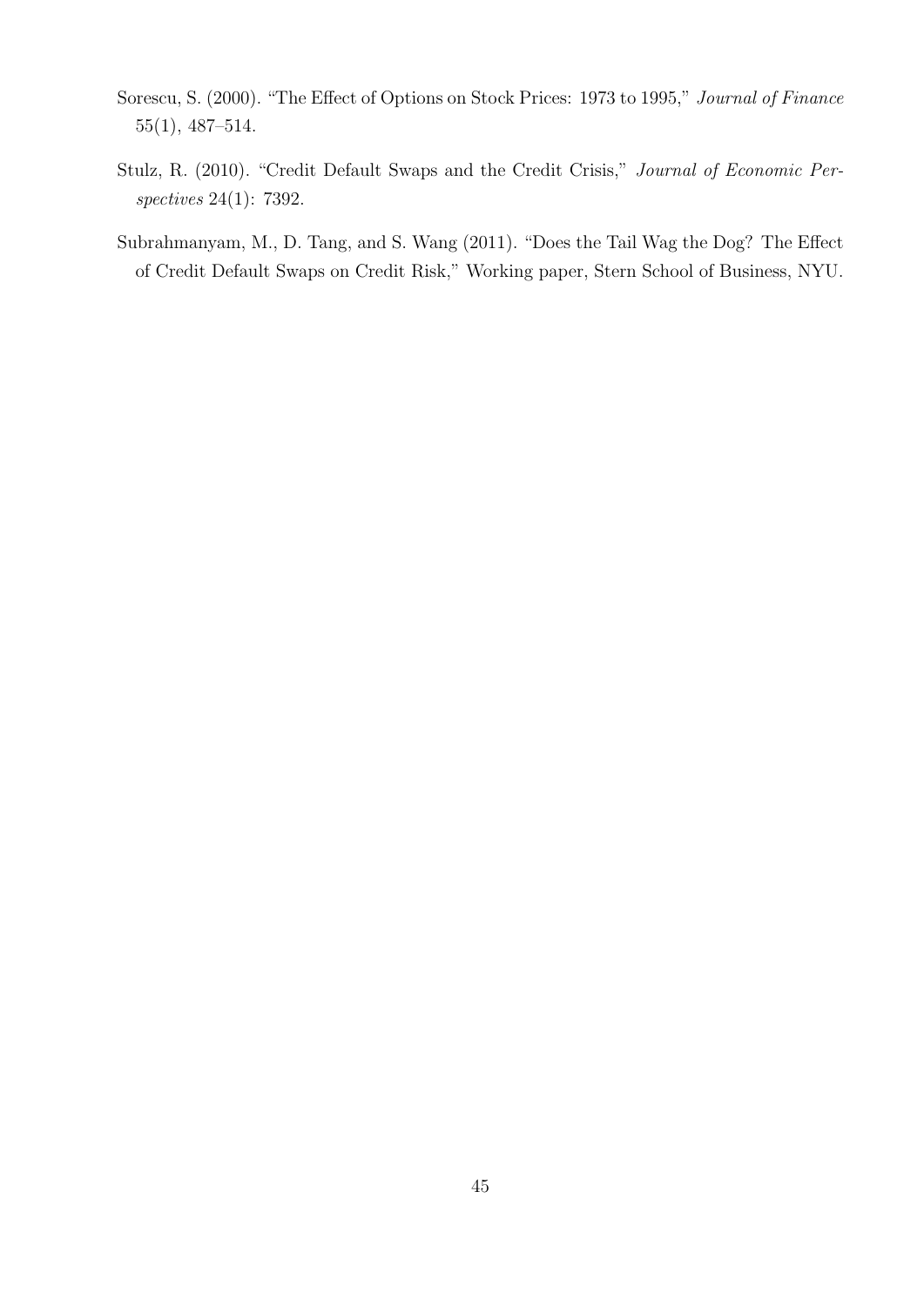Sorescu, S. (2000). "The Effect of Options on Stock Prices: 1973 to 1995," *Journal of Finance* 55(1), 487–514.

Stulz, R. (2010). "Credit Default Swaps and the Credit Crisis," *Journal of Economic Perspectives* 24(1): 7392.

Subrahmanyam, M., D. Tang, and S. Wang (2011). "Does the Tail Wag the Dog? The Effect of Credit Default Swaps on Credit Risk," Working paper, Stern School of Business, NYU.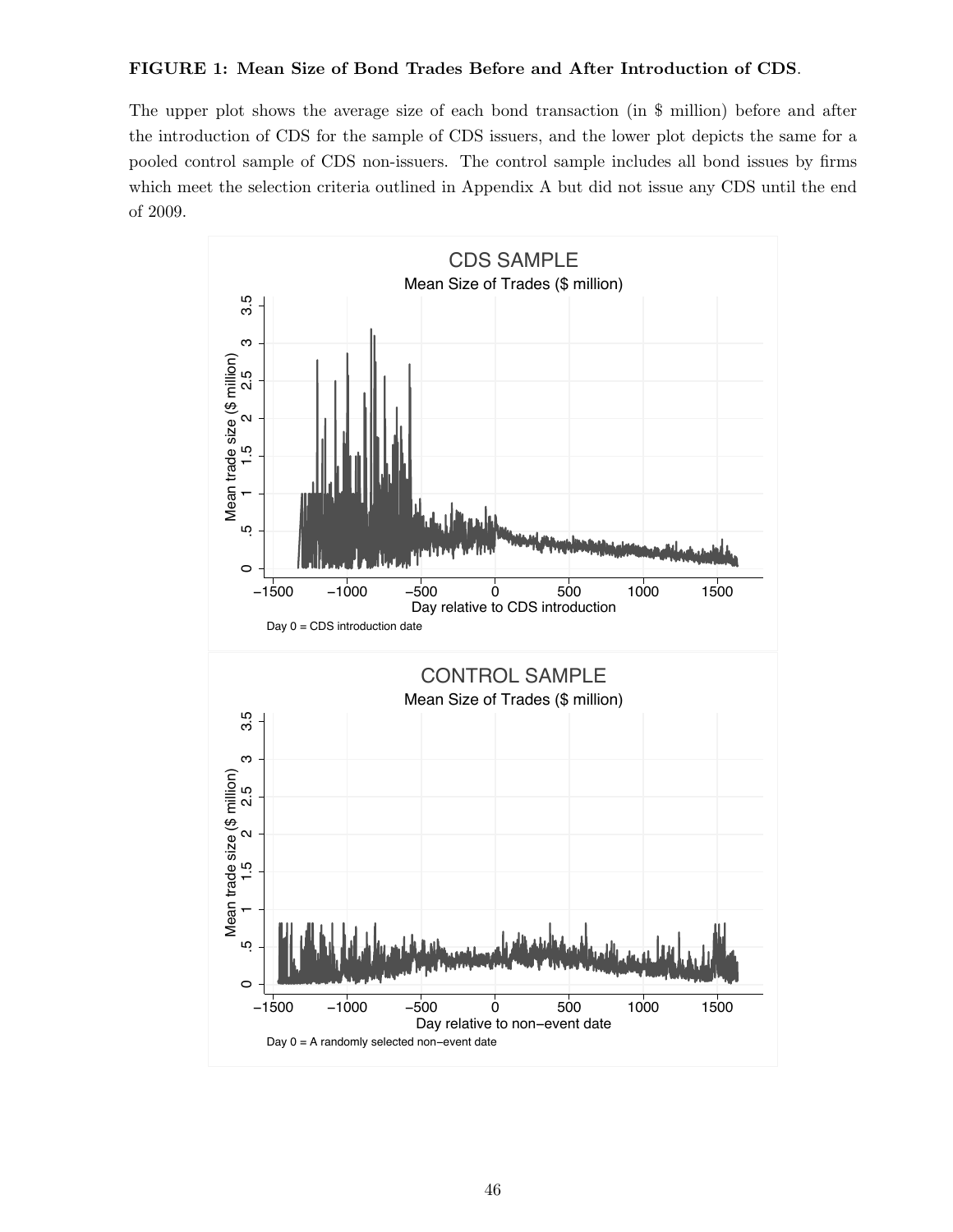**FIGURE 1: Mean Size of Bond Trades Before and After Introduction of CDS**.

The upper plot shows the average size of each bond transaction (in $ million) before and after the introduction of CDS for the sample of CDS issuers, and the lower plot depicts the same for a pooled control sample of CDS non-issuers. The control sample includes all bond issues by firms which meet the selection criteria outlined in Appendix A but did not issue any CDS until the end of 2009.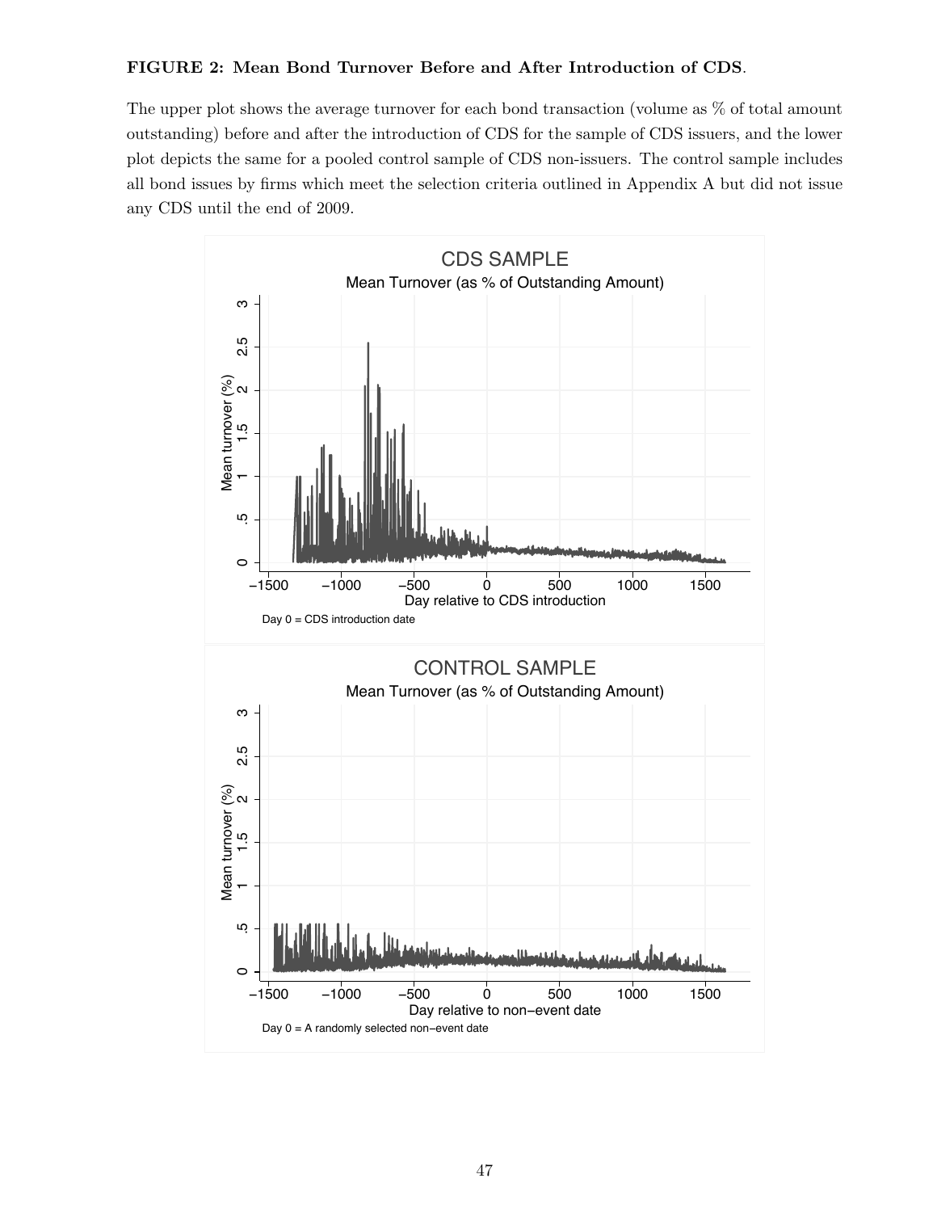**FIGURE 2: Mean Bond Turnover Before and After Introduction of CDS**.

The upper plot shows the average turnover for each bond transaction (volume as % of total amount outstanding) before and after the introduction of CDS for the sample of CDS issuers, and the lower plot depicts the same for a pooled control sample of CDS non-issuers. The control sample includes all bond issues by firms which meet the selection criteria outlined in Appendix A but did not issue any CDS until the end of 2009.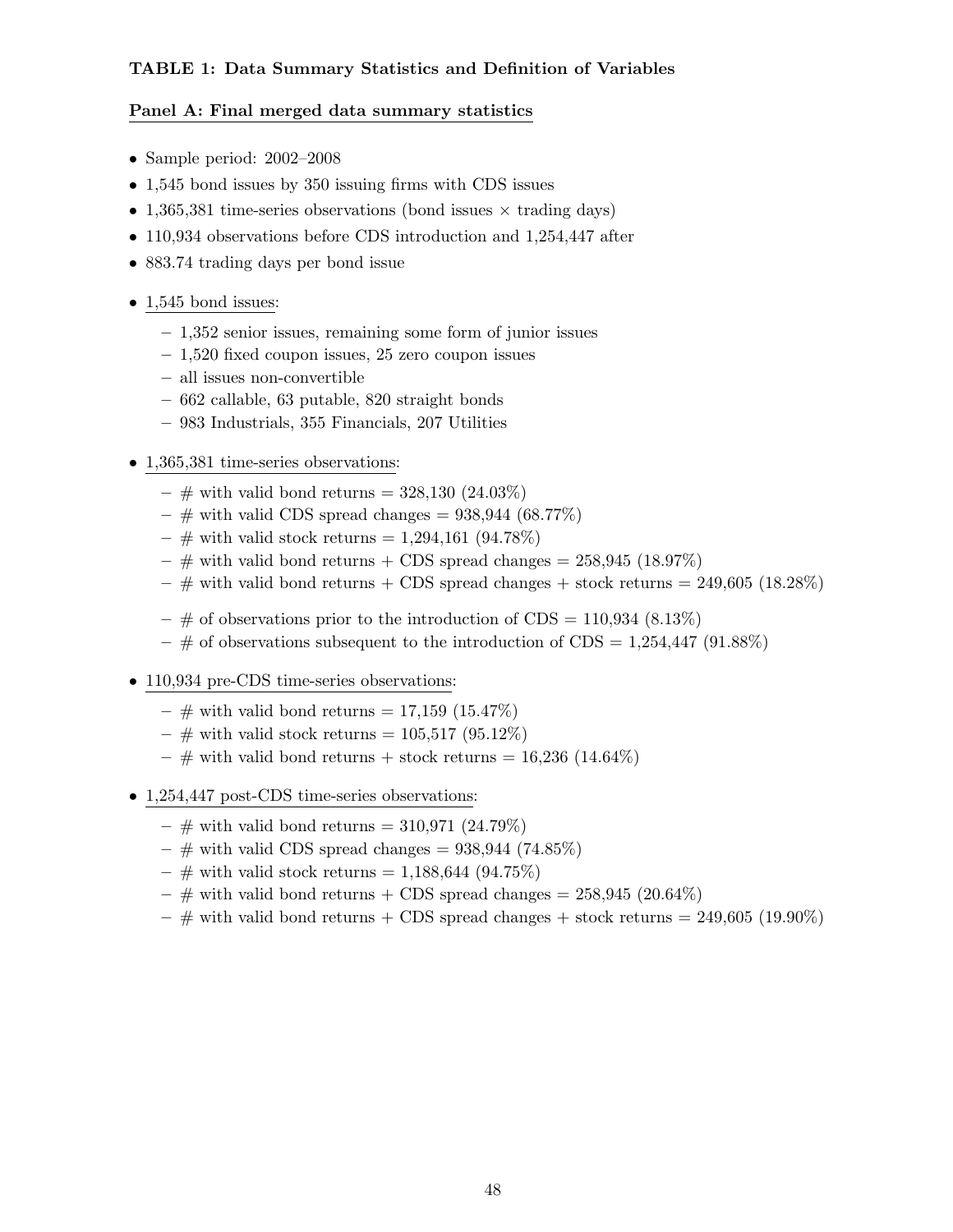**TABLE 1: Data Summary Statistics and Definition of Variables**

**Panel A: Final merged data summary statistics**

- Sample period: 2002–2008
- 1,545 bond issues by 350 issuing firms with CDS issues
- 1,365,381 time-series observations (bond issues × trading days)
- 110,934 observations before CDS introduction and 1,254,447 after
- 883.74 trading days per bond issue

- 1,545 bond issues:
  - 1,352 senior issues, remaining some form of junior issues
  - 1,520 fixed coupon issues, 25 zero coupon issues
  - all issues non-convertible
  - 662 callable, 63 putable, 820 straight bonds
  - 983 Industrials, 355 Financials, 207 Utilities

- 1,365,381 time-series observations:
  - # with valid bond returns = 328,130 (24.03%)
  - # with valid CDS spread changes = 938,944 (68.77%)
  - # with valid stock returns = 1,294,161 (94.78%)
  - # with valid bond returns + CDS spread changes = 258,945 (18.97%)
  - # with valid bond returns + CDS spread changes + stock returns = 249,605 (18.28%)
  - # of observations prior to the introduction of CDS = 110,934 (8.13%)
  - # of observations subsequent to the introduction of CDS = 1,254,447 (91.88%)

- 110,934 pre-CDS time-series observations:
  - # with valid bond returns = 17,159 (15.47%)
  - # with valid stock returns = 105,517 (95.12%)
  - # with valid bond returns + stock returns = 16,236 (14.64%)

- 1,254,447 post-CDS time-series observations:
  - # with valid bond returns = 310,971 (24.79%)
  - # with valid CDS spread changes = 938,944 (74.85%)
  - # with valid stock returns = 1,188,644 (94.75%)
  - # with valid bond returns + CDS spread changes = 258,945 (20.64%)
  - # with valid bond returns + CDS spread changes + stock returns = 249,605 (19.90%)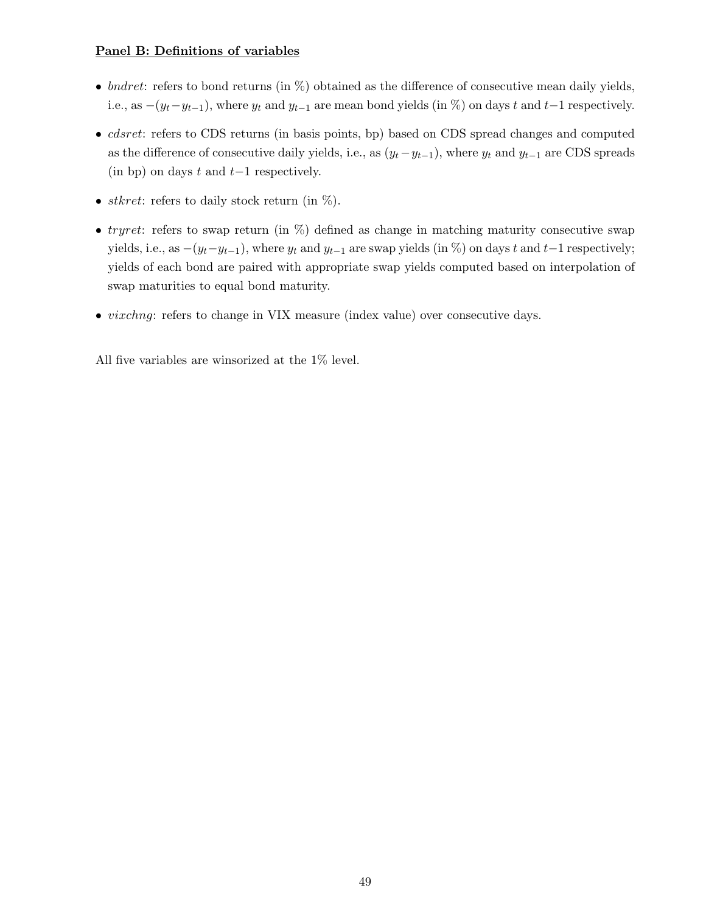**Panel B: Definitions of variables**

- *bndret*: refers to bond returns (in %) obtained as the difference of consecutive mean daily yields, i.e., as $-(y_t - y_{t-1})$, where $y_t$ and $y_{t-1}$ are mean bond yields (in %) on days $t$ and $t-1$ respectively.
- *cdsret*: refers to CDS returns (in basis points, bp) based on CDS spread changes and computed as the difference of consecutive daily yields, i.e., as $(y_t - y_{t-1})$, where $y_t$ and $y_{t-1}$ are CDS spreads (in bp) on days $t$ and $t-1$ respectively.
- *stkret*: refers to daily stock return (in %).
- *tryret*: refers to swap return (in %) defined as change in matching maturity consecutive swap yields, i.e., as $-(y_t - y_{t-1})$, where $y_t$ and $y_{t-1}$ are swap yields (in %) on days $t$ and $t-1$ respectively; yields of each bond are paired with appropriate swap yields computed based on interpolation of swap maturities to equal bond maturity.
- *vixchng*: refers to change in VIX measure (index value) over consecutive days.

All five variables are winsorized at the 1% level.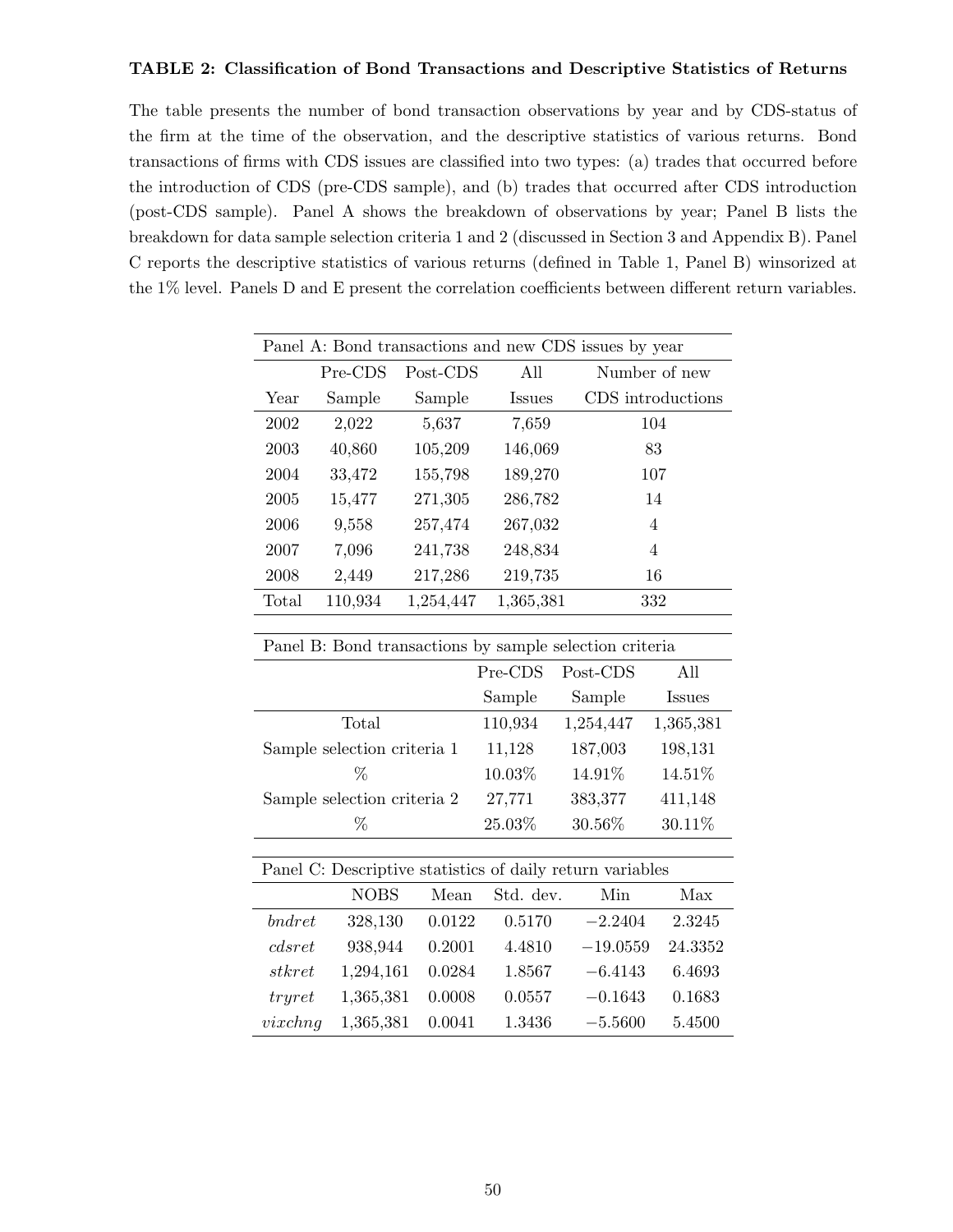**TABLE 2: Classification of Bond Transactions and Descriptive Statistics of Returns**

The table presents the number of bond transaction observations by year and by CDS-status of the firm at the time of the observation, and the descriptive statistics of various returns. Bond transactions of firms with CDS issues are classified into two types: (a) trades that occurred before the introduction of CDS (pre-CDS sample), and (b) trades that occurred after CDS introduction (post-CDS sample). Panel A shows the breakdown of observations by year; Panel B lists the breakdown for data sample selection criteria 1 and 2 (discussed in Section 3 and Appendix B). Panel C reports the descriptive statistics of various returns (defined in Table 1, Panel B) winsorized at the 1% level. Panels D and E present the correlation coefficients between different return variables.

Panel A: Bond transactions and new CDS issues by year

| Year | Pre-CDS Sample | Post-CDS Sample | All Issues | Number of new CDS introductions |
|---|---|---|---|---|
| 2002 | 2,022 | 5,637 | 7,659 | 104 |
| 2003 | 40,860 | 105,209 | 146,069 | 83 |
| 2004 | 33,472 | 155,798 | 189,270 | 107 |
| 2005 | 15,477 | 271,305 | 286,782 | 14 |
| 2006 | 9,558 | 257,474 | 267,032 | 4 |
| 2007 | 7,096 | 241,738 | 248,834 | 4 |
| 2008 | 2,449 | 217,286 | 219,735 | 16 |
| Total | 110,934 | 1,254,447 | 1,365,381 | 332 |

Panel B: Bond transactions by sample selection criteria

| | Pre-CDS Sample | Post-CDS Sample | All Issues |
|---|---|---|---|
| Total | 110,934 | 1,254,447 | 1,365,381 |
| Sample selection criteria 1 | 11,128 | 187,003 | 198,131 |
| % | 10.03% | 14.91% | 14.51% |
| Sample selection criteria 2 | 27,771 | 383,377 | 411,148 |
| % | 25.03% | 30.56% | 30.11% |

Panel C: Descriptive statistics of daily return variables

| | NOBS | Mean | Std. dev. | Min | Max |
|---|---|---|---|---|---|
| *bndret* | 328,130 | 0.0122 | 0.5170 | −2.2404 | 2.3245 |
| *cdsret* | 938,944 | 0.2001 | 4.4810 | −19.0559 | 24.3352 |
| *stkret* | 1,294,161 | 0.0284 | 1.8567 | −6.4143 | 6.4693 |
| *tryret* | 1,365,381 | 0.0008 | 0.0557 | −0.1643 | 0.1683 |
| *vixchng* | 1,365,381 | 0.0041 | 1.3436 | −5.5600 | 5.4500 |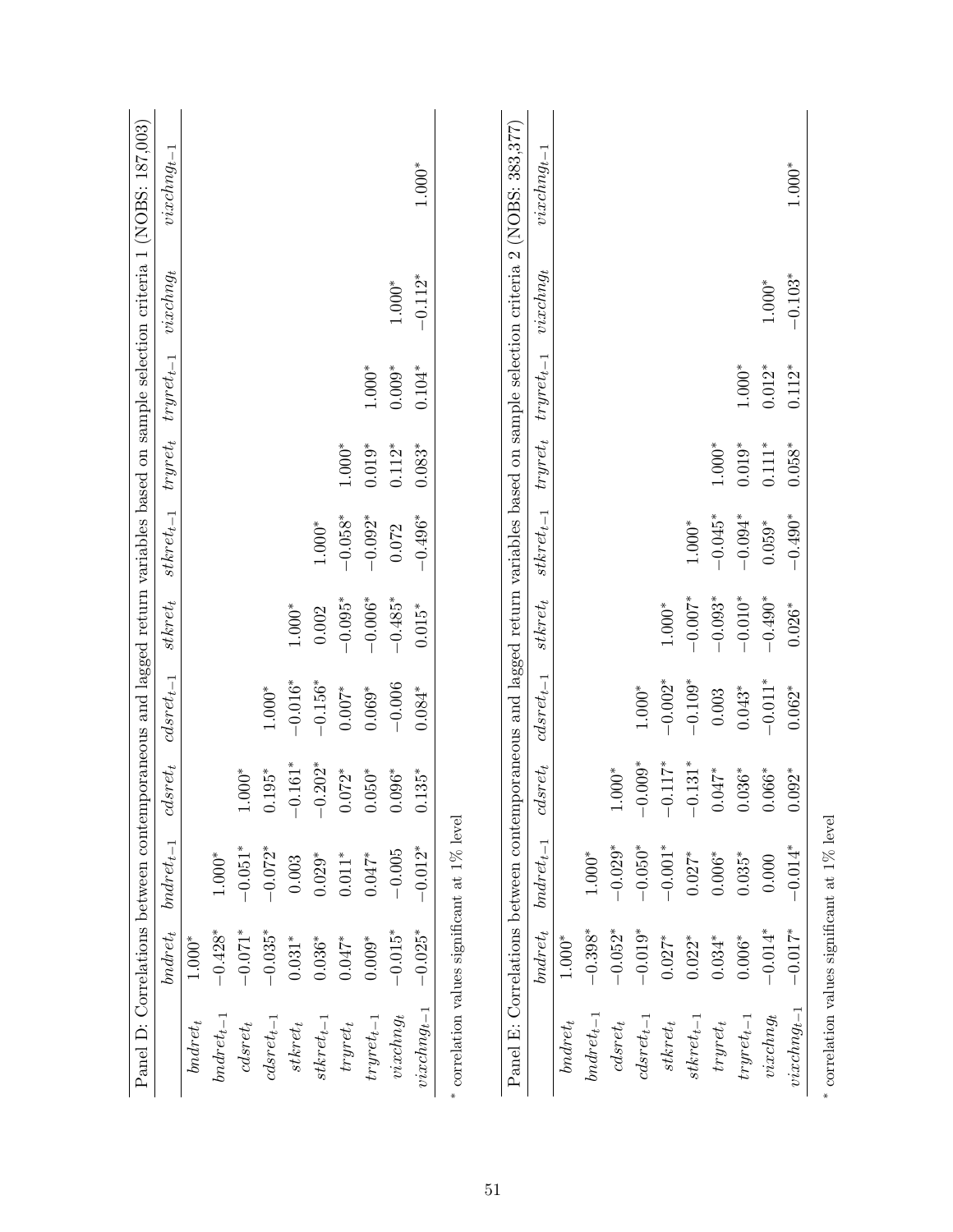Panel D: Correlations between contemporaneous and lagged return variables based on sample selection criteria 1 (NOBS: 187,003)

| | $bndret_t$ | $bndret_{t-1}$ | $cdsret_t$ | $cdsret_{t-1}$ | $stkret_t$ | $stkret_{t-1}$ | $tryret_t$ | $tryret_{t-1}$ | $vixchng_t$ | $vixchng_{t-1}$ |
|---|---|---|---|---|---|---|---|---|---|---|
| $bndret_t$ | 1.000* | | | | | | | | | |
| $bndret_{t-1}$ | −0.428* | 1.000* | | | | | | | | |
| $cdsret_t$ | −0.071* | −0.051* | 1.000* | | | | | | | |
| $cdsret_{t-1}$ | −0.035* | −0.072* | 0.195* | 1.000* | | | | | | |
| $stkret_t$ | 0.031* | 0.003 | −0.161* | −0.016* | 1.000* | | | | | |
| $stkret_{t-1}$ | 0.036* | 0.029* | −0.202* | −0.156* | 0.002 | 1.000* | | | | |
| $tryret_t$ | 0.047* | 0.011* | 0.072* | 0.007* | −0.095* | −0.058* | 1.000* | | | |
| $tryret_{t-1}$ | 0.009* | 0.047* | 0.050* | 0.069* | −0.006* | −0.092* | 0.019* | 1.000* | | |
| $vixchng_t$ | −0.015* | −0.005 | 0.096* | −0.006 | −0.485* | 0.072 | 0.112* | 0.009* | 1.000* | |
| $vixchng_{t-1}$ | −0.025* | −0.012* | 0.135* | 0.084* | 0.015* | −0.496* | 0.083* | 0.104* | −0.112* | 1.000* |

* correlation values significant at 1% level

Panel E: Correlations between contemporaneous and lagged return variables based on sample selection criteria 2 (NOBS: 383,377)

| | $bndret_t$ | $bndret_{t-1}$ | $cdsret_t$ | $cdsret_{t-1}$ | $stkret_t$ | $stkret_{t-1}$ | $tryret_t$ | $tryret_{t-1}$ | $vixchng_t$ | $vixchng_{t-1}$ |
|---|---|---|---|---|---|---|---|---|---|---|
| $bndret_t$ | 1.000* | | | | | | | | | |
| $bndret_{t-1}$ | −0.398* | 1.000* | | | | | | | | |
| $cdsret_t$ | −0.052* | −0.029* | 1.000* | | | | | | | |
| $cdsret_{t-1}$ | −0.019* | −0.050* | −0.009* | 1.000* | | | | | | |
| $stkret_t$ | 0.027* | −0.001* | −0.117* | −0.002* | 1.000* | | | | | |
| $stkret_{t-1}$ | 0.022* | 0.027* | −0.131* | −0.109* | −0.007* | 1.000* | | | | |
| $tryret_t$ | 0.034* | 0.006* | 0.047* | 0.003 | −0.093* | −0.045* | 1.000* | | | |
| $tryret_{t-1}$ | 0.006* | 0.035* | 0.036* | 0.043* | −0.010* | −0.094* | 0.019* | 1.000* | | |
| $vixchng_t$ | −0.014* | 0.000 | 0.066* | −0.011* | −0.490* | 0.059* | 0.111* | 0.012* | 1.000* | |
| $vixchng_{t-1}$ | −0.017* | −0.014* | 0.092* | 0.062* | 0.026* | −0.490* | 0.058* | 0.112* | −0.103* | 1.000* |

* correlation values significant at 1% level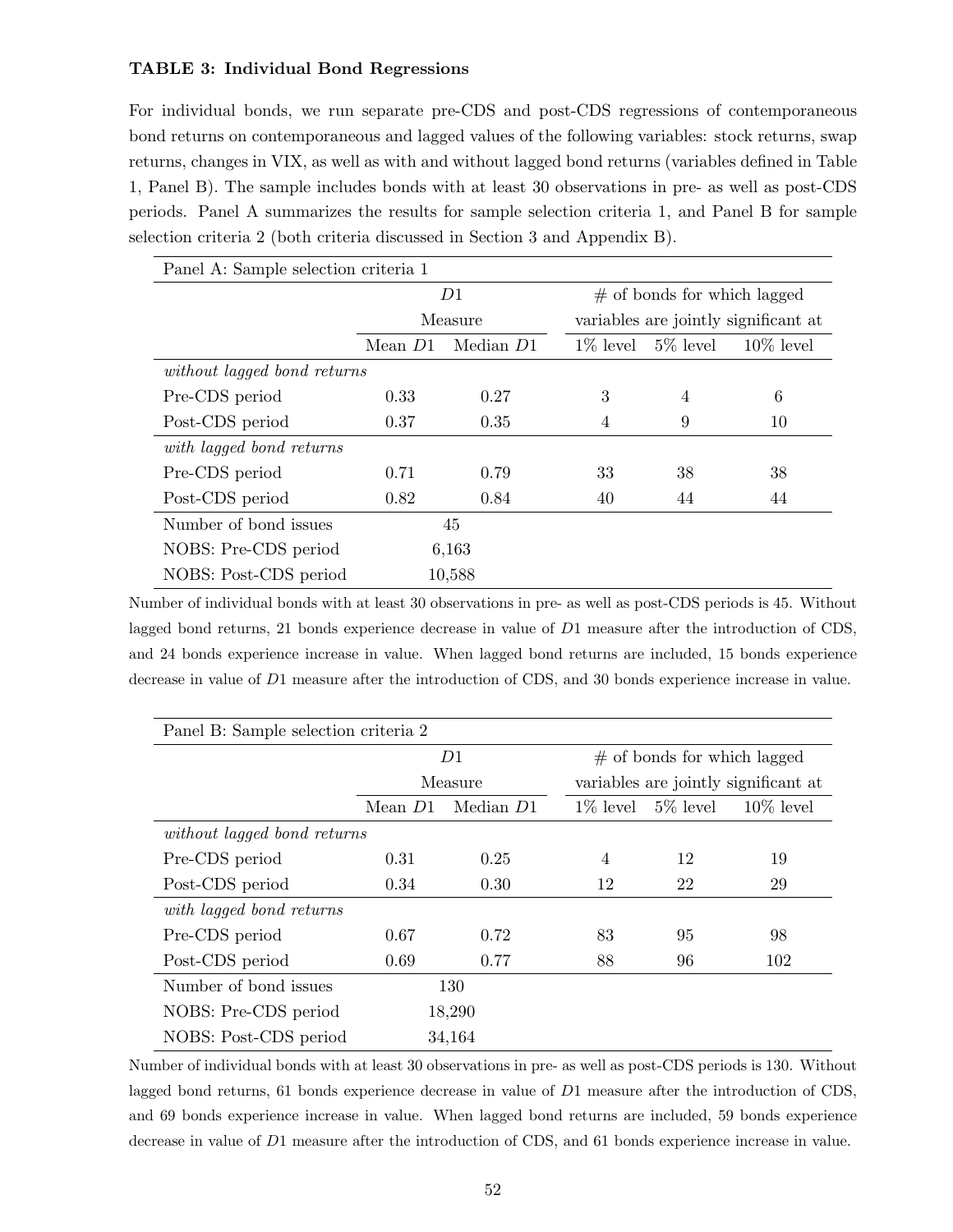**TABLE 3: Individual Bond Regressions**

For individual bonds, we run separate pre-CDS and post-CDS regressions of contemporaneous bond returns on contemporaneous and lagged values of the following variables: stock returns, swap returns, changes in VIX, as well as with and without lagged bond returns (variables defined in Table 1, Panel B). The sample includes bonds with at least 30 observations in pre- as well as post-CDS periods. Panel A summarizes the results for sample selection criteria 1, and Panel B for sample selection criteria 2 (both criteria discussed in Section 3 and Appendix B).

| Panel A: Sample selection criteria 1 | | | | | |
|---|---|---|---|---|---|
| | $D1$ Measure | | # of bonds for which lagged variables are jointly significant at | | |
| | Mean $D1$ | Median $D1$ | 1% level | 5% level | 10% level |
| *without lagged bond returns* | | | | | |
| Pre-CDS period | 0.33 | 0.27 | 3 | 4 | 6 |
| Post-CDS period | 0.37 | 0.35 | 4 | 9 | 10 |
| *with lagged bond returns* | | | | | |
| Pre-CDS period | 0.71 | 0.79 | 33 | 38 | 38 |
| Post-CDS period | 0.82 | 0.84 | 40 | 44 | 44 |
| Number of bond issues | 45 | | | | |
| NOBS: Pre-CDS period | 6,163 | | | | |
| NOBS: Post-CDS period | 10,588 | | | | |

Number of individual bonds with at least 30 observations in pre- as well as post-CDS periods is 45. Without lagged bond returns, 21 bonds experience decrease in value of $D1$ measure after the introduction of CDS, and 24 bonds experience increase in value. When lagged bond returns are included, 15 bonds experience decrease in value of $D1$ measure after the introduction of CDS, and 30 bonds experience increase in value.

| Panel B: Sample selection criteria 2 | | | | | |
|---|---|---|---|---|---|
| | $D1$ Measure | | # of bonds for which lagged variables are jointly significant at | | |
| | Mean $D1$ | Median $D1$ | 1% level | 5% level | 10% level |
| *without lagged bond returns* | | | | | |
| Pre-CDS period | 0.31 | 0.25 | 4 | 12 | 19 |
| Post-CDS period | 0.34 | 0.30 | 12 | 22 | 29 |
| *with lagged bond returns* | | | | | |
| Pre-CDS period | 0.67 | 0.72 | 83 | 95 | 98 |
| Post-CDS period | 0.69 | 0.77 | 88 | 96 | 102 |
| Number of bond issues | 130 | | | | |
| NOBS: Pre-CDS period | 18,290 | | | | |
| NOBS: Post-CDS period | 34,164 | | | | |

Number of individual bonds with at least 30 observations in pre- as well as post-CDS periods is 130. Without lagged bond returns, 61 bonds experience decrease in value of $D1$ measure after the introduction of CDS, and 69 bonds experience increase in value. When lagged bond returns are included, 59 bonds experience decrease in value of $D1$ measure after the introduction of CDS, and 61 bonds experience increase in value.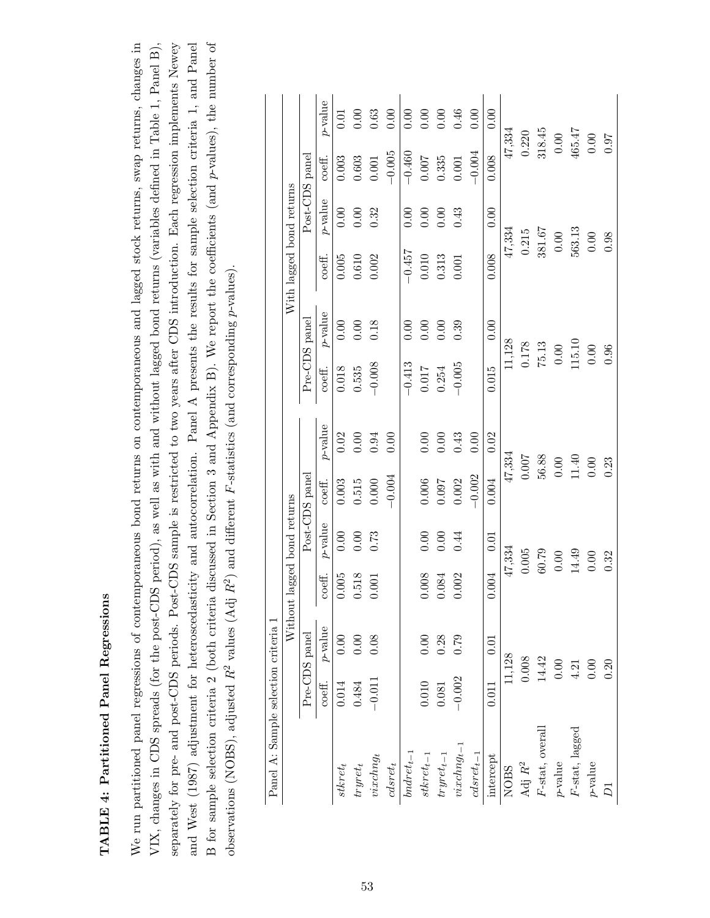# TABLE 4: Partitioned Panel Regressions

We run partitioned panel regressions of contemporaneous bond returns on contemporaneous and lagged stock returns, swap returns, changes in VIX, changes in CDS spreads (for the post-CDS period), as well as with and without lagged bond returns (variables defined in Table 1, Panel B), separately for pre- and post-CDS periods. Post-CDS sample is restricted to two years after CDS introduction. Each regression implements Newey and West (1987) adjustment for heteroscedasticity and autocorrelation. Panel A presents the results for sample selection criteria 1, and Panel B for sample selection criteria 2 (both criteria discussed in Section 3 and Appendix B). We report the coefficients (and $p$-values), the number of observations (NOBS), adjusted $R^2$ values (Adj $R^2$) and different $F$-statistics (and corresponding $p$-values).

Panel A: Sample selection criteria 1

| | Without lagged bond returns | | | | With lagged bond returns | | | |
|---|---|---|---|---|---|---|---|---|
| | Pre-CDS panel | | Post-CDS panel | | Pre-CDS panel | | Post-CDS panel | |
| | coeff. | $p$-value | coeff. | $p$-value | coeff. | $p$-value | coeff. | $p$-value |
| $stkret_t$ | 0.014 | 0.00 | 0.005 | 0.00 | 0.003 | 0.02 | 0.018 | 0.00 | 
| $tryret_t$ | 0.484 | 0.00 | 0.518 | 0.00 | 0.515 | 0.00 | 0.535 | 0.00 |
| $vixchng_t$ | −0.011 | 0.08 | 0.001 | 0.73 | 0.000 | 0.94 | −0.008 | 0.18 |
| $cdsret_t$ | | | | | −0.004 | 0.00 | | |
| $bndret_{t-1}$ | | | | | | | −0.413 | 0.00 |
| $stkret_{t-1}$ | 0.010 | 0.00 | 0.008 | 0.00 | 0.006 | 0.00 | 0.017 | 0.00 |
| $tryret_{t-1}$ | 0.081 | 0.28 | 0.084 | 0.00 | 0.097 | 0.00 | 0.254 | 0.00 |
| $vixchng_{t-1}$ | −0.002 | 0.79 | 0.002 | 0.44 | 0.002 | 0.43 | −0.005 | 0.39 |
| $cdsret_{t-1}$ | | | | | −0.002 | 0.00 | | |
| intercept | 0.011 | 0.01 | 0.004 | 0.01 | 0.004 | 0.02 | 0.015 | 0.00 |
| NOBS | 11,128 | | 47,334 | | 47,334 | | 11,128 | |
| Adj $R^2$ | 0.008 | | 0.005 | | 0.007 | | 0.178 | |
| $F$-stat, overall | 14.42 | | 60.79 | | 56.88 | | 75.13 | |
| $p$-value | 0.00 | | 0.00 | | 0.00 | | 0.00 | |
| $F$-stat, lagged | 4.21 | | 14.49 | | 11.40 | | 115.10 | |
| $p$-value | 0.00 | | 0.00 | | 0.00 | | 0.00 | |
| $D1$ | 0.20 | | 0.32 | | 0.23 | | 0.96 | |

| | With lagged bond returns (continued) | | | |
|---|---|---|---|---|
| | Post-CDS panel | | Post-CDS panel | |
| | coeff. | $p$-value | coeff. | $p$-value |
| $stkret_t$ | 0.005 | 0.00 | 0.003 | 0.01 |
| $tryret_t$ | 0.610 | 0.00 | 0.603 | 0.00 |
| $vixchng_t$ | 0.002 | 0.32 | 0.001 | 0.63 |
| $cdsret_t$ | | | −0.005 | 0.00 |
| $bndret_{t-1}$ | −0.457 | 0.00 | −0.460 | 0.00 |
| $stkret_{t-1}$ | 0.010 | 0.00 | 0.007 | 0.00 |
| $tryret_{t-1}$ | 0.313 | 0.00 | 0.335 | 0.00 |
| $vixchng_{t-1}$ | 0.001 | 0.43 | 0.001 | 0.46 |
| $cdsret_{t-1}$ | | | −0.004 | 0.00 |
| intercept | 0.008 | 0.00 | 0.008 | 0.00 |
| NOBS | 47,334 | | 47,334 | |
| Adj $R^2$ | 0.215 | | 0.220 | |
| $F$-stat, overall | 381.67 | | 318.45 | |
| $p$-value | 0.00 | | 0.00 | |
| $F$-stat, lagged | 563.13 | | 465.47 | |
| $p$-value | 0.00 | | 0.00 | |
| $D1$ | 0.98 | | 0.97 | |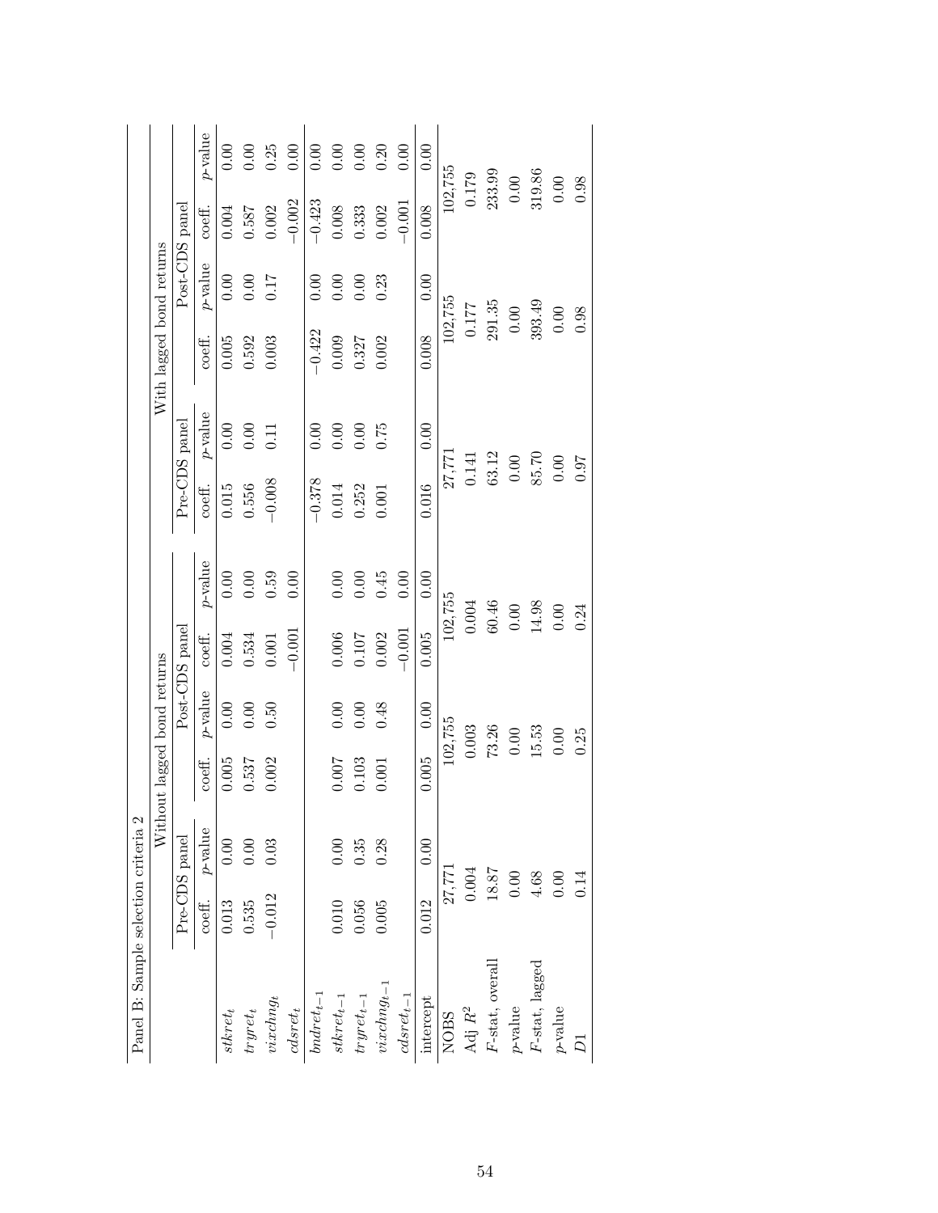Panel B: Sample selection criteria 2

| | Without lagged bond returns | | | | | | | | With lagged bond returns | | | | | | | |
|---|---|---|---|---|---|---|---|---|---|---|---|---|---|---|---|---|
| | Pre-CDS panel | | Post-CDS panel | | | | | | Pre-CDS panel | | Post-CDS panel | | | | | |
| | coeff. | $p$-value | coeff. | $p$-value | coeff. | $p$-value | | | coeff. | $p$-value | coeff. | $p$-value | coeff. | $p$-value | | |
| $stkret_t$ | 0.013 | 0.00 | 0.005 | 0.00 | 0.004 | 0.00 | | | 0.015 | 0.00 | 0.005 | 0.00 | 0.004 | 0.00 | | |
| $tryret_t$ | 0.535 | 0.00 | 0.537 | 0.00 | 0.534 | 0.00 | | | 0.556 | 0.00 | 0.592 | 0.00 | 0.587 | 0.00 | | |
| $vixchng_t$ | −0.012 | 0.03 | 0.002 | 0.50 | 0.001 | 0.59 | | | −0.008 | 0.11 | 0.003 | 0.17 | 0.002 | 0.25 | | |
| $cdsret_t$ | | | | | −0.001 | 0.00 | | | | | | | −0.002 | 0.00 | | |
| $bndret_{t-1}$ | | | | | | | | | −0.378 | 0.00 | −0.422 | 0.00 | −0.423 | 0.00 | | |
| $stkret_{t-1}$ | 0.010 | 0.00 | 0.007 | 0.00 | 0.006 | 0.00 | | | 0.014 | 0.00 | 0.009 | 0.00 | 0.008 | 0.00 | | |
| $tryret_{t-1}$ | 0.056 | 0.35 | 0.103 | 0.00 | 0.107 | 0.00 | | | 0.252 | 0.00 | 0.327 | 0.00 | 0.333 | 0.00 | | |
| $vixchng_{t-1}$ | 0.005 | 0.28 | 0.001 | 0.48 | 0.002 | 0.45 | | | 0.001 | 0.75 | 0.002 | 0.23 | 0.002 | 0.20 | | |
| $cdsret_{t-1}$ | | | | | −0.001 | 0.00 | | | | | | | −0.001 | 0.00 | | |
| intercept | 0.012 | 0.00 | 0.005 | 0.00 | 0.005 | 0.00 | | | 0.016 | 0.00 | 0.008 | 0.00 | 0.008 | 0.00 | | |
| NOBS | 27,771 | | 102,755 | | 102,755 | | | | 27,771 | | 102,755 | | 102,755 | | | |
| Adj $R^2$ | 0.004 | | 0.003 | | 0.004 | | | | 0.141 | | 0.177 | | 0.179 | | | |
| $F$-stat, overall | 18.87 | | 73.26 | | 60.46 | | | | 63.12 | | 291.35 | | 233.99 | | | |
| $p$-value | 0.00 | | 0.00 | | 0.00 | | | | 0.00 | | 0.00 | | 0.00 | | | |
| $F$-stat, lagged | 4.68 | | 15.53 | | 14.98 | | | | 85.70 | | 393.49 | | 319.86 | | | |
| $p$-value | 0.00 | | 0.00 | | 0.00 | | | | 0.00 | | 0.00 | | 0.00 | | | |
| $D1$ | 0.14 | | 0.25 | | 0.24 | | | | 0.97 | | 0.98 | | 0.98 | | | |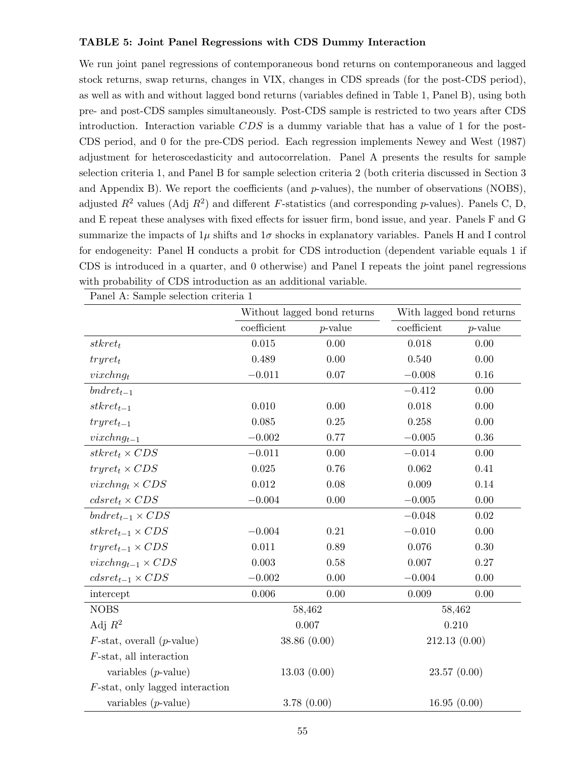**TABLE 5: Joint Panel Regressions with CDS Dummy Interaction**

We run joint panel regressions of contemporaneous bond returns on contemporaneous and lagged stock returns, swap returns, changes in VIX, changes in CDS spreads (for the post-CDS period), as well as with and without lagged bond returns (variables defined in Table 1, Panel B), using both pre- and post-CDS samples simultaneously. Post-CDS sample is restricted to two years after CDS introduction. Interaction variable $CDS$ is a dummy variable that has a value of 1 for the post-CDS period, and 0 for the pre-CDS period. Each regression implements Newey and West (1987) adjustment for heteroscedasticity and autocorrelation. Panel A presents the results for sample selection criteria 1, and Panel B for sample selection criteria 2 (both criteria discussed in Section 3 and Appendix B). We report the coefficients (and $p$-values), the number of observations (NOBS), adjusted $R^2$ values (Adj $R^2$) and different $F$-statistics (and corresponding $p$-values). Panels C, D, and E repeat these analyses with fixed effects for issuer firm, bond issue, and year. Panels F and G summarize the impacts of $1\mu$ shifts and $1\sigma$ shocks in explanatory variables. Panels H and I control for endogeneity: Panel H conducts a probit for CDS introduction (dependent variable equals 1 if CDS is introduced in a quarter, and 0 otherwise) and Panel I repeats the joint panel regressions with probability of CDS introduction as an additional variable.

Panel A: Sample selection criteria 1

| | Without lagged bond returns | | With lagged bond returns | |
|---|---|---|---|---|
| | coefficient | $p$-value | coefficient | $p$-value |
| $stkret_t$ | 0.015 | 0.00 | 0.018 | 0.00 |
| $tryret_t$ | 0.489 | 0.00 | 0.540 | 0.00 |
| $vixchng_t$ | −0.011 | 0.07 | −0.008 | 0.16 |
| $bndret_{t-1}$ | | | −0.412 | 0.00 |
| $stkret_{t-1}$ | 0.010 | 0.00 | 0.018 | 0.00 |
| $tryret_{t-1}$ | 0.085 | 0.25 | 0.258 | 0.00 |
| $vixchng_{t-1}$ | −0.002 | 0.77 | −0.005 | 0.36 |
| $stkret_t \times CDS$ | −0.011 | 0.00 | −0.014 | 0.00 |
| $tryret_t \times CDS$ | 0.025 | 0.76 | 0.062 | 0.41 |
| $vixchng_t \times CDS$ | 0.012 | 0.08 | 0.009 | 0.14 |
| $cdsret_t \times CDS$ | −0.004 | 0.00 | −0.005 | 0.00 |
| $bndret_{t-1} \times CDS$ | | | −0.048 | 0.02 |
| $stkret_{t-1} \times CDS$ | −0.004 | 0.21 | −0.010 | 0.00 |
| $tryret_{t-1} \times CDS$ | 0.011 | 0.89 | 0.076 | 0.30 |
| $vixchng_{t-1} \times CDS$ | 0.003 | 0.58 | 0.007 | 0.27 |
| $cdsret_{t-1} \times CDS$ | −0.002 | 0.00 | −0.004 | 0.00 |
| intercept | 0.006 | 0.00 | 0.009 | 0.00 |
| NOBS | 58,462 | | 58,462 | |
| Adj $R^2$ | 0.007 | | 0.210 | |
| $F$-stat, overall ($p$-value) | 38.86 (0.00) | | 212.13 (0.00) | |
| $F$-stat, all interaction variables ($p$-value) | 13.03 (0.00) | | 23.57 (0.00) | |
| $F$-stat, only lagged interaction variables ($p$-value) | 3.78 (0.00) | | 16.95 (0.00) | |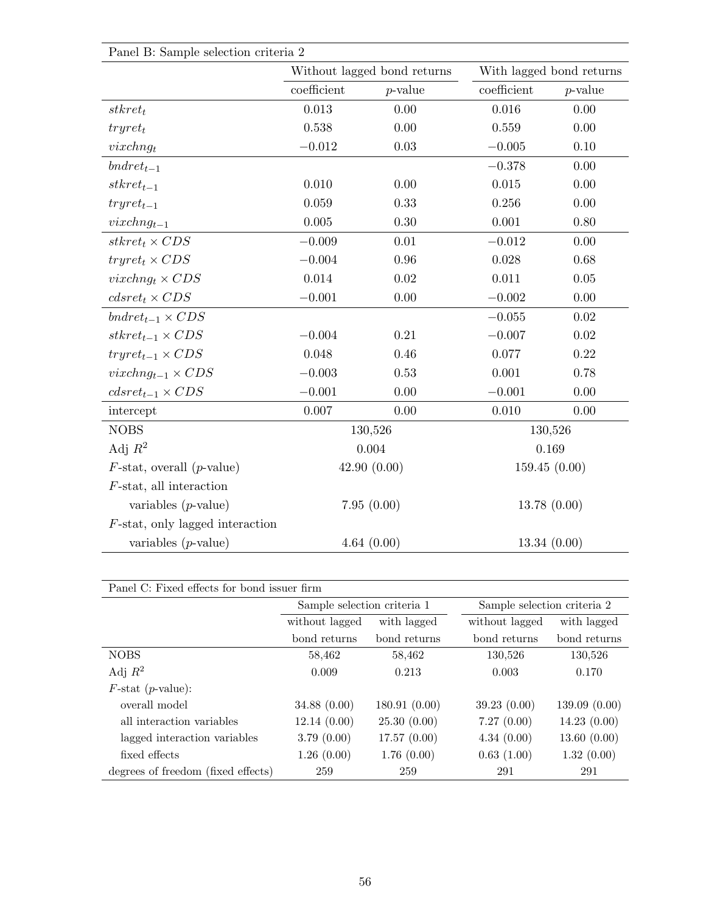Panel B: Sample selection criteria 2

| | Without lagged bond returns | | With lagged bond returns | |
|---|---|---|---|---|
| | coefficient | $p$-value | coefficient | $p$-value |
| $stkret_t$ | 0.013 | 0.00 | 0.016 | 0.00 |
| $tryret_t$ | 0.538 | 0.00 | 0.559 | 0.00 |
| $vixchng_t$ | −0.012 | 0.03 | −0.005 | 0.10 |
| $bndret_{t-1}$ | | | −0.378 | 0.00 |
| $stkret_{t-1}$ | 0.010 | 0.00 | 0.015 | 0.00 |
| $tryret_{t-1}$ | 0.059 | 0.33 | 0.256 | 0.00 |
| $vixchng_{t-1}$ | 0.005 | 0.30 | 0.001 | 0.80 |
| $stkret_t \times CDS$ | −0.009 | 0.01 | −0.012 | 0.00 |
| $tryret_t \times CDS$ | −0.004 | 0.96 | 0.028 | 0.68 |
| $vixchng_t \times CDS$ | 0.014 | 0.02 | 0.011 | 0.05 |
| $cdsret_t \times CDS$ | −0.001 | 0.00 | −0.002 | 0.00 |
| $bndret_{t-1} \times CDS$ | | | −0.055 | 0.02 |
| $stkret_{t-1} \times CDS$ | −0.004 | 0.21 | −0.007 | 0.02 |
| $tryret_{t-1} \times CDS$ | 0.048 | 0.46 | 0.077 | 0.22 |
| $vixchng_{t-1} \times CDS$ | −0.003 | 0.53 | 0.001 | 0.78 |
| $cdsret_{t-1} \times CDS$ | −0.001 | 0.00 | −0.001 | 0.00 |
| intercept | 0.007 | 0.00 | 0.010 | 0.00 |
| NOBS | 130,526 | | 130,526 | |
| Adj $R^2$ | 0.004 | | 0.169 | |
| $F$-stat, overall ($p$-value) | 42.90 (0.00) | | 159.45 (0.00) | |
| $F$-stat, all interaction variables ($p$-value) | 7.95 (0.00) | | 13.78 (0.00) | |
| $F$-stat, only lagged interaction variables ($p$-value) | 4.64 (0.00) | | 13.34 (0.00) | |

Panel C: Fixed effects for bond issuer firm

| | Sample selection criteria 1 | | Sample selection criteria 2 | |
|---|---|---|---|---|
| | without lagged bond returns | with lagged bond returns | without lagged bond returns | with lagged bond returns |
| NOBS | 58,462 | 58,462 | 130,526 | 130,526 |
| Adj $R^2$ | 0.009 | 0.213 | 0.003 | 0.170 |
| $F$-stat ($p$-value): | | | | |
| overall model | 34.88 (0.00) | 180.91 (0.00) | 39.23 (0.00) | 139.09 (0.00) |
| all interaction variables | 12.14 (0.00) | 25.30 (0.00) | 7.27 (0.00) | 14.23 (0.00) |
| lagged interaction variables | 3.79 (0.00) | 17.57 (0.00) | 4.34 (0.00) | 13.60 (0.00) |
| fixed effects | 1.26 (0.00) | 1.76 (0.00) | 0.63 (1.00) | 1.32 (0.00) |
| degrees of freedom (fixed effects) | 259 | 259 | 291 | 291 |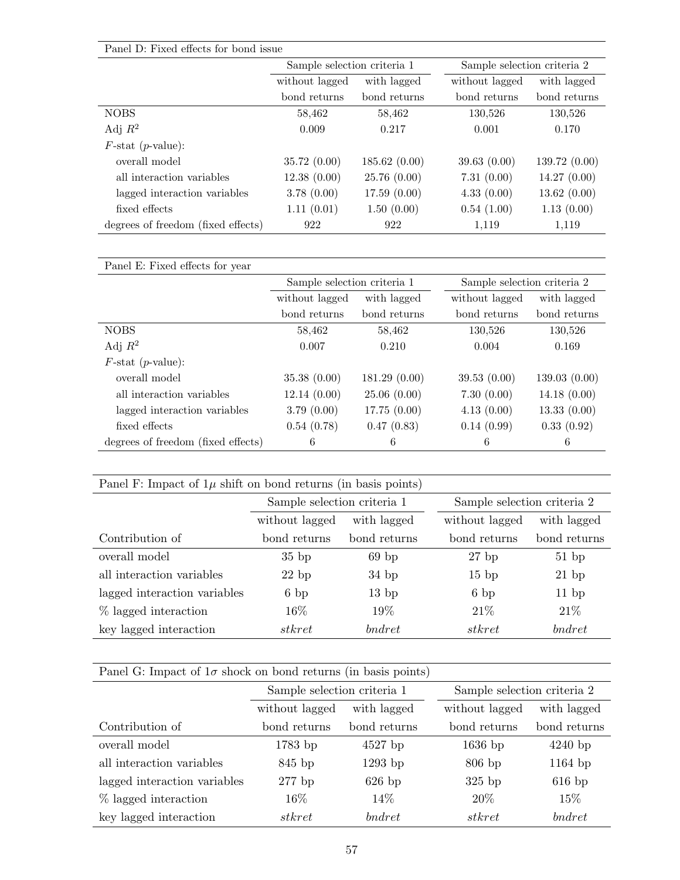| Panel D: Fixed effects for bond issue | | | | |
|---|---|---|---|---|
| | Sample selection criteria 1 | | Sample selection criteria 2 | |
| | without lagged bond returns | with lagged bond returns | without lagged bond returns | with lagged bond returns |
| NOBS | 58,462 | 58,462 | 130,526 | 130,526 |
| Adj $R^2$ | 0.009 | 0.217 | 0.001 | 0.170 |
| $F$-stat ($p$-value): | | | | |
| overall model | 35.72 (0.00) | 185.62 (0.00) | 39.63 (0.00) | 139.72 (0.00) |
| all interaction variables | 12.38 (0.00) | 25.76 (0.00) | 7.31 (0.00) | 14.27 (0.00) |
| lagged interaction variables | 3.78 (0.00) | 17.59 (0.00) | 4.33 (0.00) | 13.62 (0.00) |
| fixed effects | 1.11 (0.01) | 1.50 (0.00) | 0.54 (1.00) | 1.13 (0.00) |
| degrees of freedom (fixed effects) | 922 | 922 | 1,119 | 1,119 |

| Panel E: Fixed effects for year | | | | |
|---|---|---|---|---|
| | Sample selection criteria 1 | | Sample selection criteria 2 | |
| | without lagged bond returns | with lagged bond returns | without lagged bond returns | with lagged bond returns |
| NOBS | 58,462 | 58,462 | 130,526 | 130,526 |
| Adj $R^2$ | 0.007 | 0.210 | 0.004 | 0.169 |
| $F$-stat ($p$-value): | | | | |
| overall model | 35.38 (0.00) | 181.29 (0.00) | 39.53 (0.00) | 139.03 (0.00) |
| all interaction variables | 12.14 (0.00) | 25.06 (0.00) | 7.30 (0.00) | 14.18 (0.00) |
| lagged interaction variables | 3.79 (0.00) | 17.75 (0.00) | 4.13 (0.00) | 13.33 (0.00) |
| fixed effects | 0.54 (0.78) | 0.47 (0.83) | 0.14 (0.99) | 0.33 (0.92) |
| degrees of freedom (fixed effects) | 6 | 6 | 6 | 6 |

| Panel F: Impact of $1\mu$ shift on bond returns (in basis points) | | | | |
|---|---|---|---|---|
| | Sample selection criteria 1 | | Sample selection criteria 2 | |
| Contribution of | without lagged bond returns | with lagged bond returns | without lagged bond returns | with lagged bond returns |
| overall model | 35 bp | 69 bp | 27 bp | 51 bp |
| all interaction variables | 22 bp | 34 bp | 15 bp | 21 bp |
| lagged interaction variables | 6 bp | 13 bp | 6 bp | 11 bp |
| % lagged interaction | 16% | 19% | 21% | 21% |
| key lagged interaction | *stkret* | *bndret* | *stkret* | *bndret* |

| Panel G: Impact of $1\sigma$ shock on bond returns (in basis points) | | | | |
|---|---|---|---|---|
| | Sample selection criteria 1 | | Sample selection criteria 2 | |
| Contribution of | without lagged bond returns | with lagged bond returns | without lagged bond returns | with lagged bond returns |
| overall model | 1783 bp | 4527 bp | 1636 bp | 4240 bp |
| all interaction variables | 845 bp | 1293 bp | 806 bp | 1164 bp |
| lagged interaction variables | 277 bp | 626 bp | 325 bp | 616 bp |
| % lagged interaction | 16% | 14% | 20% | 15% |
| key lagged interaction | *stkret* | *bndret* | *stkret* | *bndret* |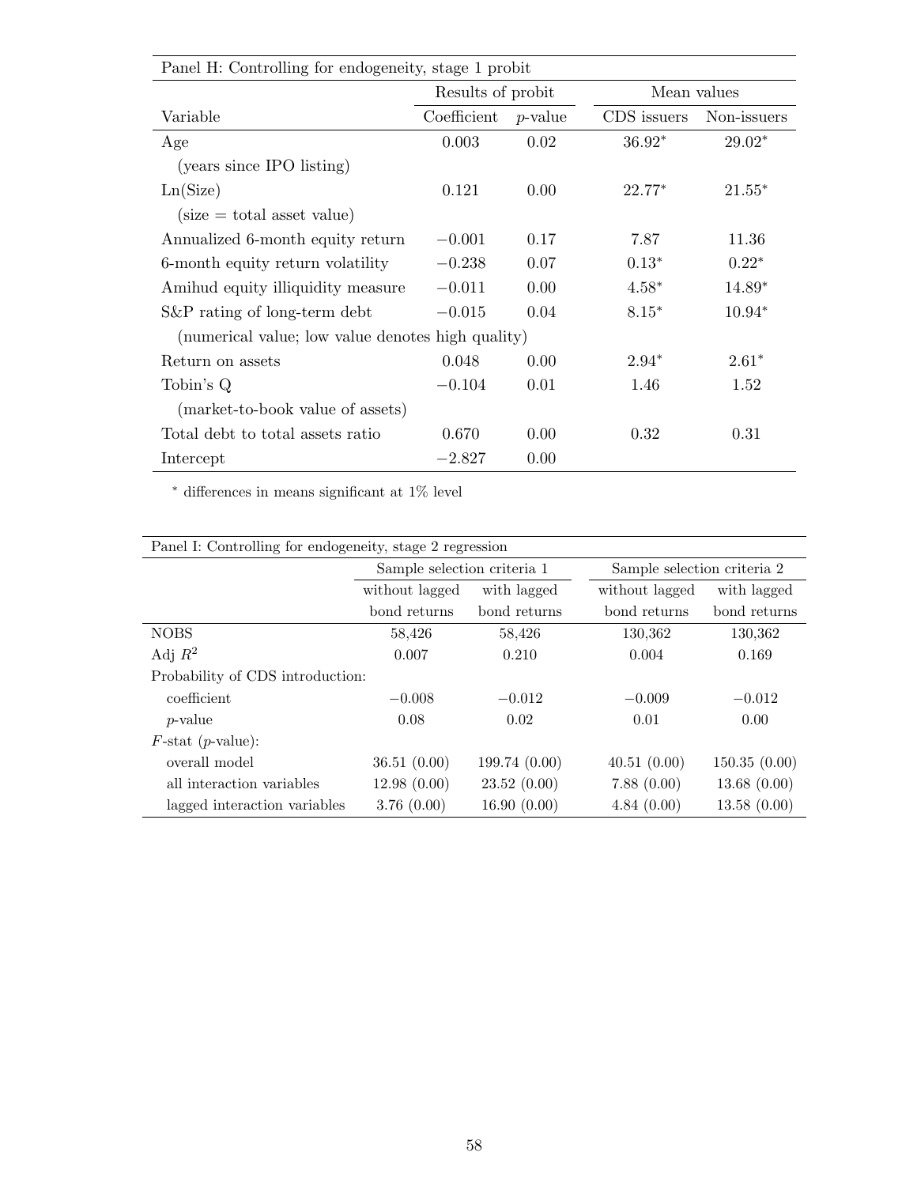| Panel H: Controlling for endogeneity, stage 1 probit | | | | |
|---|---|---|---|---|
| | Results of probit | | Mean values | |
| Variable | Coefficient | $p$-value | CDS issuers | Non-issuers |
| Age | 0.003 | 0.02 | 36.92* | 29.02* |
| (years since IPO listing) | | | | |
| Ln(Size) | 0.121 | 0.00 | 22.77* | 21.55* |
| (size = total asset value) | | | | |
| Annualized 6-month equity return | −0.001 | 0.17 | 7.87 | 11.36 |
| 6-month equity return volatility | −0.238 | 0.07 | 0.13* | 0.22* |
| Amihud equity illiquidity measure | −0.011 | 0.00 | 4.58* | 14.89* |
| S&P rating of long-term debt | −0.015 | 0.04 | 8.15* | 10.94* |
| (numerical value; low value denotes high quality) | | | | |
| Return on assets | 0.048 | 0.00 | 2.94* | 2.61* |
| Tobin's Q | −0.104 | 0.01 | 1.46 | 1.52 |
| (market-to-book value of assets) | | | | |
| Total debt to total assets ratio | 0.670 | 0.00 | 0.32 | 0.31 |
| Intercept | −2.827 | 0.00 | | |

* differences in means significant at 1% level

| Panel I: Controlling for endogeneity, stage 2 regression | | | | |
|---|---|---|---|---|
| | Sample selection criteria 1 | | Sample selection criteria 2 | |
| | without lagged bond returns | with lagged bond returns | without lagged bond returns | with lagged bond returns |
| NOBS | 58,426 | 58,426 | 130,362 | 130,362 |
| Adj $R^2$ | 0.007 | 0.210 | 0.004 | 0.169 |
| Probability of CDS introduction: | | | | |
| coefficient | −0.008 | −0.012 | −0.009 | −0.012 |
| $p$-value | 0.08 | 0.02 | 0.01 | 0.00 |
| $F$-stat ($p$-value): | | | | |
| overall model | 36.51 (0.00) | 199.74 (0.00) | 40.51 (0.00) | 150.35 (0.00) |
| all interaction variables | 12.98 (0.00) | 23.52 (0.00) | 7.88 (0.00) | 13.68 (0.00) |
| lagged interaction variables | 3.76 (0.00) | 16.90 (0.00) | 4.84 (0.00) | 13.58 (0.00) |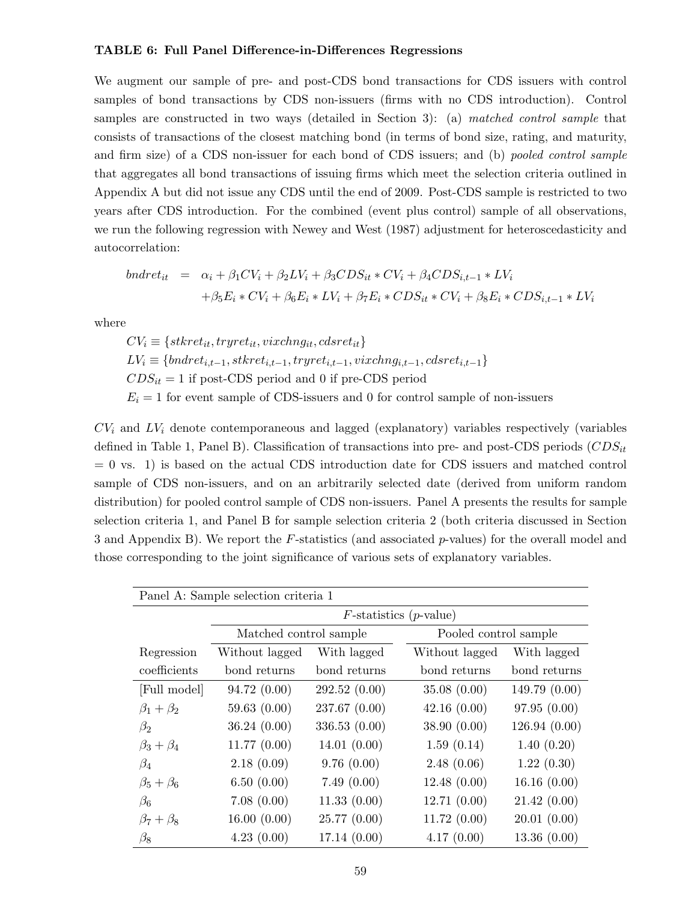**TABLE 6: Full Panel Difference-in-Differences Regressions**

We augment our sample of pre- and post-CDS bond transactions for CDS issuers with control samples of bond transactions by CDS non-issuers (firms with no CDS introduction). Control samples are constructed in two ways (detailed in Section 3): (a) *matched control sample* that consists of transactions of the closest matching bond (in terms of bond size, rating, and maturity, and firm size) of a CDS non-issuer for each bond of CDS issuers; and (b) *pooled control sample* that aggregates all bond transactions of issuing firms which meet the selection criteria outlined in Appendix A but did not issue any CDS until the end of 2009. Post-CDS sample is restricted to two years after CDS introduction. For the combined (event plus control) sample of all observations, we run the following regression with Newey and West (1987) adjustment for heteroscedasticity and autocorrelation:

$$
\begin{aligned}
bndret_{it} \;=\; & \alpha_i + \beta_1 CV_i + \beta_2 LV_i + \beta_3 CDS_{it} * CV_i + \beta_4 CDS_{i,t-1} * LV_i \\
& + \beta_5 E_i * CV_i + \beta_6 E_i * LV_i + \beta_7 E_i * CDS_{it} * CV_i + \beta_8 E_i * CDS_{i,t-1} * LV_i
\end{aligned}
$$

where

$CV_i \equiv \{stkret_{it}, tryret_{it}, vixchng_{it}, cdsret_{it}\}$

$LV_i \equiv \{bndret_{i,t-1}, stkret_{i,t-1}, tryret_{i,t-1}, vixchng_{i,t-1}, cdsret_{i,t-1}\}$

$CDS_{it} = 1$ if post-CDS period and 0 if pre-CDS period

$E_i = 1$ for event sample of CDS-issuers and 0 for control sample of non-issuers

$CV_i$ and $LV_i$ denote contemporaneous and lagged (explanatory) variables respectively (variables defined in Table 1, Panel B). Classification of transactions into pre- and post-CDS periods ($CDS_{it}$ = 0 vs. 1) is based on the actual CDS introduction date for CDS issuers and matched control sample of CDS non-issuers, and on an arbitrarily selected date (derived from uniform random distribution) for pooled control sample of CDS non-issuers. Panel A presents the results for sample selection criteria 1, and Panel B for sample selection criteria 2 (both criteria discussed in Section 3 and Appendix B). We report the $F$-statistics (and associated $p$-values) for the overall model and those corresponding to the joint significance of various sets of explanatory variables.

| Panel A: Sample selection criteria 1 | | | | |
|---|---|---|---|---|
| | $F$-statistics ($p$-value) | | | |
| | Matched control sample | | Pooled control sample | |
| Regression coefficients | Without lagged bond returns | With lagged bond returns | Without lagged bond returns | With lagged bond returns |
| [Full model] | 94.72 (0.00) | 292.52 (0.00) | 35.08 (0.00) | 149.79 (0.00) |
| $\beta_1 + \beta_2$ | 59.63 (0.00) | 237.67 (0.00) | 42.16 (0.00) | 97.95 (0.00) |
| $\beta_2$ | 36.24 (0.00) | 336.53 (0.00) | 38.90 (0.00) | 126.94 (0.00) |
| $\beta_3 + \beta_4$ | 11.77 (0.00) | 14.01 (0.00) | 1.59 (0.14) | 1.40 (0.20) |
| $\beta_4$ | 2.18 (0.09) | 9.76 (0.00) | 2.48 (0.06) | 1.22 (0.30) |
| $\beta_5 + \beta_6$ | 6.50 (0.00) | 7.49 (0.00) | 12.48 (0.00) | 16.16 (0.00) |
| $\beta_6$ | 7.08 (0.00) | 11.33 (0.00) | 12.71 (0.00) | 21.42 (0.00) |
| $\beta_7 + \beta_8$ | 16.00 (0.00) | 25.77 (0.00) | 11.72 (0.00) | 20.01 (0.00) |
| $\beta_8$ | 4.23 (0.00) | 17.14 (0.00) | 4.17 (0.00) | 13.36 (0.00) |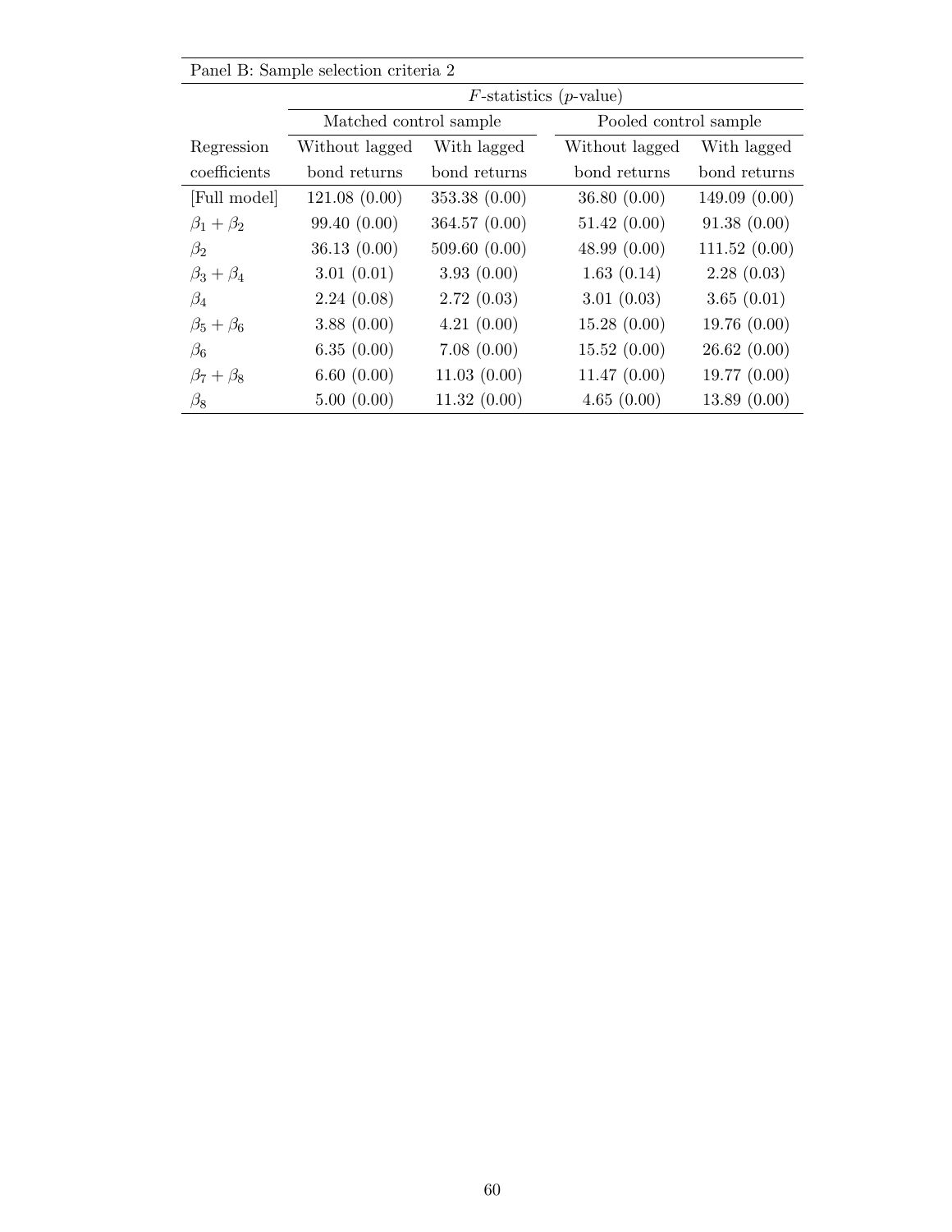Panel B: Sample selection criteria 2

| Regression coefficients | *F*-statistics (*p*-value) | | | |
|---|---|---|---|---|
| | Matched control sample | | Pooled control sample | |
| | Without lagged bond returns | With lagged bond returns | Without lagged bond returns | With lagged bond returns |
| [Full model] | 121.08 (0.00) | 353.38 (0.00) | 36.80 (0.00) | 149.09 (0.00) |
| $\beta_1 + \beta_2$ | 99.40 (0.00) | 364.57 (0.00) | 51.42 (0.00) | 91.38 (0.00) |
| $\beta_2$ | 36.13 (0.00) | 509.60 (0.00) | 48.99 (0.00) | 111.52 (0.00) |
| $\beta_3 + \beta_4$ | 3.01 (0.01) | 3.93 (0.00) | 1.63 (0.14) | 2.28 (0.03) |
| $\beta_4$ | 2.24 (0.08) | 2.72 (0.03) | 3.01 (0.03) | 3.65 (0.01) |
| $\beta_5 + \beta_6$ | 3.88 (0.00) | 4.21 (0.00) | 15.28 (0.00) | 19.76 (0.00) |
| $\beta_6$ | 6.35 (0.00) | 7.08 (0.00) | 15.52 (0.00) | 26.62 (0.00) |
| $\beta_7 + \beta_8$ | 6.60 (0.00) | 11.03 (0.00) | 11.47 (0.00) | 19.77 (0.00) |
| $\beta_8$ | 5.00 (0.00) | 11.32 (0.00) | 4.65 (0.00) | 13.89 (0.00) |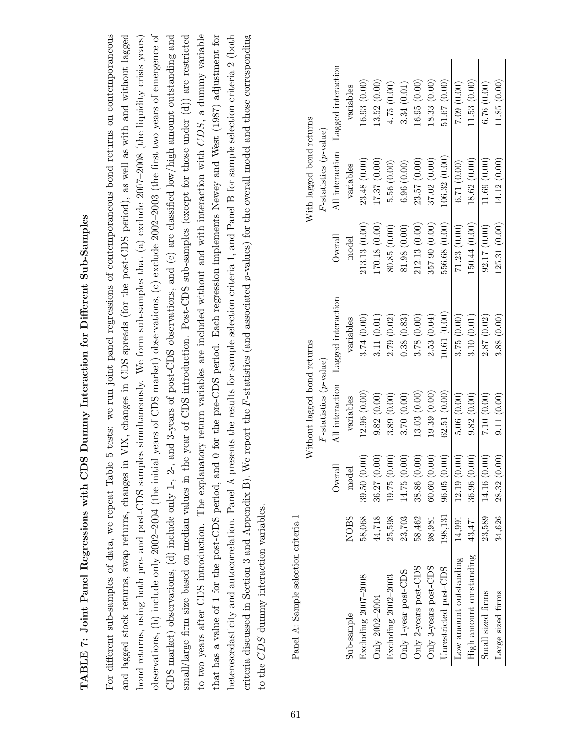**TABLE 7: Joint Panel Regressions with CDS Dummy Interaction for Different Sub-Samples**

For different sub-samples of data, we repeat Table 5 tests: we run joint panel regressions of contemporaneous bond returns on contemporaneous and lagged stock returns, swap returns, changes in VIX, changes in CDS spreads (for the post-CDS period), as well as with and without lagged bond returns, using both pre- and post-CDS samples simultaneously. We form sub-samples that (a) exclude 2007–2008 (the liquidity crisis years) observations, (b) include only 2002–2004 (the initial years of CDS market) observations, (c) exclude 2002–2003 (the first two years of emergence of CDS market) observations, (d) include only 1-, 2-, and 3-years of post-CDS observations, and (e) are classified low/high amount outstanding and small/large firm size based on median values in the year of CDS introduction. Post-CDS sub-samples (except for those under (d)) are restricted to two years after CDS introduction. The explanatory return variables are included without and with interaction with $CDS$, a dummy variable that has a value of 1 for the post-CDS period, and 0 for the pre-CDS period. Each regression implements Newey and West (1987) adjustment for heteroscedasticity and autocorrelation. Panel A presents the results for sample selection criteria 1, and Panel B for sample selection criteria 2 (both criteria discussed in Section 3 and Appendix B). We report the $F$-statistics (and associated $p$-values) for the overall model and those corresponding to the $CDS$ dummy interaction variables.

Panel A: Sample selection criteria 1

| | | Without lagged bond returns | | | With lagged bond returns | | |
|---|---|---|---|---|---|---|---|
| | | | $F$-statistics ($p$-value) | | | $F$-statistics ($p$-value) | |
| Sub-sample | NOBS | Overall model | All interaction variables | Lagged interaction variables | Overall model | All interaction variables | Lagged interaction variables |
| Excluding 2007–2008 | 58,068 | 39.50 (0.00) | 12.96 (0.00) | 3.74 (0.00) | 213.13 (0.00) | 23.48 (0.00) | 16.93 (0.00) |
| Only 2002–2004 | 44,718 | 36.27 (0.00) | 9.82 (0.00) | 3.11 (0.01) | 170.18 (0.00) | 17.37 (0.00) | 13.52 (0.00) |
| Excluding 2002–2003 | 25,598 | 19.75 (0.00) | 3.89 (0.00) | 2.79 (0.02) | 80.85 (0.00) | 5.56 (0.00) | 4.75 (0.00) |
| Only 1-year post-CDS | 23,703 | 14.75 (0.00) | 3.70 (0.00) | 0.38 (0.83) | 81.98 (0.00) | 6.96 (0.00) | 3.34 (0.01) |
| Only 2-years post-CDS | 58,462 | 38.86 (0.00) | 13.03 (0.00) | 3.78 (0.00) | 212.13 (0.00) | 23.57 (0.00) | 16.95 (0.00) |
| Only 3-years post-CDS | 98,981 | 60.60 (0.00) | 19.39 (0.00) | 2.53 (0.04) | 357.90 (0.00) | 37.02 (0.00) | 18.33 (0.00) |
| Unrestricted post-CDS | 198,131 | 96.05 (0.00) | 62.51 (0.00) | 10.61 (0.00) | 556.68 (0.00) | 106.32 (0.00) | 51.67 (0.00) |
| Low amount outstanding | 14,991 | 12.19 (0.00) | 5.06 (0.00) | 3.75 (0.00) | 71.23 (0.00) | 6.71 (0.00) | 7.09 (0.00) |
| High amount outstanding | 43,471 | 36.96 (0.00) | 9.82 (0.00) | 3.10 (0.01) | 150.44 (0.00) | 18.62 (0.00) | 11.53 (0.00) |
| Small sized firms | 23,589 | 14.16 (0.00) | 7.10 (0.00) | 2.87 (0.02) | 92.17 (0.00) | 11.69 (0.00) | 6.76 (0.00) |
| Large sized firms | 34,626 | 28.32 (0.00) | 9.11 (0.00) | 3.88 (0.00) | 125.31 (0.00) | 14.12 (0.00) | 11.85 (0.00) |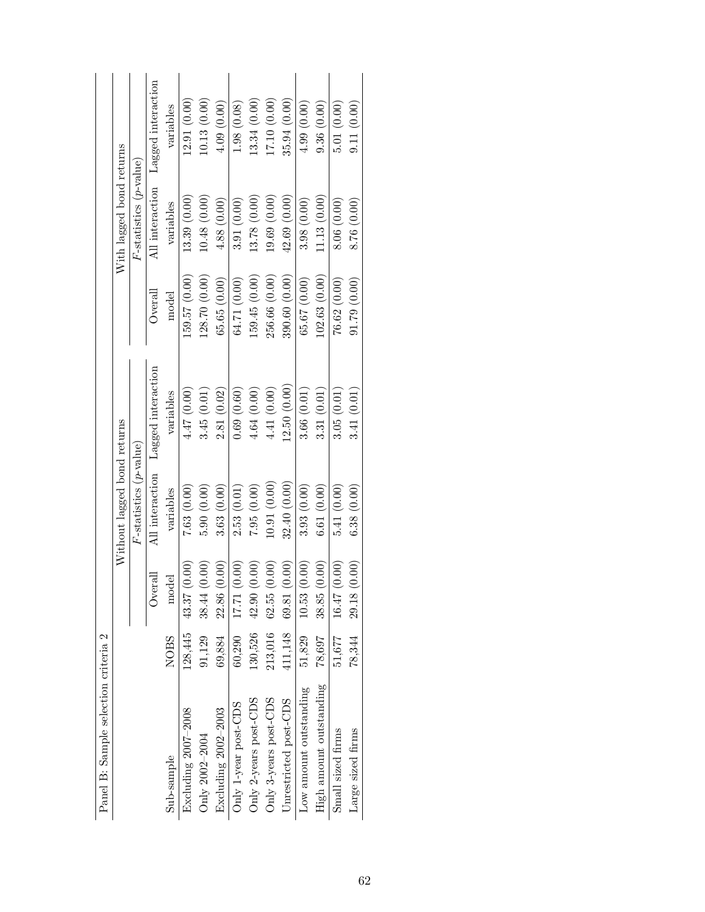Panel B: Sample selection criteria 2

| | | Without lagged bond returns | | | With lagged bond returns | | |
|---|---|---|---|---|---|---|---|
| | | | $F$-statistics ($p$-value) | | | $F$-statistics ($p$-value) | |
| Sub-sample | NOBS | Overall model | All interaction variables | Lagged interaction variables | Overall model | All interaction variables | Lagged interaction variables |
| Excluding 2007–2008 | 128,445 | 43.37 (0.00) | 7.63 (0.00) | 4.47 (0.00) | 159.57 (0.00) | 13.39 (0.00) | 12.91 (0.00) |
| Only 2002–2004 | 91,129 | 38.44 (0.00) | 5.90 (0.00) | 3.45 (0.01) | 128.70 (0.00) | 10.48 (0.00) | 10.13 (0.00) |
| Excluding 2002–2003 | 69,884 | 22.86 (0.00) | 3.63 (0.00) | 2.81 (0.02) | 65.65 (0.00) | 4.88 (0.00) | 4.09 (0.00) |
| Only 1-year post-CDS | 60,290 | 17.71 (0.00) | 2.53 (0.01) | 0.69 (0.60) | 64.71 (0.00) | 3.91 (0.00) | 1.98 (0.08) |
| Only 2-years post-CDS | 130,526 | 42.90 (0.00) | 7.95 (0.00) | 4.64 (0.00) | 159.45 (0.00) | 13.78 (0.00) | 13.34 (0.00) |
| Only 3-years post-CDS | 213,016 | 62.55 (0.00) | 10.91 (0.00) | 4.41 (0.00) | 256.66 (0.00) | 19.69 (0.00) | 17.10 (0.00) |
| Unrestricted post-CDS | 411,148 | 69.81 (0.00) | 32.40 (0.00) | 12.50 (0.00) | 390.60 (0.00) | 42.69 (0.00) | 35.94 (0.00) |
| Low amount outstanding | 51,829 | 10.53 (0.00) | 3.93 (0.00) | 3.66 (0.01) | 65.67 (0.00) | 3.98 (0.00) | 4.99 (0.00) |
| High amount outstanding | 78,697 | 38.85 (0.00) | 6.61 (0.00) | 3.31 (0.01) | 102.63 (0.00) | 11.13 (0.00) | 9.36 (0.00) |
| Small sized firms | 51,677 | 16.47 (0.00) | 5.41 (0.00) | 3.05 (0.01) | 76.62 (0.00) | 8.06 (0.00) | 5.01 (0.00) |
| Large sized firms | 78,344 | 29.18 (0.00) | 6.38 (0.00) | 3.41 (0.01) | 91.79 (0.00) | 8.76 (0.00) | 9.11 (0.00) |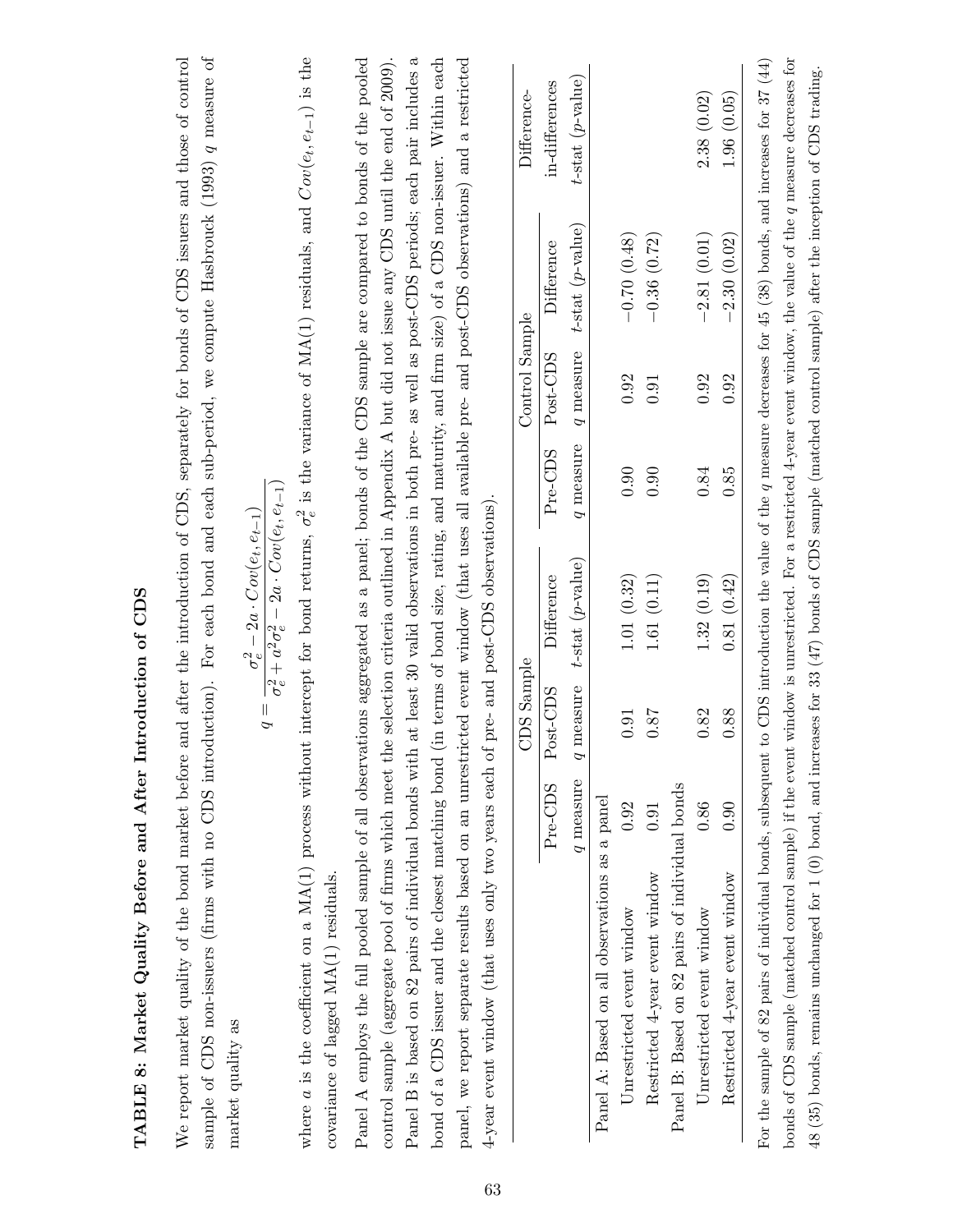# TABLE 8: Market Quality Before and After Introduction of CDS

We report market quality of the bond market before and after the introduction of CDS, separately for bonds of CDS issuers and those of control sample of CDS non-issuers (firms with no CDS introduction). For each bond and each sub-period, we compute Hasbrouck (1993) $q$ measure of market quality as

$$q = \frac{\sigma_e^2 - 2a \cdot Cov(e_t, e_{t-1})}{\sigma_e^2 + a^2\sigma_e^2 - 2a \cdot Cov(e_t, e_{t-1})}$$

where $a$ is the coefficient on a MA(1) process without intercept for bond returns, $\sigma_e^2$ is the variance of MA(1) residuals, and $Cov(e_t, e_{t-1})$ is the covariance of lagged MA(1) residuals.

Panel A employs the full pooled sample of all observations aggregated as a panel; bonds of the CDS sample are compared to bonds of the pooled control sample (aggregate pool of firms which meet the selection criteria outlined in Appendix A but did not issue any CDS until the end of 2009). Panel B is based on 82 pairs of individual bonds with at least 30 valid observations in both pre- as well as post-CDS periods; each pair includes a bond of a CDS issuer and the closest matching bond (in terms of bond size, rating, and maturity, and firm size) of a CDS non-issuer. Within each panel, we report separate results based on an unrestricted event window (that uses all available pre- and post-CDS observations) and a restricted 4-year event window (that uses only two years each of pre- and post-CDS observations).

| | CDS Sample | | | Control Sample | | | Difference-in-differences |
|---|---|---|---|---|---|---|---|
| | Pre-CDS $q$ measure | Post-CDS $q$ measure | Difference $t$-stat ($p$-value) | Pre-CDS $q$ measure | Post-CDS $q$ measure | Difference $t$-stat ($p$-value) | $t$-stat ($p$-value) |
| Panel A: Based on all observations as a panel | | | | | | | |
| Unrestricted event window | 0.92 | 0.91 | 1.01 (0.32) | 0.90 | 0.92 | −0.70 (0.48) | |
| Restricted 4-year event window | 0.91 | 0.87 | 1.61 (0.11) | 0.90 | 0.91 | −0.36 (0.72) | |
| Panel B: Based on 82 pairs of individual bonds | | | | | | | |
| Unrestricted event window | 0.86 | 0.82 | 1.32 (0.19) | 0.84 | 0.92 | −2.81 (0.01) | 2.38 (0.02) |
| Restricted 4-year event window | 0.90 | 0.88 | 0.81 (0.42) | 0.85 | 0.92 | −2.30 (0.02) | 1.96 (0.05) |

For the sample of 82 pairs of individual bonds, subsequent to CDS introduction the value of the $q$ measure decreases for 45 (38) bonds, and increases for 37 (44) bonds of CDS sample (matched control sample) if the event window is unrestricted. For a restricted 4-year event window, the value of the $q$ measure decreases for 48 (35) bonds, remains unchanged for 1 (0) bond, and increases for 33 (47) bonds of CDS sample (matched control sample) after the inception of CDS trading.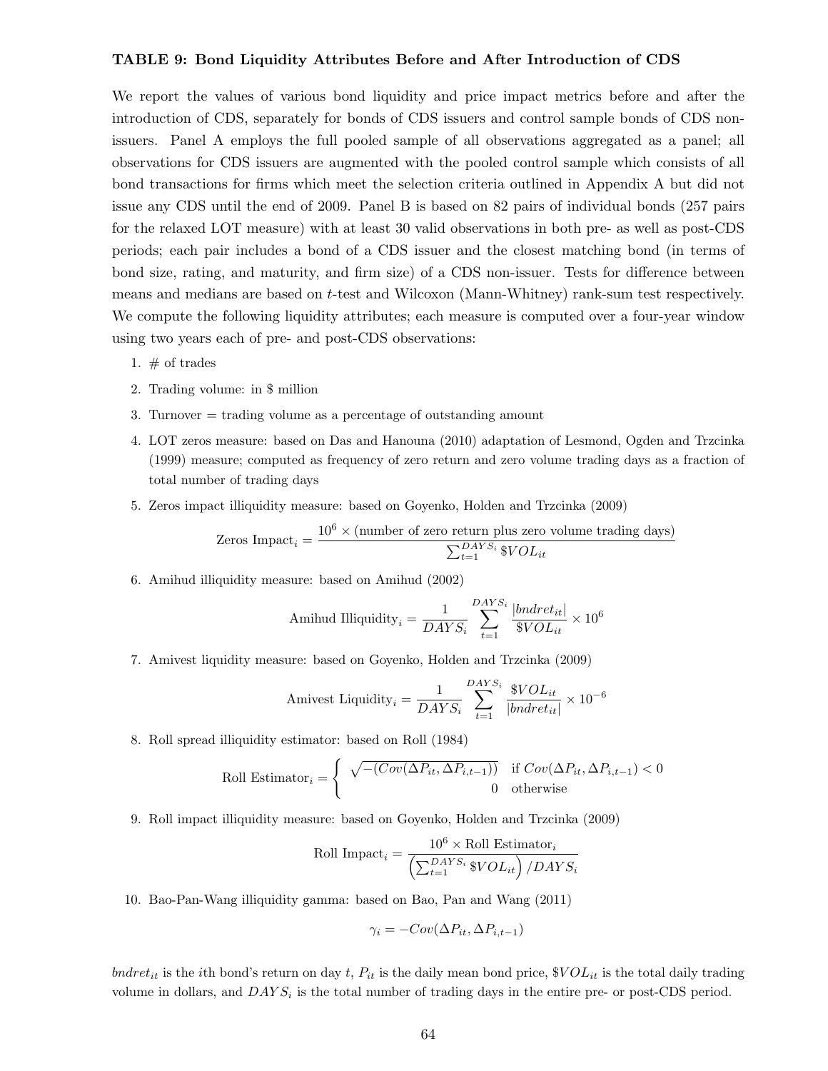**TABLE 9: Bond Liquidity Attributes Before and After Introduction of CDS**

We report the values of various bond liquidity and price impact metrics before and after the introduction of CDS, separately for bonds of CDS issuers and control sample bonds of CDS non-issuers. Panel A employs the full pooled sample of all observations aggregated as a panel; all observations for CDS issuers are augmented with the pooled control sample which consists of all bond transactions for firms which meet the selection criteria outlined in Appendix A but did not issue any CDS until the end of 2009. Panel B is based on 82 pairs of individual bonds (257 pairs for the relaxed LOT measure) with at least 30 valid observations in both pre- as well as post-CDS periods; each pair includes a bond of a CDS issuer and the closest matching bond (in terms of bond size, rating, and maturity, and firm size) of a CDS non-issuer. Tests for difference between means and medians are based on $t$-test and Wilcoxon (Mann-Whitney) rank-sum test respectively. We compute the following liquidity attributes; each measure is computed over a four-year window using two years each of pre- and post-CDS observations:

1. # of trades
2. Trading volume: in $ million
3. Turnover = trading volume as a percentage of outstanding amount
4. LOT zeros measure: based on Das and Hanouna (2010) adaptation of Lesmond, Ogden and Trzcinka (1999) measure; computed as frequency of zero return and zero volume trading days as a fraction of total number of trading days
5. Zeros impact illiquidity measure: based on Goyenko, Holden and Trzcinka (2009)
$$\text{Zeros Impact}_i = \frac{10^6 \times (\text{number of zero return plus zero volume trading days})}{\sum_{t=1}^{DAYS_i} \$VOL_{it}}$$
6. Amihud illiquidity measure: based on Amihud (2002)
$$\text{Amihud Illiquidity}_i = \frac{1}{DAYS_i} \sum_{t=1}^{DAYS_i} \frac{|bndret_{it}|}{\$VOL_{it}} \times 10^6$$
7. Amivest liquidity measure: based on Goyenko, Holden and Trzcinka (2009)
$$\text{Amivest Liquidity}_i = \frac{1}{DAYS_i} \sum_{t=1}^{DAYS_i} \frac{\$VOL_{it}}{|bndret_{it}|} \times 10^{-6}$$
8. Roll spread illiquidity estimator: based on Roll (1984)
$$\text{Roll Estimator}_i = \begin{cases} \sqrt{-(Cov(\Delta P_{it}, \Delta P_{i,t-1}))} & \text{if } Cov(\Delta P_{it}, \Delta P_{i,t-1}) < 0 \\ 0 & \text{otherwise} \end{cases}$$
9. Roll impact illiquidity measure: based on Goyenko, Holden and Trzcinka (2009)
$$\text{Roll Impact}_i = \frac{10^6 \times \text{Roll Estimator}_i}{\left(\sum_{t=1}^{DAYS_i} \$VOL_{it}\right) / DAYS_i}$$
10. Bao-Pan-Wang illiquidity gamma: based on Bao, Pan and Wang (2011)
$$\gamma_i = -Cov(\Delta P_{it}, \Delta P_{i,t-1})$$

$bndret_{it}$ is the $i$th bond's return on day $t$, $P_{it}$ is the daily mean bond price, $\$VOL_{it}$ is the total daily trading volume in dollars, and $DAYS_i$ is the total number of trading days in the entire pre- or post-CDS period.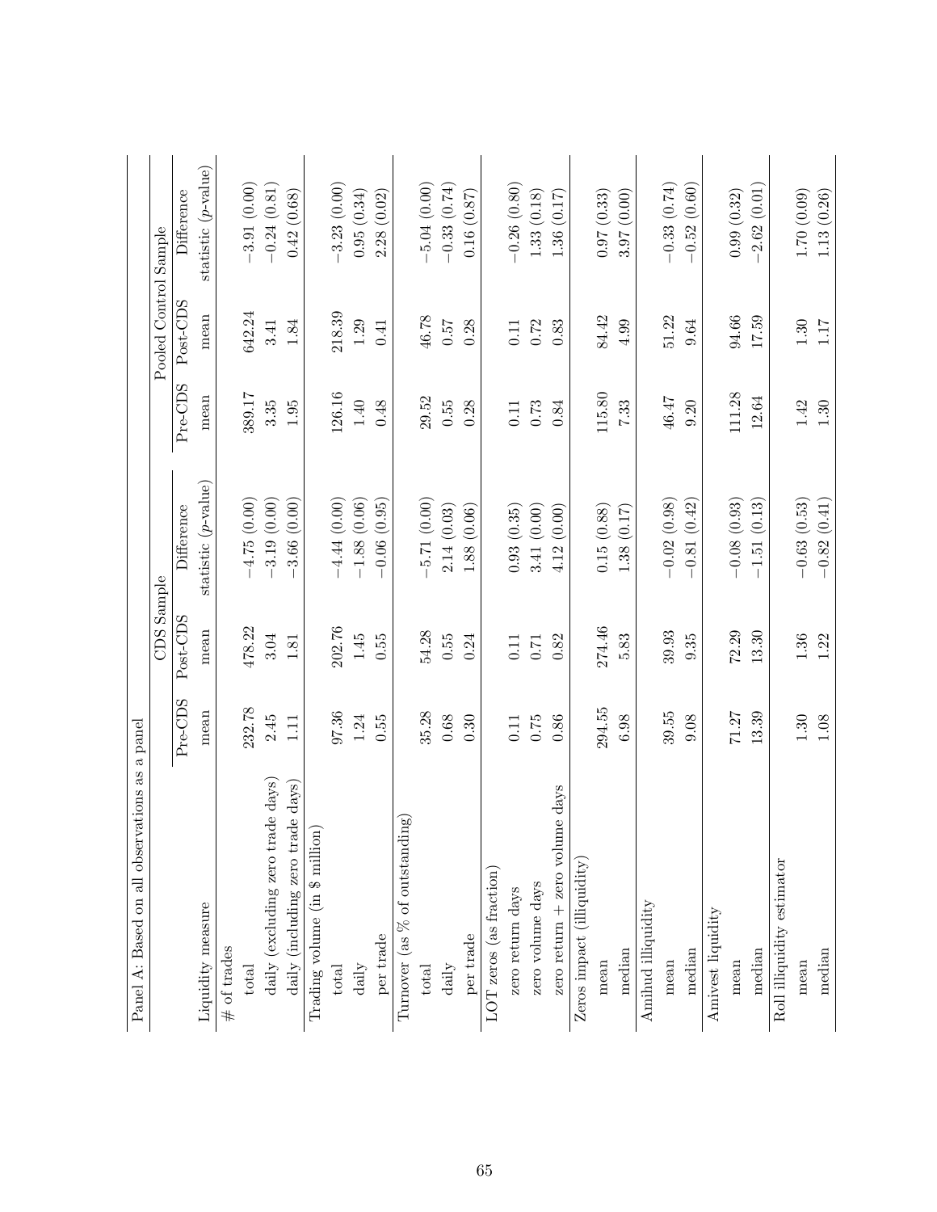Panel A: Based on all observations as a panel

| Liquidity measure | CDS Sample | | | Pooled Control Sample | | |
|---|---|---|---|---|---|---|
| | Pre-CDS mean | Post-CDS mean | Difference statistic (*p*-value) | Pre-CDS mean | Post-CDS mean | Difference statistic (*p*-value) |
| # of trades | | | | | | |
| total | 232.78 | 478.22 | −4.75 (0.00) | 389.17 | 642.24 | −3.91 (0.00) |
| daily (excluding zero trade days) | 2.45 | 3.04 | −3.19 (0.00) | 3.35 | 3.41 | −0.24 (0.81) |
| daily (including zero trade days) | 1.11 | 1.81 | −3.66 (0.00) | 1.95 | 1.84 | 0.42 (0.68) |
| Trading volume (in $ million) | | | | | | |
| total | 97.36 | 202.76 | −4.44 (0.00) | 126.16 | 218.39 | −3.23 (0.00) |
| daily | 1.24 | 1.45 | −1.88 (0.06) | 1.40 | 1.29 | 0.95 (0.34) |
| per trade | 0.55 | 0.55 | −0.06 (0.95) | 0.48 | 0.41 | 2.28 (0.02) |
| Turnover (as % of outstanding) | | | | | | |
| total | 35.28 | 54.28 | −5.71 (0.00) | 29.52 | 46.78 | −5.04 (0.00) |
| daily | 0.68 | 0.55 | 2.14 (0.03) | 0.55 | 0.57 | −0.33 (0.74) |
| per trade | 0.30 | 0.24 | 1.88 (0.06) | 0.28 | 0.28 | 0.16 (0.87) |
| LOT zeros (as fraction) | | | | | | |
| zero return days | 0.11 | 0.11 | 0.93 (0.35) | 0.11 | 0.11 | −0.26 (0.80) |
| zero volume days | 0.75 | 0.71 | 3.41 (0.00) | 0.73 | 0.72 | 1.33 (0.18) |
| zero return + zero volume days | 0.86 | 0.82 | 4.12 (0.00) | 0.84 | 0.83 | 1.36 (0.17) |
| Zeros impact (illiquidity) | | | | | | |
| mean | 294.55 | 274.46 | 0.15 (0.88) | 115.80 | 84.42 | 0.97 (0.33) |
| median | 6.98 | 5.83 | 1.38 (0.17) | 7.33 | 4.99 | 3.97 (0.00) |
| Amihud illiquidity | | | | | | |
| mean | 39.55 | 39.93 | −0.02 (0.98) | 46.47 | 51.22 | −0.33 (0.74) |
| median | 9.08 | 9.35 | −0.81 (0.42) | 9.20 | 9.64 | −0.52 (0.60) |
| Amivest liquidity | | | | | | |
| mean | 71.27 | 72.29 | −0.08 (0.93) | 111.28 | 94.66 | 0.99 (0.32) |
| median | 13.39 | 13.30 | −1.51 (0.13) | 12.64 | 17.59 | −2.62 (0.01) |
| Roll illiquidity estimator | | | | | | |
| mean | 1.30 | 1.36 | −0.63 (0.53) | 1.42 | 1.30 | 1.70 (0.09) |
| median | 1.08 | 1.22 | −0.82 (0.41) | 1.30 | 1.17 | 1.13 (0.26) |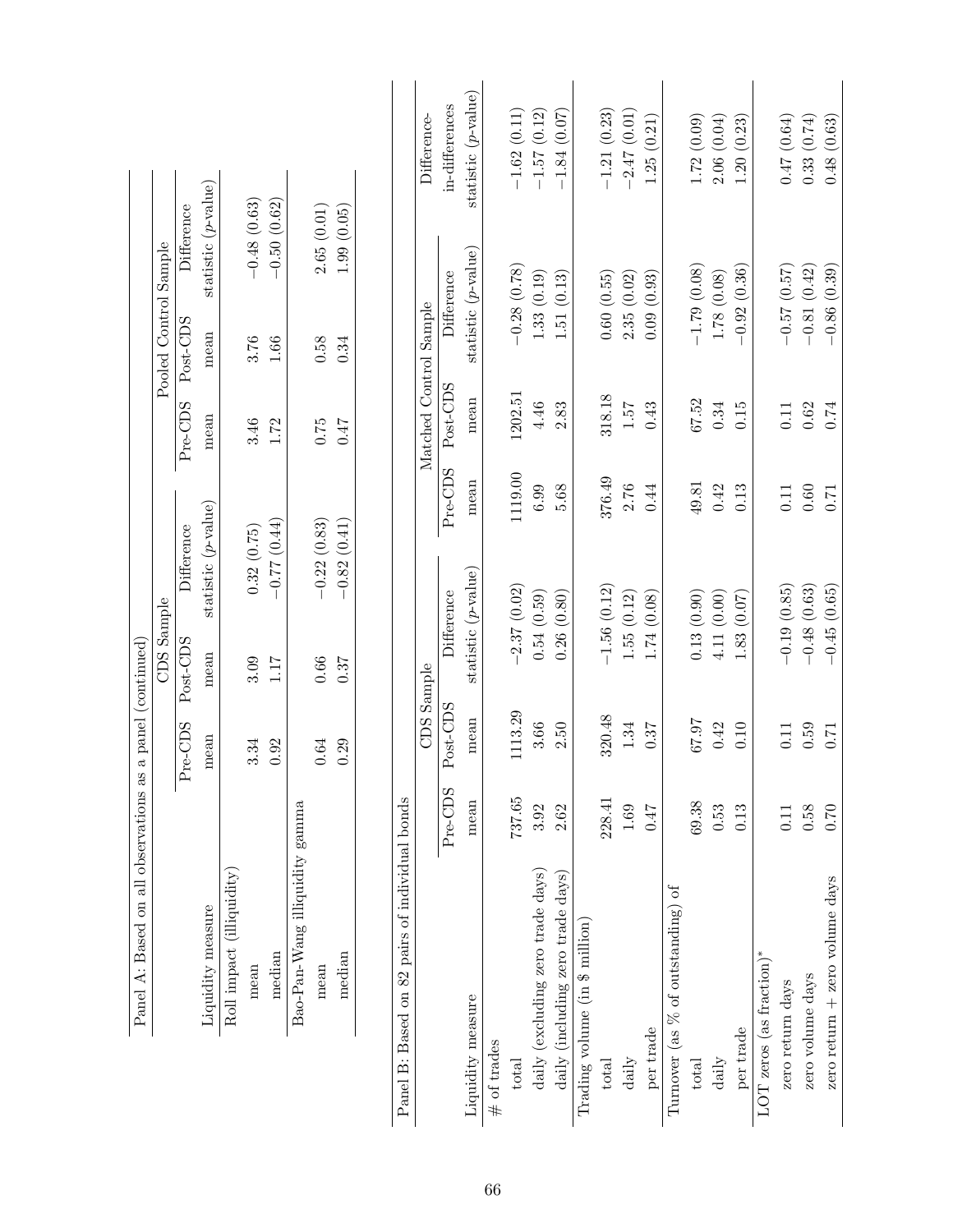Panel A: Based on all observations as a panel (continued)

| Liquidity measure | CDS Sample | | | Pooled Control Sample | | |
|---|---|---|---|---|---|---|
| | Pre-CDS mean | Post-CDS mean | Difference statistic (p-value) | Pre-CDS mean | Post-CDS mean | Difference statistic (p-value) |
| Roll impact (illiquidity) | | | | | | |
| mean | 3.34 | 3.09 | 0.32 (0.75) | 3.46 | 3.76 | −0.48 (0.63) |
| median | 0.92 | 1.17 | −0.77 (0.44) | 1.72 | 1.66 | −0.50 (0.62) |
| Bao-Pan-Wang illiquidity gamma | | | | | | |
| mean | 0.64 | 0.66 | −0.22 (0.83) | 0.75 | 0.58 | 2.65 (0.01) |
| median | 0.29 | 0.37 | −0.82 (0.41) | 0.47 | 0.34 | 1.99 (0.05) |

Panel B: Based on 82 pairs of individual bonds

| Liquidity measure | CDS Sample | | | Matched Control Sample | | | Difference-in-differences |
|---|---|---|---|---|---|---|---|
| | Pre-CDS mean | Post-CDS mean | Difference statistic (p-value) | Pre-CDS mean | Post-CDS mean | Difference statistic (p-value) | statistic (p-value) |
| # of trades | | | | | | | |
| total | 737.65 | 1113.29 | −2.37 (0.02) | 1119.00 | 1202.51 | −0.28 (0.78) | −1.62 (0.11) |
| daily (excluding zero trade days) | 3.92 | 3.66 | 0.54 (0.59) | 6.99 | 4.46 | 1.33 (0.19) | −1.57 (0.12) |
| daily (including zero trade days) | 2.62 | 2.50 | 0.26 (0.80) | 5.68 | 2.83 | 1.51 (0.13) | −1.84 (0.07) |
| Trading volume (in $ million) | | | | | | | |
| total | 228.41 | 320.48 | −1.56 (0.12) | 376.49 | 318.18 | 0.60 (0.55) | −1.21 (0.23) |
| daily | 1.69 | 1.34 | 1.55 (0.12) | 2.76 | 1.57 | 2.35 (0.02) | −2.47 (0.01) |
| per trade | 0.47 | 0.37 | 1.74 (0.08) | 0.44 | 0.43 | 0.09 (0.93) | 1.25 (0.21) |
| Turnover (as % of outstanding) of | | | | | | | |
| total | 69.38 | 67.97 | 0.13 (0.90) | 49.81 | 67.52 | −1.79 (0.08) | 1.72 (0.09) |
| daily | 0.53 | 0.42 | 4.11 (0.00) | 0.42 | 0.34 | 1.78 (0.08) | 2.06 (0.04) |
| per trade | 0.13 | 0.10 | 1.83 (0.07) | 0.13 | 0.15 | −0.92 (0.36) | 1.20 (0.23) |
| LOT zeros (as fraction)* | | | | | | | |
| zero return days | 0.11 | 0.11 | −0.19 (0.85) | 0.11 | 0.11 | −0.57 (0.57) | 0.47 (0.64) |
| zero volume days | 0.58 | 0.59 | −0.48 (0.63) | 0.60 | 0.62 | −0.81 (0.42) | 0.33 (0.74) |
| zero return + zero volume days | 0.70 | 0.71 | −0.45 (0.65) | 0.71 | 0.74 | −0.86 (0.39) | 0.48 (0.63) |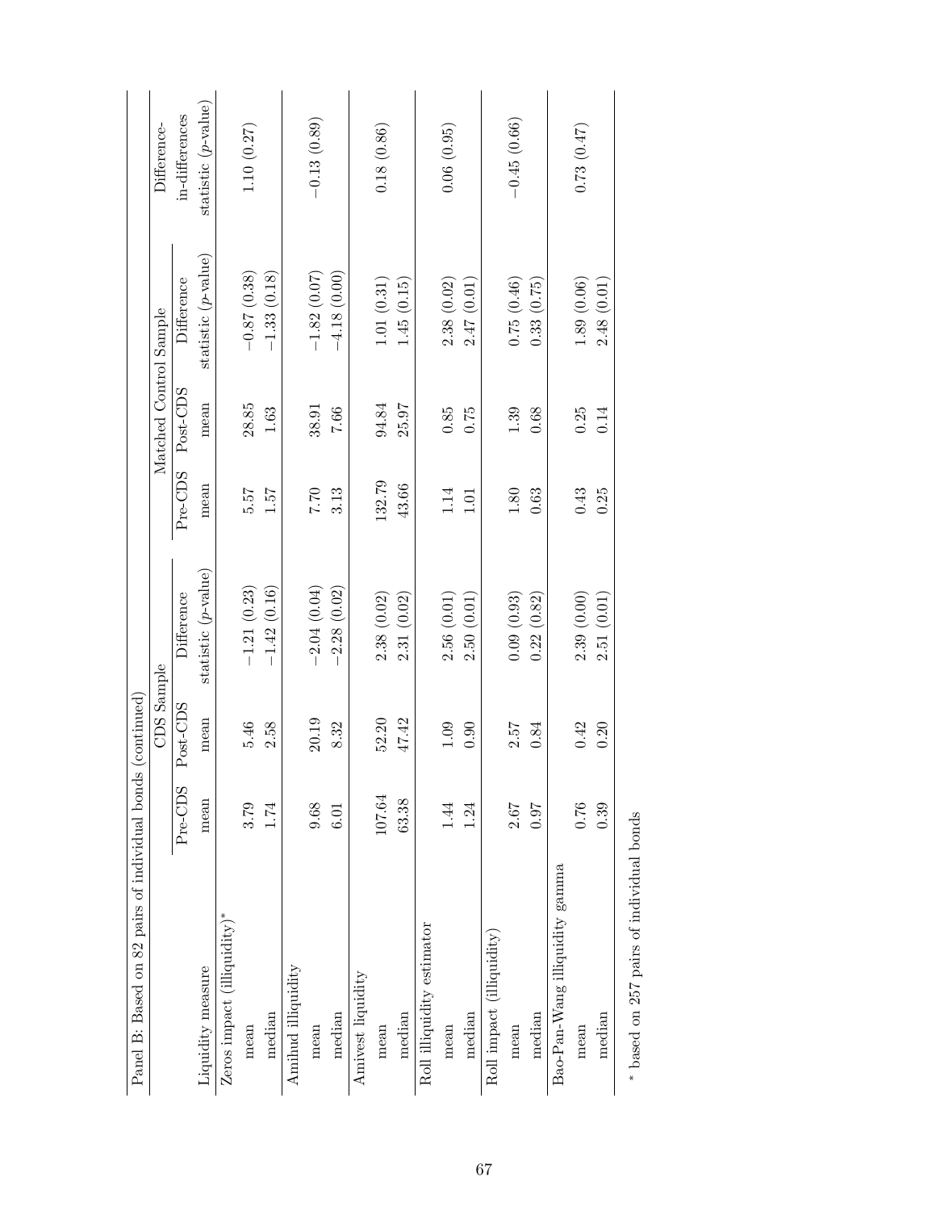Panel B: Based on 82 pairs of individual bonds (continued)

| | CDS Sample | | | Matched Control Sample | | | Difference-in-differences |
|---|---|---|---|---|---|---|---|
| Liquidity measure | Pre-CDS mean | Post-CDS mean | Difference statistic (*p*-value) | Pre-CDS mean | Post-CDS mean | Difference statistic (*p*-value) | statistic (*p*-value) |
| Zeros impact (illiquidity)* | | | | | | | |
| mean | 3.79 | 5.46 | −1.21 (0.23) | 5.57 | 28.85 | −0.87 (0.38) | 1.10 (0.27) |
| median | 1.74 | 2.58 | −1.42 (0.16) | 1.57 | 1.63 | −1.33 (0.18) | |
| Amihud illiquidity | | | | | | | |
| mean | 9.68 | 20.19 | −2.04 (0.04) | 7.70 | 38.91 | −1.82 (0.07) | −0.13 (0.89) |
| median | 6.01 | 8.32 | −2.28 (0.02) | 3.13 | 7.66 | −4.18 (0.00) | |
| Amivest liquidity | | | | | | | |
| mean | 107.64 | 52.20 | 2.38 (0.02) | 132.79 | 94.84 | 1.01 (0.31) | 0.18 (0.86) |
| median | 63.38 | 47.42 | 2.31 (0.02) | 43.66 | 25.97 | 1.45 (0.15) | |
| Roll illiquidity estimator | | | | | | | |
| mean | 1.44 | 1.09 | 2.56 (0.01) | 1.14 | 0.85 | 2.38 (0.02) | 0.06 (0.95) |
| median | 1.24 | 0.90 | 2.50 (0.01) | 1.01 | 0.75 | 2.47 (0.01) | |
| Roll impact (illiquidity) | | | | | | | |
| mean | 2.67 | 2.57 | 0.09 (0.93) | 1.80 | 1.39 | 0.75 (0.46) | −0.45 (0.66) |
| median | 0.97 | 0.84 | 0.22 (0.82) | 0.63 | 0.68 | 0.33 (0.75) | |
| Bao-Pan-Wang illiquidity gamma | | | | | | | |
| mean | 0.76 | 0.42 | 2.39 (0.00) | 0.43 | 0.25 | 1.89 (0.06) | 0.73 (0.47) |
| median | 0.39 | 0.20 | 2.51 (0.01) | 0.25 | 0.14 | 2.48 (0.01) | |

* based on 257 pairs of individual bonds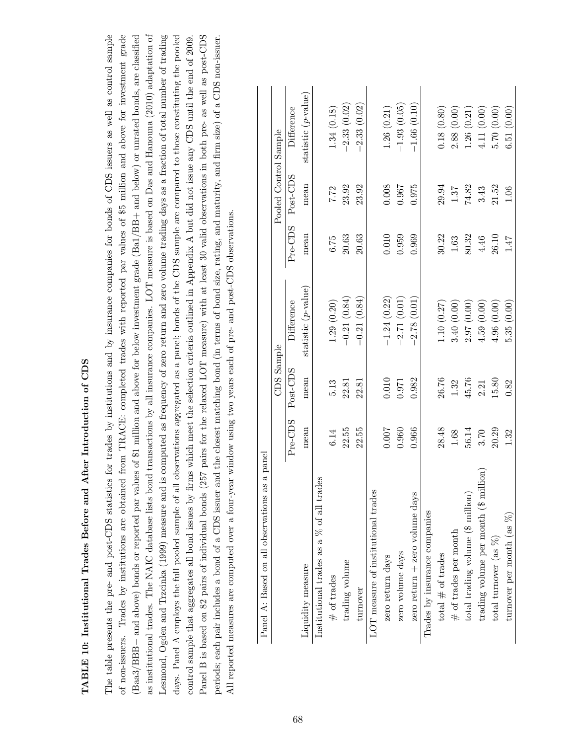**TABLE 10: Institutional Trades Before and After Introduction of CDS**

The table presents the pre- and post-CDS statistics for trades by institutions and by insurance companies for bonds of CDS issuers as well as control sample of non-issuers. Trades by institutions are obtained from TRACE: completed trades with reported par values of \$5 million and above for investment grade (Baa3/BBB− and above) bonds or reported par values of \$1 million and above for below investment grade (Ba1/BB+ and below) or unrated bonds, are classified as institutional trades. The NAIC database lists bond transactions by all insurance companies. LOT measure is based on Das and Hanouna (2010) adaptation of Lesmond, Ogden and Trzcinka (1999) measure and is computed as frequency of zero return and zero volume trading days as a fraction of total number of trading days. Panel A employs the full pooled sample of all observations aggregated as a panel; bonds of the CDS sample are compared to those constituting the pooled control sample that aggregates all bond issues by firms which meet the selection criteria outlined in Appendix A but did not issue any CDS until the end of 2009. Panel B is based on 82 pairs of individual bonds (257 pairs for the relaxed LOT measure) with at least 30 valid observations in both pre- as well as post-CDS periods; each pair includes a bond of a CDS issuer and the closest matching bond (in terms of bond size, rating, and maturity, and firm size) of a CDS non-issuer. All reported measures are computed over a four-year window using two years each of pre- and post-CDS observations.

Panel A: Based on all observations as a panel

| | CDS Sample | | | Pooled Control Sample | | |
|---|---|---|---|---|---|---|
| | Pre-CDS | Post-CDS | Difference | Pre-CDS | Post-CDS | Difference |
| Liquidity measure | mean | mean | statistic (*p*-value) | mean | mean | statistic (*p*-value) |
| Institutional trades as a % of all trades | | | | | | |
| # of trades | 6.14 | 5.13 | 1.29 (0.20) | 6.75 | 7.72 | 1.34 (0.18) |
| trading volume | 22.55 | 22.81 | −0.21 (0.84) | 20.63 | 23.92 | −2.33 (0.02) |
| turnover | 22.55 | 22.81 | −0.21 (0.84) | 20.63 | 23.92 | −2.33 (0.02) |
| LOT measure of institutional trades | | | | | | |
| zero return days | 0.007 | 0.010 | −1.24 (0.22) | 0.010 | 0.008 | 1.26 (0.21) |
| zero volume days | 0.960 | 0.971 | −2.71 (0.01) | 0.959 | 0.967 | −1.93 (0.05) |
| zero return + zero volume days | 0.966 | 0.982 | −2.78 (0.01) | 0.969 | 0.975 | −1.66 (0.10) |
| Trades by insurance companies | | | | | | |
| total # of trades | 28.48 | 26.76 | 1.10 (0.27) | 30.22 | 29.94 | 0.18 (0.80) |
| # of trades per month | 1.68 | 1.32 | 3.40 (0.00) | 1.63 | 1.37 | 2.88 (0.00) |
| total trading volume (\$ million) | 56.14 | 45.76 | 2.97 (0.00) | 80.32 | 74.82 | 1.26 (0.21) |
| trading volume per month (\$ million) | 3.70 | 2.21 | 4.59 (0.00) | 4.46 | 3.43 | 4.11 (0.00) |
| total turnover (as %) | 20.29 | 15.80 | 4.96 (0.00) | 26.10 | 21.52 | 5.70 (0.00) |
| turnover per month (as %) | 1.32 | 0.82 | 5.35 (0.00) | 1.47 | 1.06 | 6.51 (0.00) |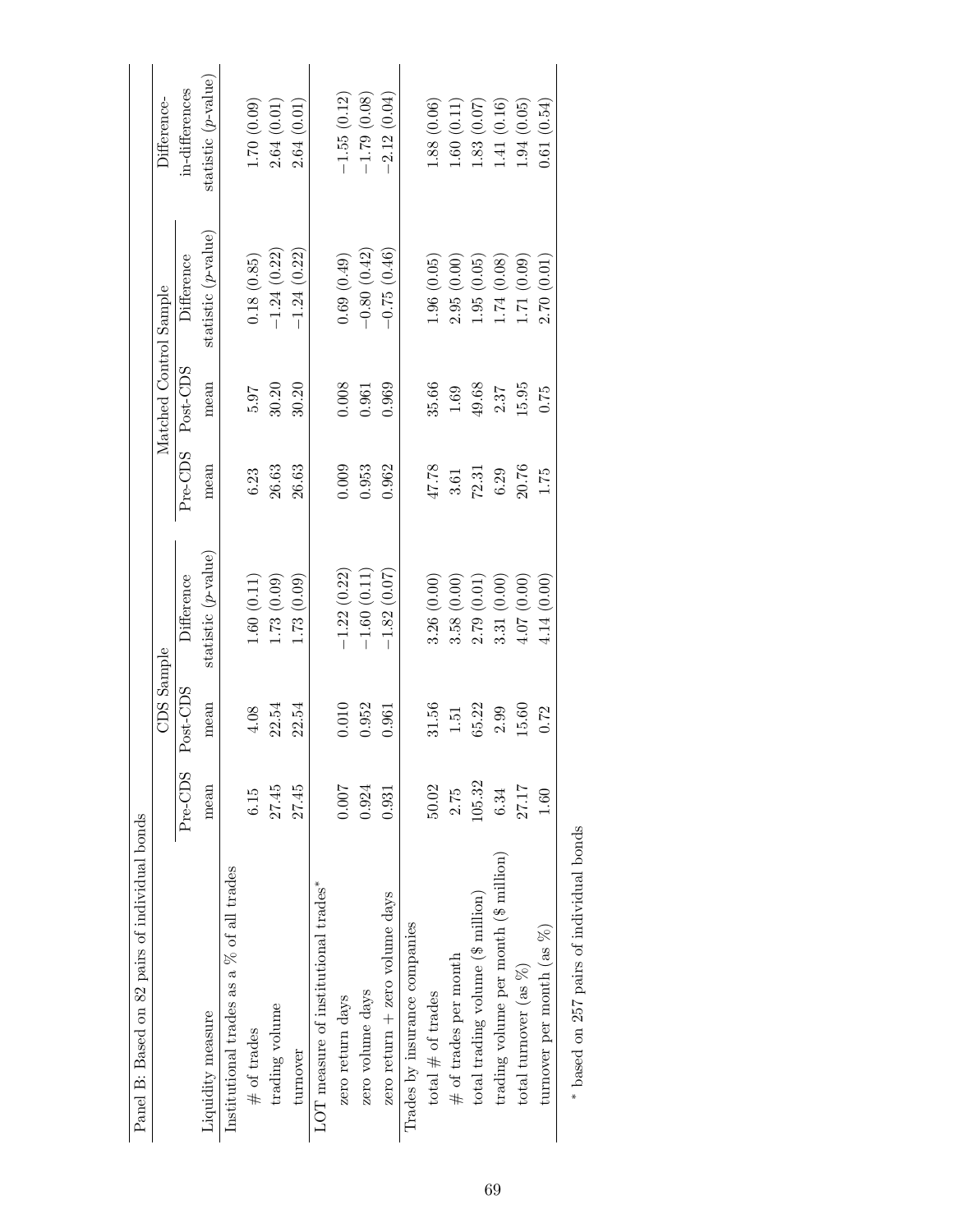Panel B: Based on 82 pairs of individual bonds

| Liquidity measure | CDS Sample Pre-CDS mean | CDS Sample Post-CDS mean | CDS Sample Difference statistic (*p*-value) | Matched Control Sample Pre-CDS mean | Matched Control Sample Post-CDS mean | Matched Control Sample Difference statistic (*p*-value) | Difference-in-differences statistic (*p*-value) |
|---|---|---|---|---|---|---|---|
| Institutional trades as a % of all trades | | | | | | | |
| # of trades | 6.15 | 4.08 | 1.60 (0.11) | 6.23 | 5.97 | 0.18 (0.85) | 1.70 (0.09) |
| trading volume | 27.45 | 22.54 | 1.73 (0.09) | 26.63 | 30.20 | −1.24 (0.22) | 2.64 (0.01) |
| turnover | 27.45 | 22.54 | 1.73 (0.09) | 26.63 | 30.20 | −1.24 (0.22) | 2.64 (0.01) |
| LOT measure of institutional trades* | | | | | | | |
| zero return days | 0.007 | 0.010 | −1.22 (0.22) | 0.009 | 0.008 | 0.69 (0.49) | −1.55 (0.12) |
| zero volume days | 0.924 | 0.952 | −1.60 (0.11) | 0.953 | 0.961 | −0.80 (0.42) | −1.79 (0.08) |
| zero return + zero volume days | 0.931 | 0.961 | −1.82 (0.07) | 0.962 | 0.969 | −0.75 (0.46) | −2.12 (0.04) |
| Trades by insurance companies | | | | | | | |
| total # of trades | 50.02 | 31.56 | 3.26 (0.00) | 47.78 | 35.66 | 1.96 (0.05) | 1.88 (0.06) |
| # of trades per month | 2.75 | 1.51 | 3.58 (0.00) | 3.61 | 1.69 | 2.95 (0.00) | 1.60 (0.11) |
| total trading volume ($ million) | 105.32 | 65.22 | 2.79 (0.01) | 72.31 | 49.68 | 1.95 (0.05) | 1.83 (0.07) |
| trading volume per month ($ million) | 6.34 | 2.99 | 3.31 (0.00) | 6.29 | 2.37 | 1.74 (0.08) | 1.41 (0.16) |
| total turnover (as %) | 27.17 | 15.60 | 4.07 (0.00) | 20.76 | 15.95 | 1.71 (0.09) | 1.94 (0.05) |
| turnover per month (as %) | 1.60 | 0.72 | 4.14 (0.00) | 1.75 | 0.75 | 2.70 (0.01) | 0.61 (0.54) |

* based on 257 pairs of individual bonds